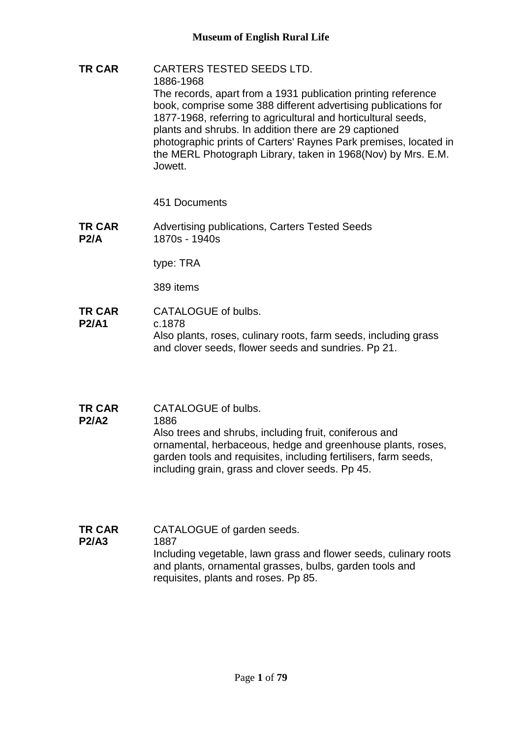**Museum of English Rural Life**

**TR CAR** CARTERS TESTED SEEDS LTD.
1886-1968
The records, apart from a 1931 publication printing reference book, comprise some 388 different advertising publications for 1877-1968, referring to agricultural and horticultural seeds, plants and shrubs. In addition there are 29 captioned photographic prints of Carters' Raynes Park premises, located in the MERL Photograph Library, taken in 1968(Nov) by Mrs. E.M. Jowett.

451 Documents

**TR CAR P2/A** Advertising publications, Carters Tested Seeds
1870s - 1940s

type: TRA

389 items

**TR CAR P2/A1** CATALOGUE of bulbs.
c.1878
Also plants, roses, culinary roots, farm seeds, including grass and clover seeds, flower seeds and sundries. Pp 21.

**TR CAR P2/A2** CATALOGUE of bulbs.
1886
Also trees and shrubs, including fruit, coniferous and ornamental, herbaceous, hedge and greenhouse plants, roses, garden tools and requisites, including fertilisers, farm seeds, including grain, grass and clover seeds. Pp 45.

**TR CAR P2/A3** CATALOGUE of garden seeds.
1887
Including vegetable, lawn grass and flower seeds, culinary roots and plants, ornamental grasses, bulbs, garden tools and requisites, plants and roses. Pp 85.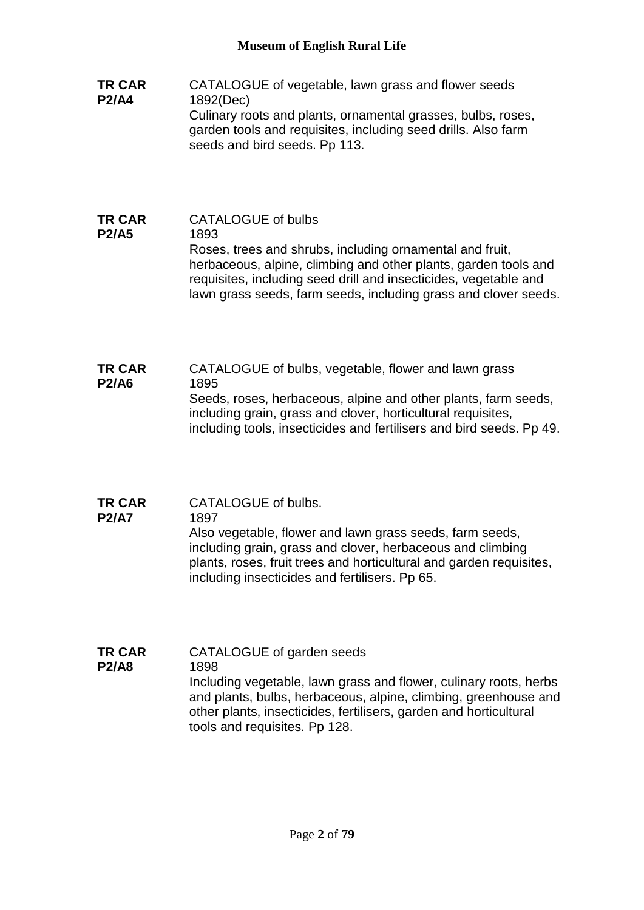**TR CAR P2/A4**

CATALOGUE of vegetable, lawn grass and flower seeds
1892(Dec)
Culinary roots and plants, ornamental grasses, bulbs, roses, garden tools and requisites, including seed drills. Also farm seeds and bird seeds. Pp 113.

**TR CAR P2/A5**

CATALOGUE of bulbs
1893
Roses, trees and shrubs, including ornamental and fruit, herbaceous, alpine, climbing and other plants, garden tools and requisites, including seed drill and insecticides, vegetable and lawn grass seeds, farm seeds, including grass and clover seeds.

**TR CAR P2/A6**

CATALOGUE of bulbs, vegetable, flower and lawn grass
1895
Seeds, roses, herbaceous, alpine and other plants, farm seeds, including grain, grass and clover, horticultural requisites, including tools, insecticides and fertilisers and bird seeds. Pp 49.

**TR CAR P2/A7**

CATALOGUE of bulbs.
1897
Also vegetable, flower and lawn grass seeds, farm seeds, including grain, grass and clover, herbaceous and climbing plants, roses, fruit trees and horticultural and garden requisites, including insecticides and fertilisers. Pp 65.

**TR CAR P2/A8**

CATALOGUE of garden seeds
1898
Including vegetable, lawn grass and flower, culinary roots, herbs and plants, bulbs, herbaceous, alpine, climbing, greenhouse and other plants, insecticides, fertilisers, garden and horticultural tools and requisites. Pp 128.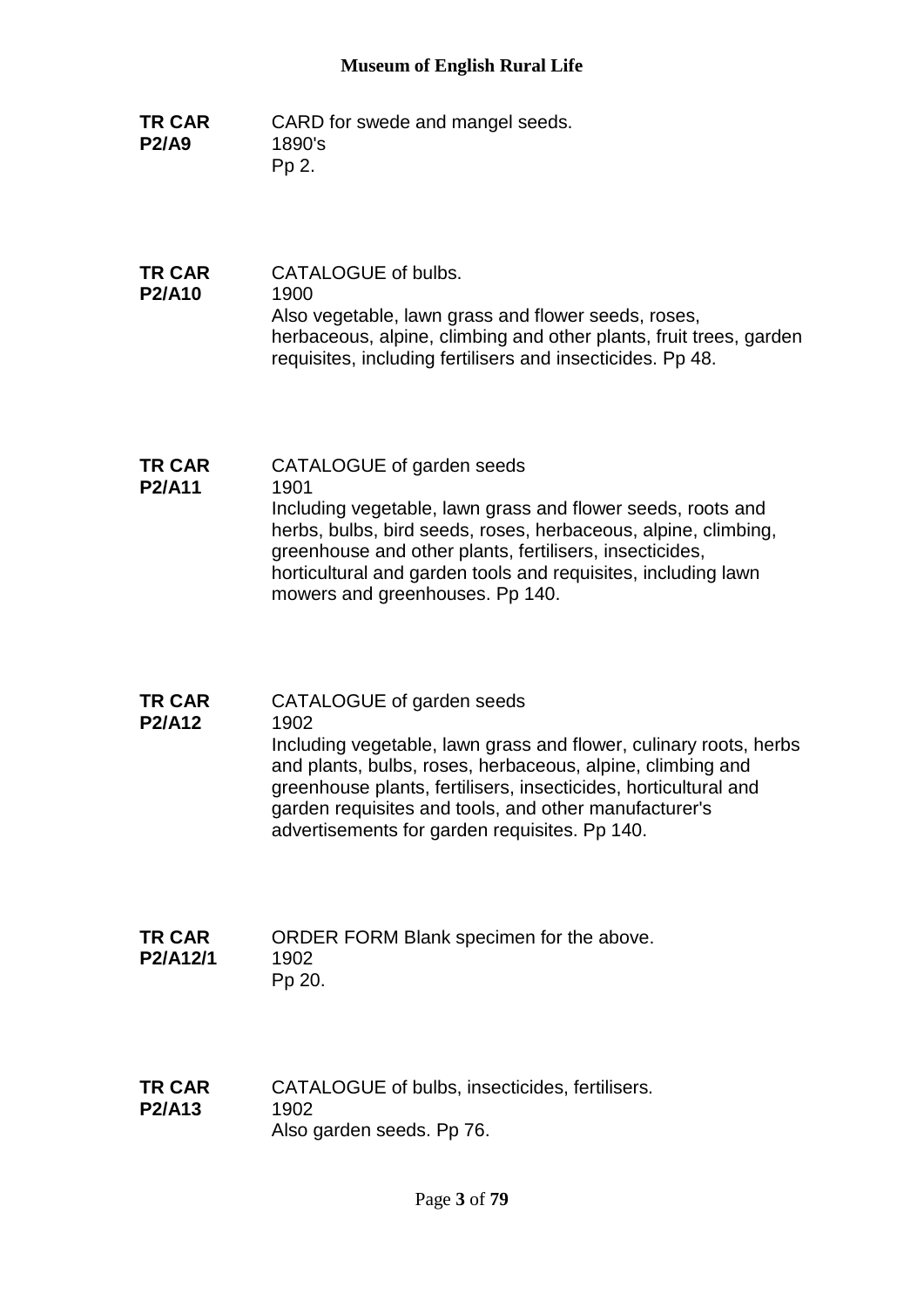**TR CAR P2/A9**
CARD for swede and mangel seeds.
1890's
Pp 2.

**TR CAR P2/A10**
CATALOGUE of bulbs.
1900
Also vegetable, lawn grass and flower seeds, roses, herbaceous, alpine, climbing and other plants, fruit trees, garden requisites, including fertilisers and insecticides. Pp 48.

**TR CAR P2/A11**
CATALOGUE of garden seeds
1901
Including vegetable, lawn grass and flower seeds, roots and herbs, bulbs, bird seeds, roses, herbaceous, alpine, climbing, greenhouse and other plants, fertilisers, insecticides, horticultural and garden tools and requisites, including lawn mowers and greenhouses. Pp 140.

**TR CAR P2/A12**
CATALOGUE of garden seeds
1902
Including vegetable, lawn grass and flower, culinary roots, herbs and plants, bulbs, roses, herbaceous, alpine, climbing and greenhouse plants, fertilisers, insecticides, horticultural and garden requisites and tools, and other manufacturer's advertisements for garden requisites. Pp 140.

**TR CAR P2/A12/1**
ORDER FORM Blank specimen for the above.
1902
Pp 20.

**TR CAR P2/A13**
CATALOGUE of bulbs, insecticides, fertilisers.
1902
Also garden seeds. Pp 76.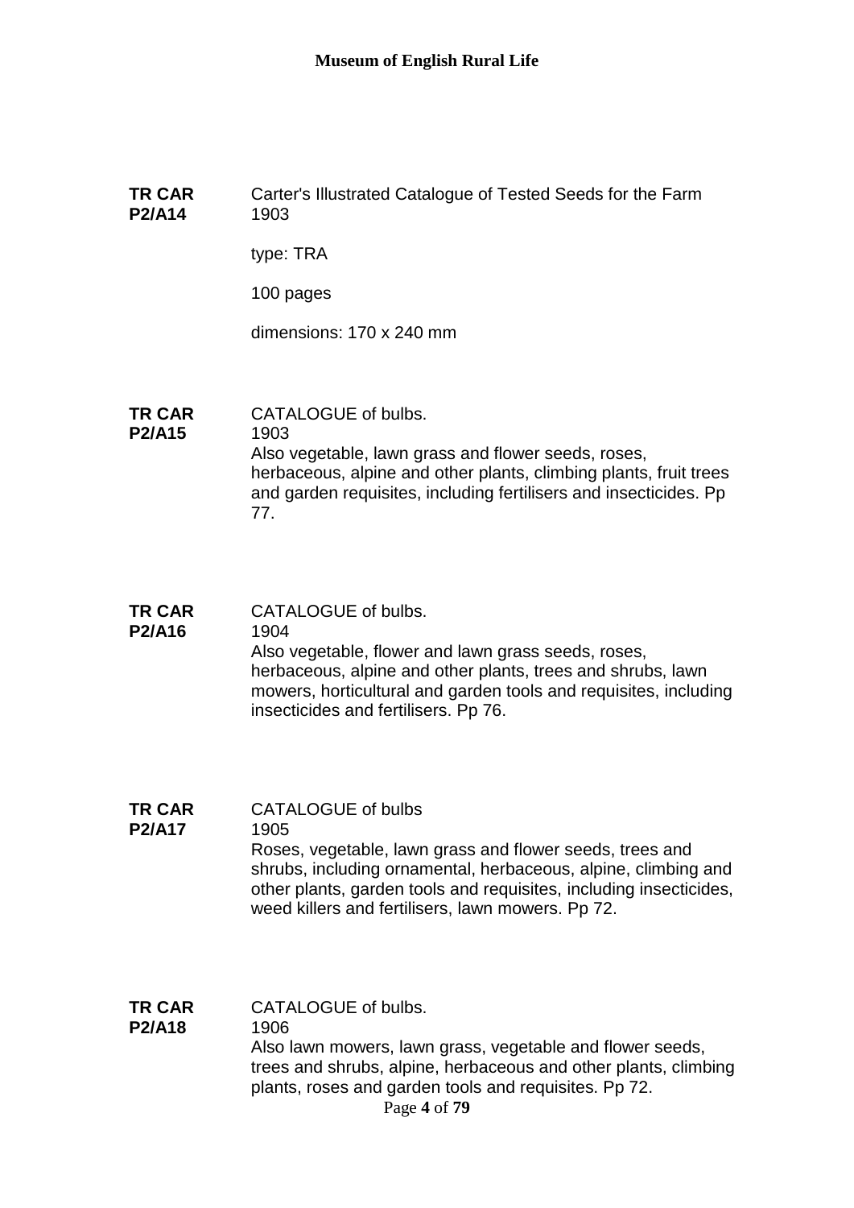**TR CAR P2/A14**

Carter's Illustrated Catalogue of Tested Seeds for the Farm
1903

type: TRA

100 pages

dimensions: 170 x 240 mm

**TR CAR P2/A15**

CATALOGUE of bulbs.
1903
Also vegetable, lawn grass and flower seeds, roses, herbaceous, alpine and other plants, climbing plants, fruit trees and garden requisites, including fertilisers and insecticides. Pp 77.

**TR CAR P2/A16**

CATALOGUE of bulbs.
1904
Also vegetable, flower and lawn grass seeds, roses, herbaceous, alpine and other plants, trees and shrubs, lawn mowers, horticultural and garden tools and requisites, including insecticides and fertilisers. Pp 76.

**TR CAR P2/A17**

CATALOGUE of bulbs
1905
Roses, vegetable, lawn grass and flower seeds, trees and shrubs, including ornamental, herbaceous, alpine, climbing and other plants, garden tools and requisites, including insecticides, weed killers and fertilisers, lawn mowers. Pp 72.

**TR CAR P2/A18**

CATALOGUE of bulbs.
1906
Also lawn mowers, lawn grass, vegetable and flower seeds, trees and shrubs, alpine, herbaceous and other plants, climbing plants, roses and garden tools and requisites. Pp 72.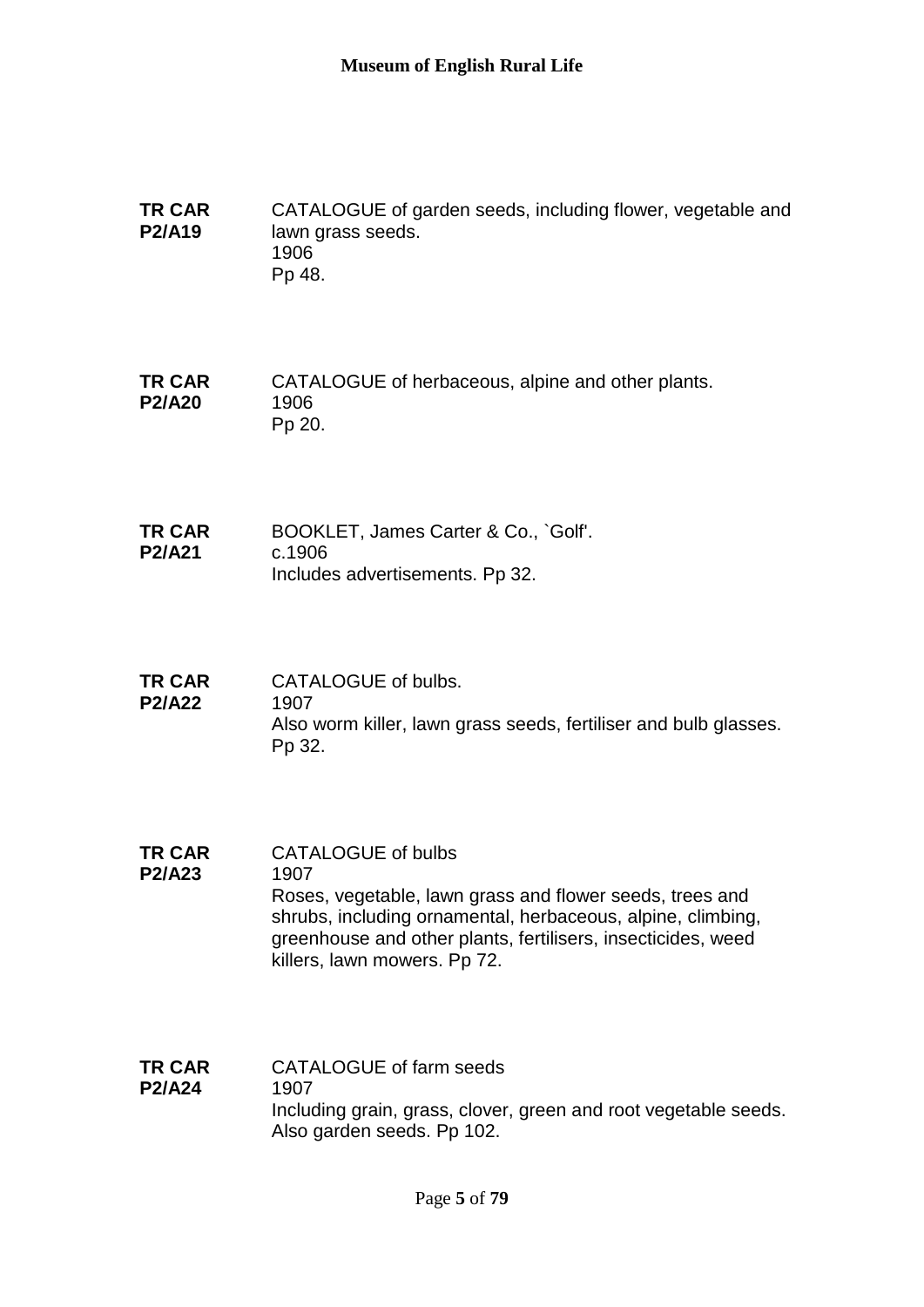**TR CAR P2/A19** CATALOGUE of garden seeds, including flower, vegetable and lawn grass seeds.
1906
Pp 48.

**TR CAR P2/A20** CATALOGUE of herbaceous, alpine and other plants.
1906
Pp 20.

**TR CAR P2/A21** BOOKLET, James Carter & Co., `Golf'.
c.1906
Includes advertisements. Pp 32.

**TR CAR P2/A22** CATALOGUE of bulbs.
1907
Also worm killer, lawn grass seeds, fertiliser and bulb glasses. Pp 32.

**TR CAR P2/A23** CATALOGUE of bulbs
1907
Roses, vegetable, lawn grass and flower seeds, trees and shrubs, including ornamental, herbaceous, alpine, climbing, greenhouse and other plants, fertilisers, insecticides, weed killers, lawn mowers. Pp 72.

**TR CAR P2/A24** CATALOGUE of farm seeds
1907
Including grain, grass, clover, green and root vegetable seeds. Also garden seeds. Pp 102.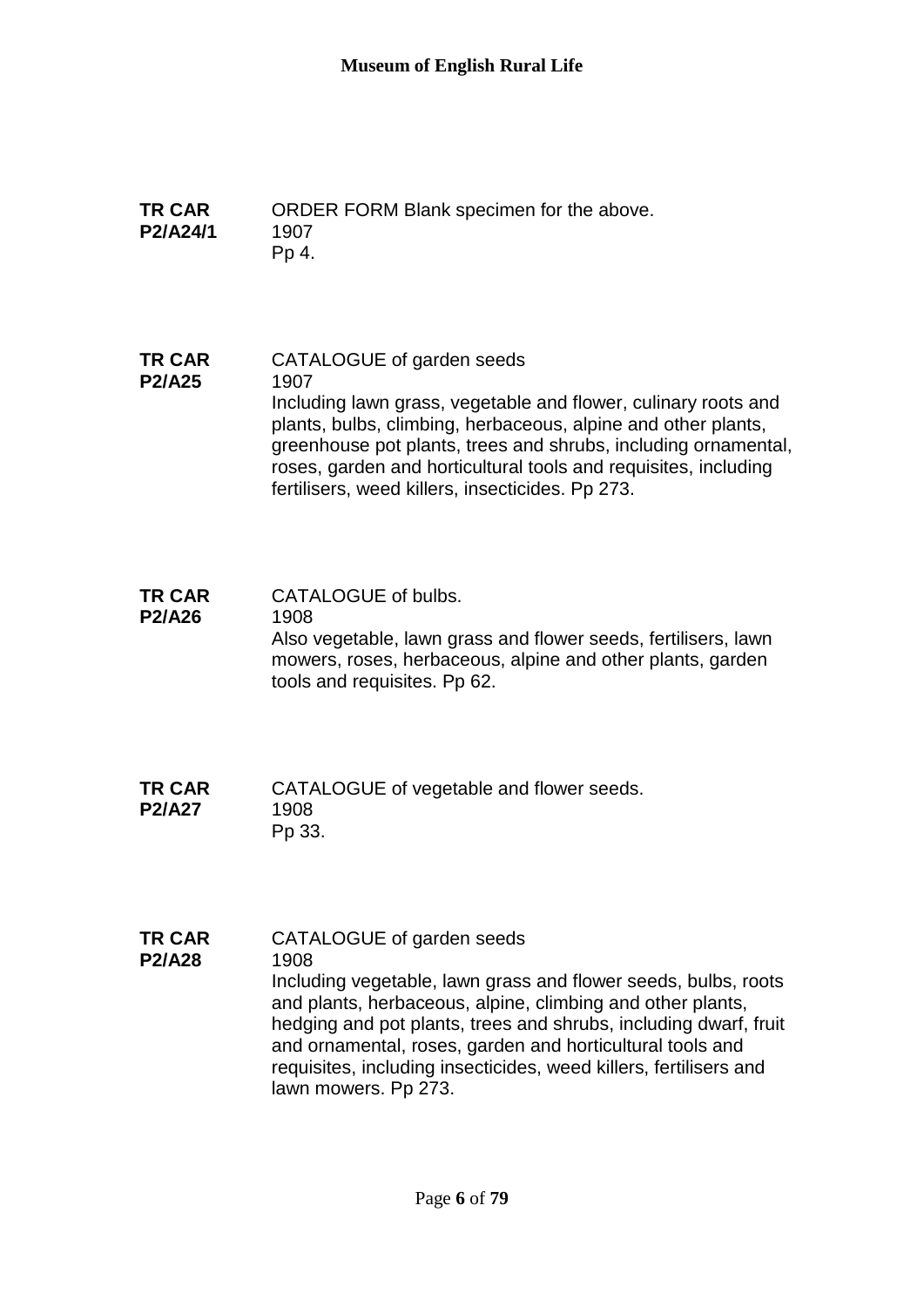**TR CAR P2/A24/1**

ORDER FORM Blank specimen for the above.
1907
Pp 4.

**TR CAR P2/A25**

CATALOGUE of garden seeds
1907
Including lawn grass, vegetable and flower, culinary roots and plants, bulbs, climbing, herbaceous, alpine and other plants, greenhouse pot plants, trees and shrubs, including ornamental, roses, garden and horticultural tools and requisites, including fertilisers, weed killers, insecticides. Pp 273.

**TR CAR P2/A26**

CATALOGUE of bulbs.
1908
Also vegetable, lawn grass and flower seeds, fertilisers, lawn mowers, roses, herbaceous, alpine and other plants, garden tools and requisites. Pp 62.

**TR CAR P2/A27**

CATALOGUE of vegetable and flower seeds.
1908
Pp 33.

**TR CAR P2/A28**

CATALOGUE of garden seeds
1908
Including vegetable, lawn grass and flower seeds, bulbs, roots and plants, herbaceous, alpine, climbing and other plants, hedging and pot plants, trees and shrubs, including dwarf, fruit and ornamental, roses, garden and horticultural tools and requisites, including insecticides, weed killers, fertilisers and lawn mowers. Pp 273.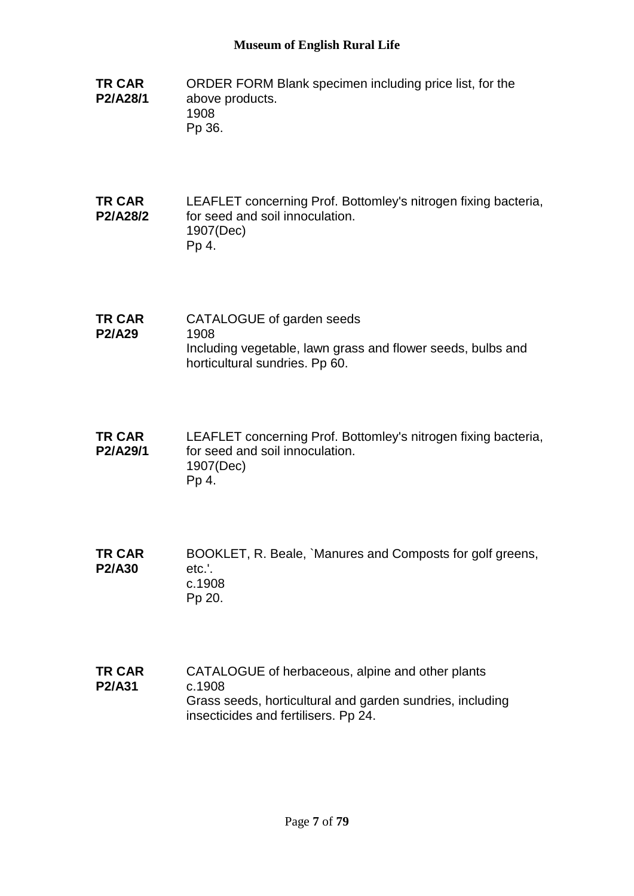**TR CAR P2/A28/1**
ORDER FORM Blank specimen including price list, for the above products.
1908
Pp 36.

**TR CAR P2/A28/2**
LEAFLET concerning Prof. Bottomley's nitrogen fixing bacteria, for seed and soil innoculation.
1907(Dec)
Pp 4.

**TR CAR P2/A29**
CATALOGUE of garden seeds
1908
Including vegetable, lawn grass and flower seeds, bulbs and horticultural sundries. Pp 60.

**TR CAR P2/A29/1**
LEAFLET concerning Prof. Bottomley's nitrogen fixing bacteria, for seed and soil innoculation.
1907(Dec)
Pp 4.

**TR CAR P2/A30**
BOOKLET, R. Beale, `Manures and Composts for golf greens, etc.'.
c.1908
Pp 20.

**TR CAR P2/A31**
CATALOGUE of herbaceous, alpine and other plants
c.1908
Grass seeds, horticultural and garden sundries, including insecticides and fertilisers. Pp 24.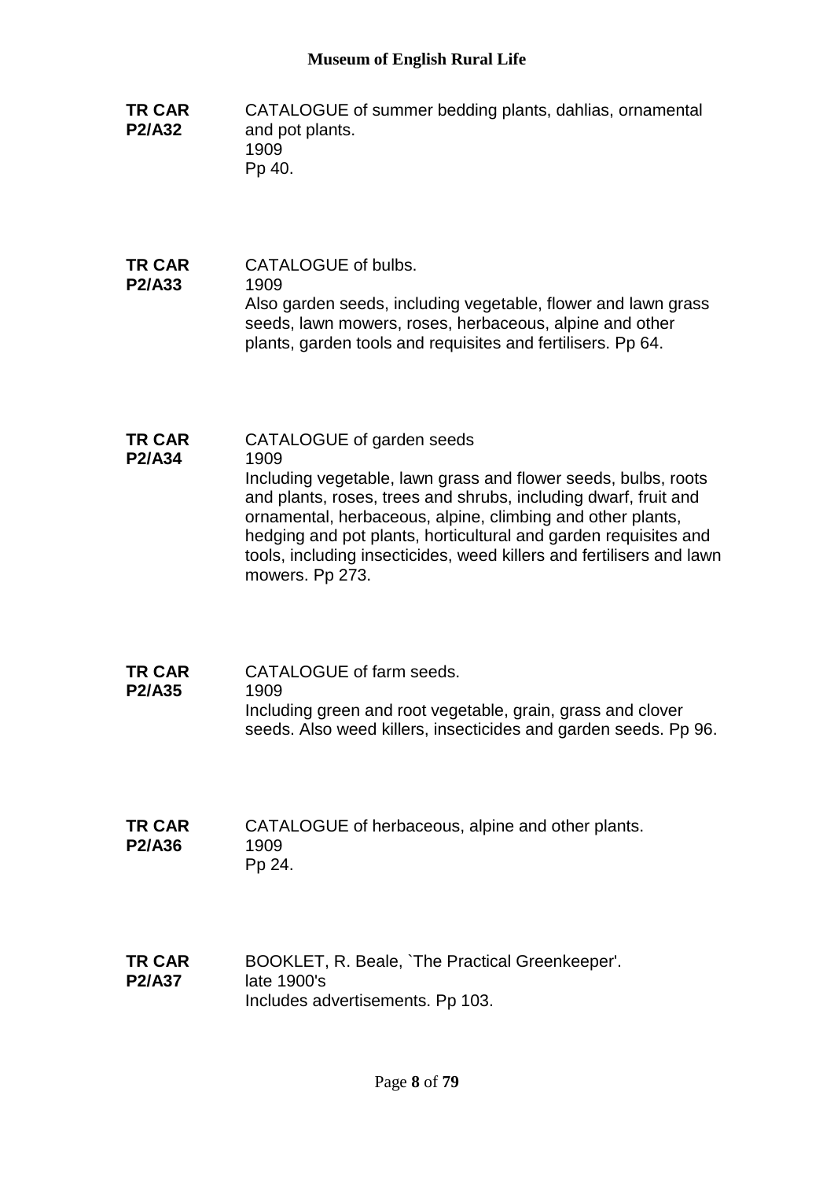**TR CAR P2/A32**

CATALOGUE of summer bedding plants, dahlias, ornamental and pot plants.
1909
Pp 40.

**TR CAR P2/A33**

CATALOGUE of bulbs.
1909
Also garden seeds, including vegetable, flower and lawn grass seeds, lawn mowers, roses, herbaceous, alpine and other plants, garden tools and requisites and fertilisers. Pp 64.

**TR CAR P2/A34**

CATALOGUE of garden seeds
1909
Including vegetable, lawn grass and flower seeds, bulbs, roots and plants, roses, trees and shrubs, including dwarf, fruit and ornamental, herbaceous, alpine, climbing and other plants, hedging and pot plants, horticultural and garden requisites and tools, including insecticides, weed killers and fertilisers and lawn mowers. Pp 273.

**TR CAR P2/A35**

CATALOGUE of farm seeds.
1909
Including green and root vegetable, grain, grass and clover seeds. Also weed killers, insecticides and garden seeds. Pp 96.

**TR CAR P2/A36**

CATALOGUE of herbaceous, alpine and other plants.
1909
Pp 24.

**TR CAR P2/A37**

BOOKLET, R. Beale, `The Practical Greenkeeper'.
late 1900's
Includes advertisements. Pp 103.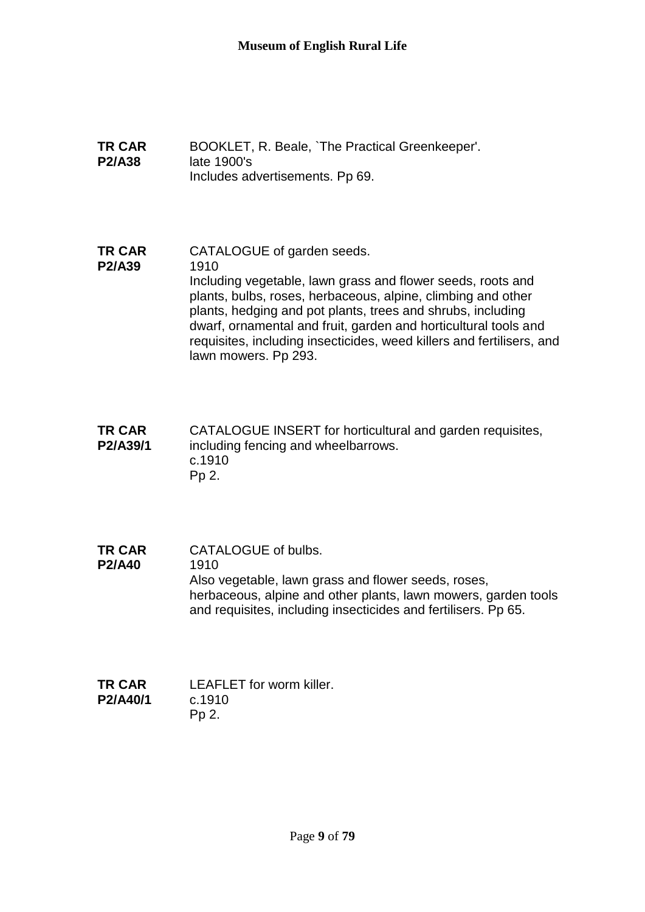**TR CAR P2/A38**

BOOKLET, R. Beale, `The Practical Greenkeeper'.
late 1900's
Includes advertisements. Pp 69.

**TR CAR P2/A39**

CATALOGUE of garden seeds.
1910
Including vegetable, lawn grass and flower seeds, roots and plants, bulbs, roses, herbaceous, alpine, climbing and other plants, hedging and pot plants, trees and shrubs, including dwarf, ornamental and fruit, garden and horticultural tools and requisites, including insecticides, weed killers and fertilisers, and lawn mowers. Pp 293.

**TR CAR P2/A39/1**

CATALOGUE INSERT for horticultural and garden requisites, including fencing and wheelbarrows.
c.1910
Pp 2.

**TR CAR P2/A40**

CATALOGUE of bulbs.
1910
Also vegetable, lawn grass and flower seeds, roses, herbaceous, alpine and other plants, lawn mowers, garden tools and requisites, including insecticides and fertilisers. Pp 65.

**TR CAR P2/A40/1**

LEAFLET for worm killer.
c.1910
Pp 2.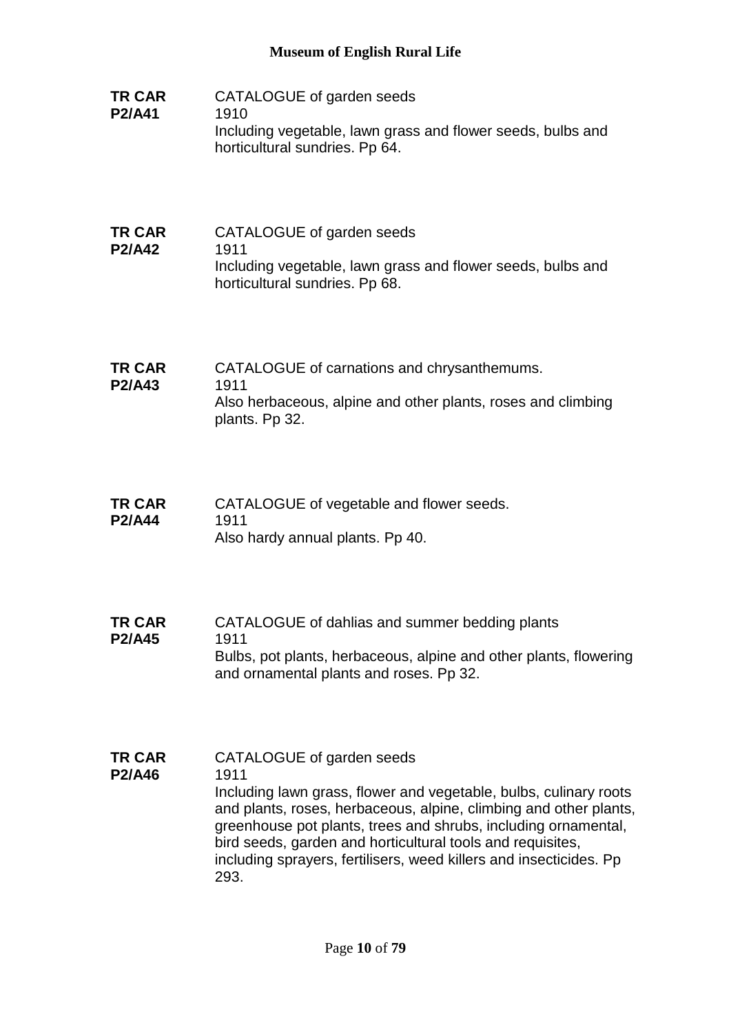**TR CAR P2/A41**
CATALOGUE of garden seeds
1910
Including vegetable, lawn grass and flower seeds, bulbs and horticultural sundries. Pp 64.

**TR CAR P2/A42**
CATALOGUE of garden seeds
1911
Including vegetable, lawn grass and flower seeds, bulbs and horticultural sundries. Pp 68.

**TR CAR P2/A43**
CATALOGUE of carnations and chrysanthemums.
1911
Also herbaceous, alpine and other plants, roses and climbing plants. Pp 32.

**TR CAR P2/A44**
CATALOGUE of vegetable and flower seeds.
1911
Also hardy annual plants. Pp 40.

**TR CAR P2/A45**
CATALOGUE of dahlias and summer bedding plants
1911
Bulbs, pot plants, herbaceous, alpine and other plants, flowering and ornamental plants and roses. Pp 32.

**TR CAR P2/A46**
CATALOGUE of garden seeds
1911
Including lawn grass, flower and vegetable, bulbs, culinary roots and plants, roses, herbaceous, alpine, climbing and other plants, greenhouse pot plants, trees and shrubs, including ornamental, bird seeds, garden and horticultural tools and requisites, including sprayers, fertilisers, weed killers and insecticides. Pp 293.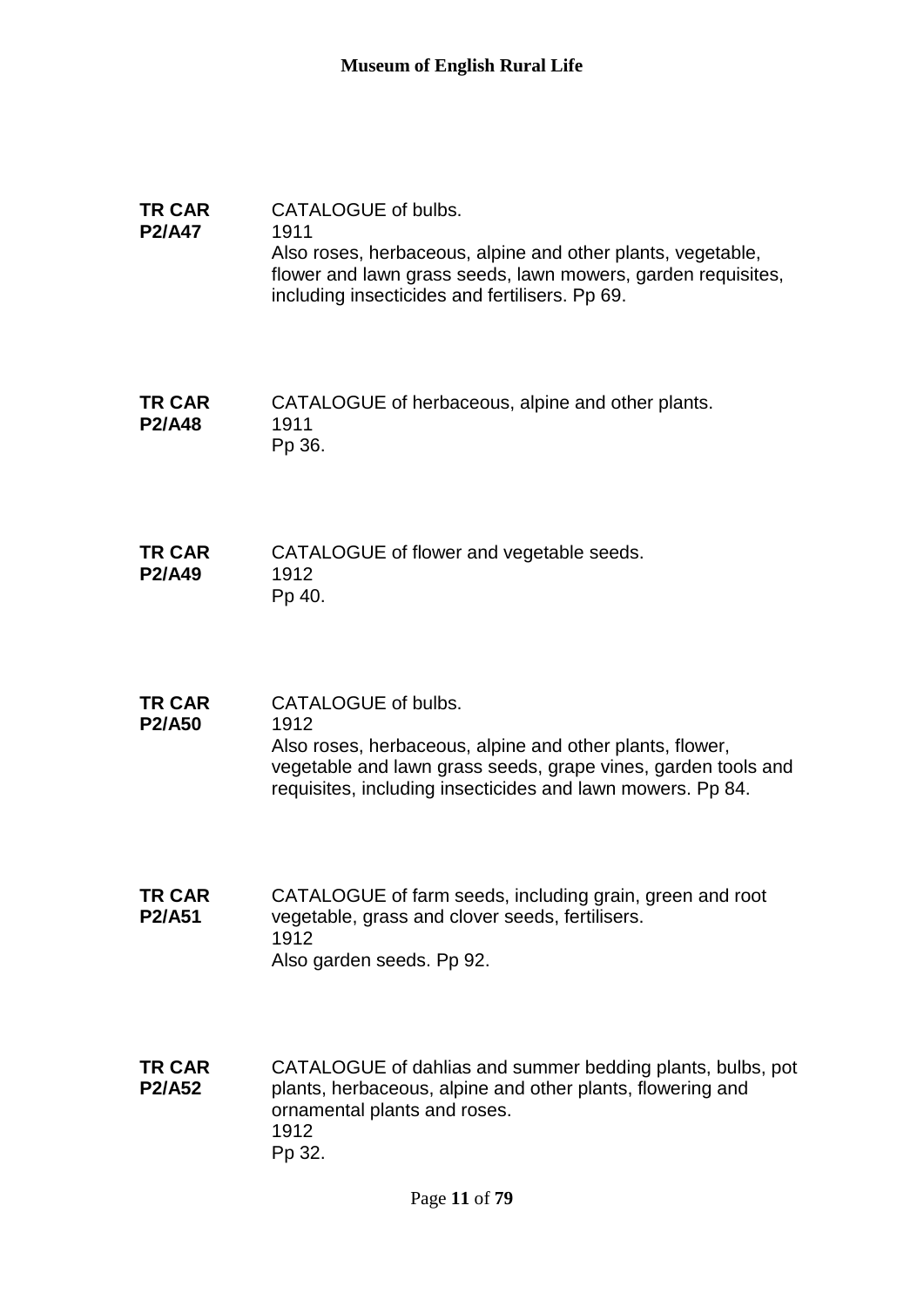**TR CAR P2/A47**

CATALOGUE of bulbs.
1911
Also roses, herbaceous, alpine and other plants, vegetable, flower and lawn grass seeds, lawn mowers, garden requisites, including insecticides and fertilisers. Pp 69.

**TR CAR P2/A48**

CATALOGUE of herbaceous, alpine and other plants.
1911
Pp 36.

**TR CAR P2/A49**

CATALOGUE of flower and vegetable seeds.
1912
Pp 40.

**TR CAR P2/A50**

CATALOGUE of bulbs.
1912
Also roses, herbaceous, alpine and other plants, flower, vegetable and lawn grass seeds, grape vines, garden tools and requisites, including insecticides and lawn mowers. Pp 84.

**TR CAR P2/A51**

CATALOGUE of farm seeds, including grain, green and root vegetable, grass and clover seeds, fertilisers.
1912
Also garden seeds. Pp 92.

**TR CAR P2/A52**

CATALOGUE of dahlias and summer bedding plants, bulbs, pot plants, herbaceous, alpine and other plants, flowering and ornamental plants and roses.
1912
Pp 32.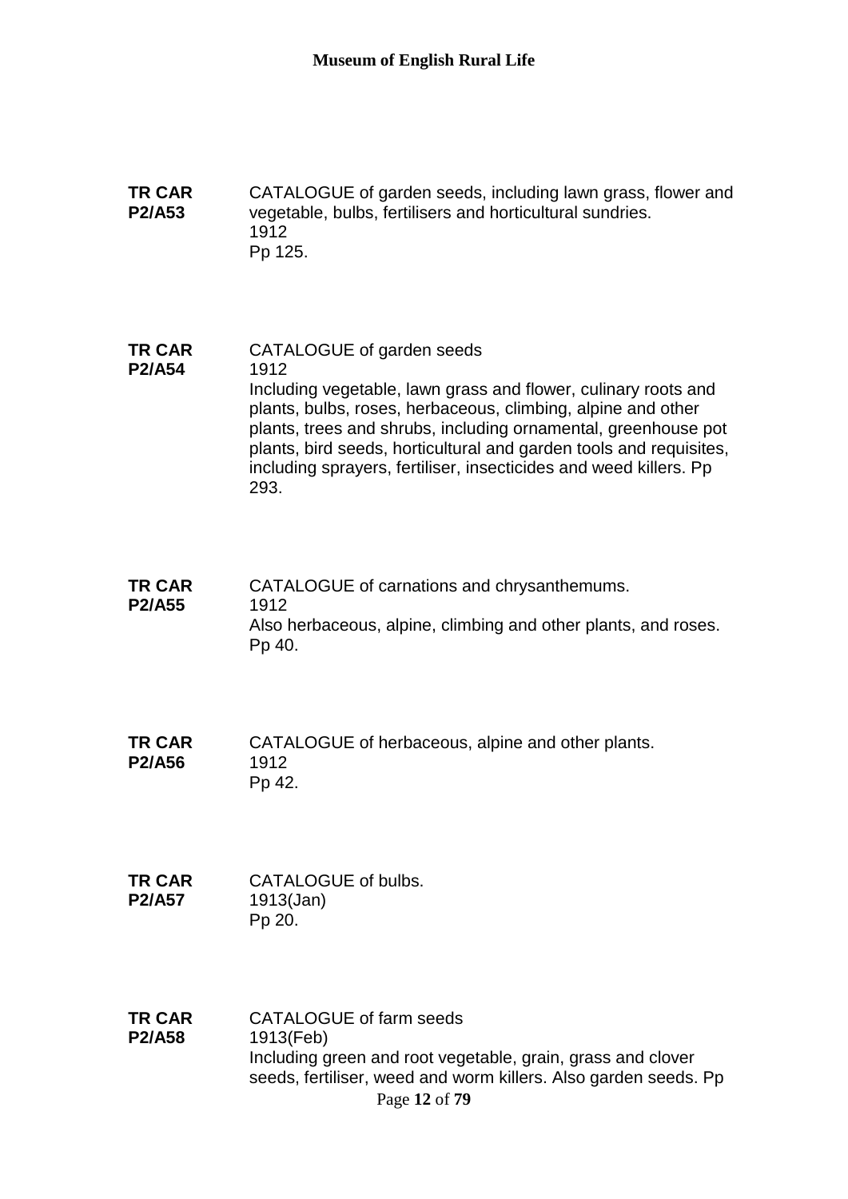**TR CAR P2/A53**

CATALOGUE of garden seeds, including lawn grass, flower and vegetable, bulbs, fertilisers and horticultural sundries.
1912
Pp 125.

**TR CAR P2/A54**

CATALOGUE of garden seeds
1912
Including vegetable, lawn grass and flower, culinary roots and plants, bulbs, roses, herbaceous, climbing, alpine and other plants, trees and shrubs, including ornamental, greenhouse pot plants, bird seeds, horticultural and garden tools and requisites, including sprayers, fertiliser, insecticides and weed killers. Pp 293.

**TR CAR P2/A55**

CATALOGUE of carnations and chrysanthemums.
1912
Also herbaceous, alpine, climbing and other plants, and roses.
Pp 40.

**TR CAR P2/A56**

CATALOGUE of herbaceous, alpine and other plants.
1912
Pp 42.

**TR CAR P2/A57**

CATALOGUE of bulbs.
1913(Jan)
Pp 20.

**TR CAR P2/A58**

CATALOGUE of farm seeds
1913(Feb)
Including green and root vegetable, grain, grass and clover seeds, fertiliser, weed and worm killers. Also garden seeds. Pp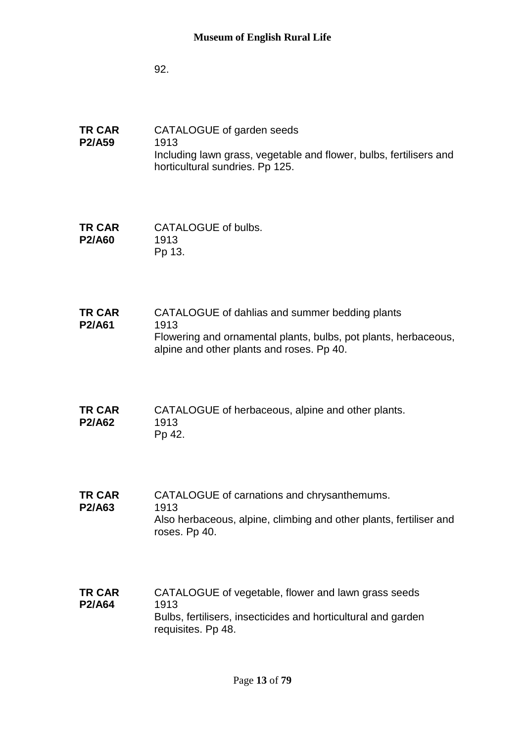92.

**TR CAR P2/A59** CATALOGUE of garden seeds
1913
Including lawn grass, vegetable and flower, bulbs, fertilisers and horticultural sundries. Pp 125.

**TR CAR P2/A60** CATALOGUE of bulbs.
1913
Pp 13.

**TR CAR P2/A61** CATALOGUE of dahlias and summer bedding plants
1913
Flowering and ornamental plants, bulbs, pot plants, herbaceous, alpine and other plants and roses. Pp 40.

**TR CAR P2/A62** CATALOGUE of herbaceous, alpine and other plants.
1913
Pp 42.

**TR CAR P2/A63** CATALOGUE of carnations and chrysanthemums.
1913
Also herbaceous, alpine, climbing and other plants, fertiliser and roses. Pp 40.

**TR CAR P2/A64** CATALOGUE of vegetable, flower and lawn grass seeds
1913
Bulbs, fertilisers, insecticides and horticultural and garden requisites. Pp 48.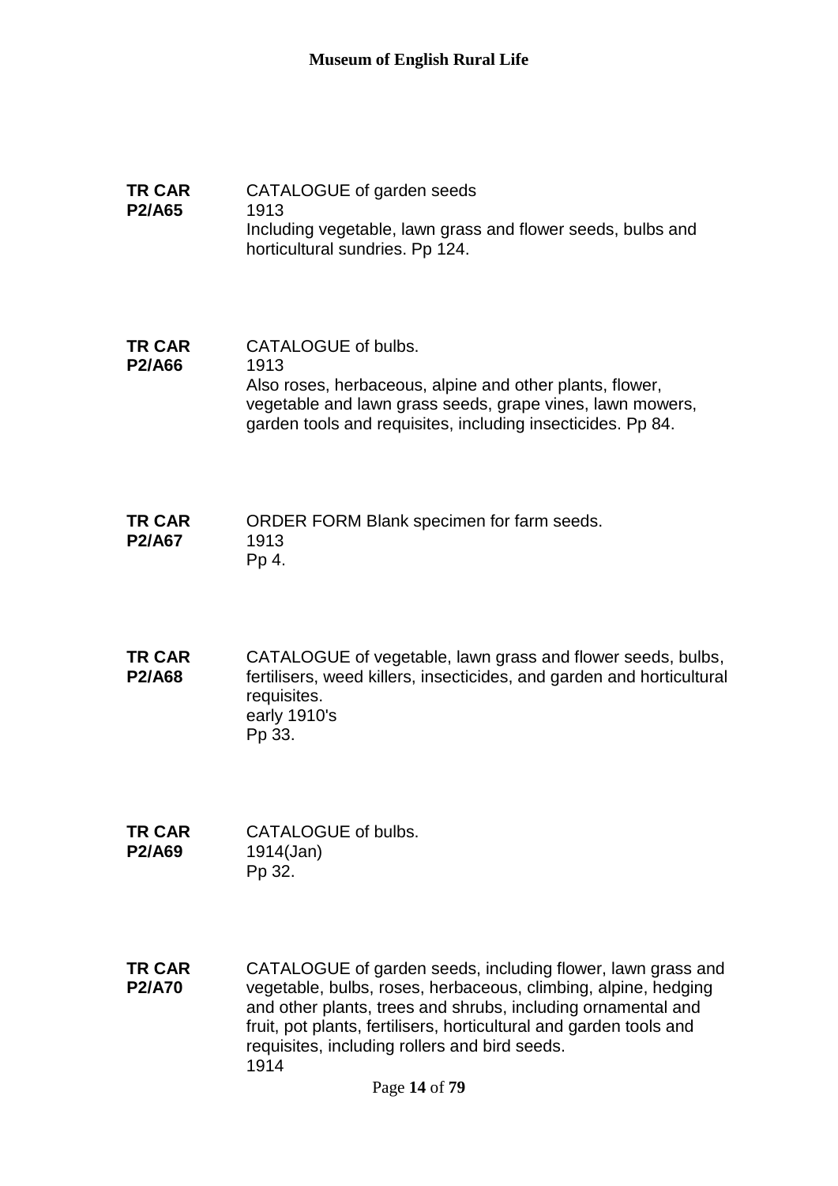**TR CAR P2/A65**

CATALOGUE of garden seeds
1913
Including vegetable, lawn grass and flower seeds, bulbs and horticultural sundries. Pp 124.

**TR CAR P2/A66**

CATALOGUE of bulbs.
1913
Also roses, herbaceous, alpine and other plants, flower, vegetable and lawn grass seeds, grape vines, lawn mowers, garden tools and requisites, including insecticides. Pp 84.

**TR CAR P2/A67**

ORDER FORM Blank specimen for farm seeds.
1913
Pp 4.

**TR CAR P2/A68**

CATALOGUE of vegetable, lawn grass and flower seeds, bulbs, fertilisers, weed killers, insecticides, and garden and horticultural requisites.
early 1910's
Pp 33.

**TR CAR P2/A69**

CATALOGUE of bulbs.
1914(Jan)
Pp 32.

**TR CAR P2/A70**

CATALOGUE of garden seeds, including flower, lawn grass and vegetable, bulbs, roses, herbaceous, climbing, alpine, hedging and other plants, trees and shrubs, including ornamental and fruit, pot plants, fertilisers, horticultural and garden tools and requisites, including rollers and bird seeds.
1914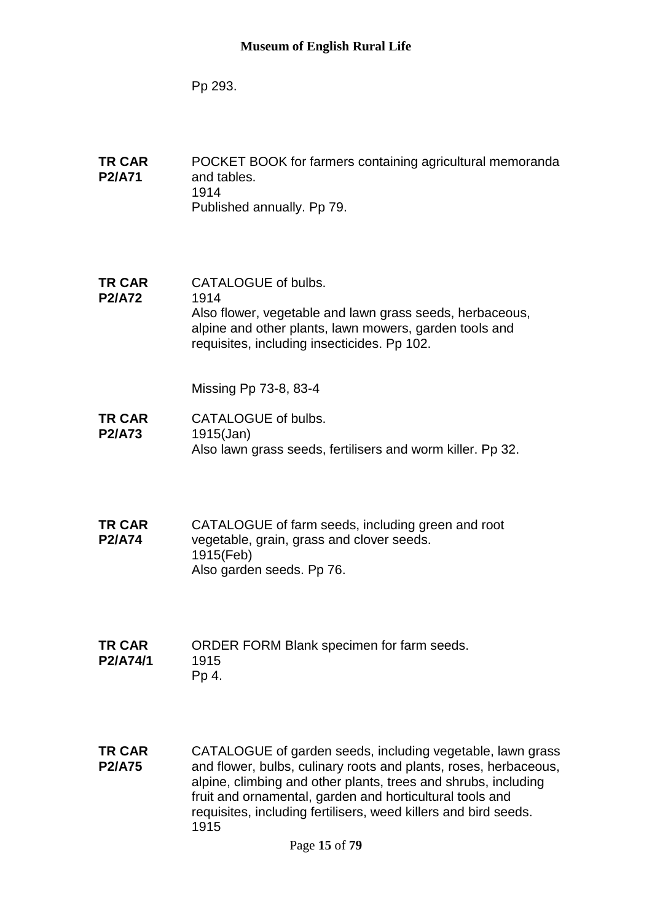Pp 293.

**TR CAR P2/A71** POCKET BOOK for farmers containing agricultural memoranda and tables.
1914
Published annually. Pp 79.

**TR CAR P2/A72** CATALOGUE of bulbs.
1914
Also flower, vegetable and lawn grass seeds, herbaceous, alpine and other plants, lawn mowers, garden tools and requisites, including insecticides. Pp 102.

Missing Pp 73-8, 83-4

**TR CAR P2/A73** CATALOGUE of bulbs.
1915(Jan)
Also lawn grass seeds, fertilisers and worm killer. Pp 32.

**TR CAR P2/A74** CATALOGUE of farm seeds, including green and root vegetable, grain, grass and clover seeds.
1915(Feb)
Also garden seeds. Pp 76.

**TR CAR P2/A74/1** ORDER FORM Blank specimen for farm seeds.
1915
Pp 4.

**TR CAR P2/A75** CATALOGUE of garden seeds, including vegetable, lawn grass and flower, bulbs, culinary roots and plants, roses, herbaceous, alpine, climbing and other plants, trees and shrubs, including fruit and ornamental, garden and horticultural tools and requisites, including fertilisers, weed killers and bird seeds.
1915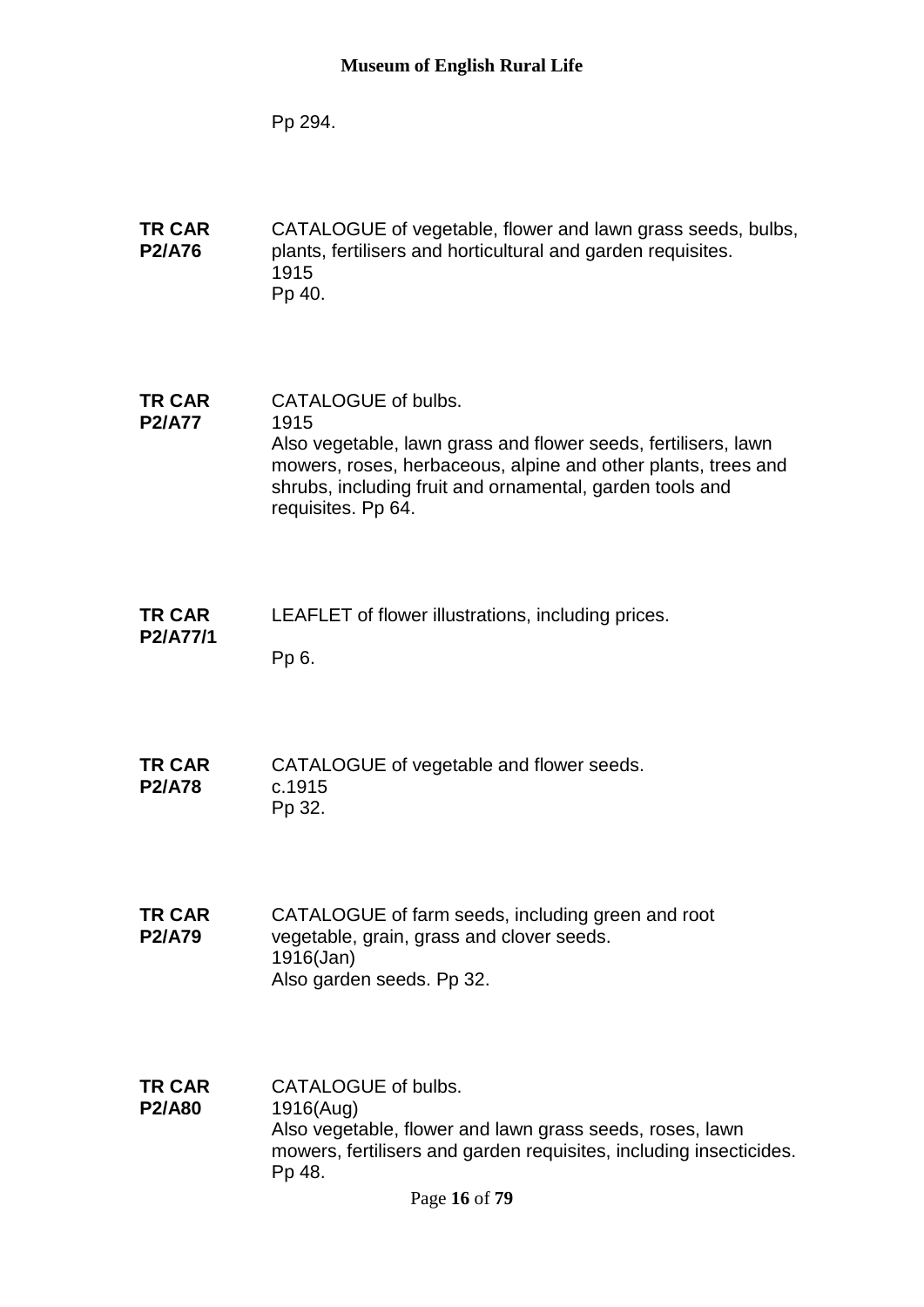Pp 294.

**TR CAR P2/A76**
CATALOGUE of vegetable, flower and lawn grass seeds, bulbs, plants, fertilisers and horticultural and garden requisites.
1915
Pp 40.

**TR CAR P2/A77**
CATALOGUE of bulbs.
1915
Also vegetable, lawn grass and flower seeds, fertilisers, lawn mowers, roses, herbaceous, alpine and other plants, trees and shrubs, including fruit and ornamental, garden tools and requisites. Pp 64.

**TR CAR P2/A77/1**
LEAFLET of flower illustrations, including prices.
Pp 6.

**TR CAR P2/A78**
CATALOGUE of vegetable and flower seeds.
c.1915
Pp 32.

**TR CAR P2/A79**
CATALOGUE of farm seeds, including green and root vegetable, grain, grass and clover seeds.
1916(Jan)
Also garden seeds. Pp 32.

**TR CAR P2/A80**
CATALOGUE of bulbs.
1916(Aug)
Also vegetable, flower and lawn grass seeds, roses, lawn mowers, fertilisers and garden requisites, including insecticides. Pp 48.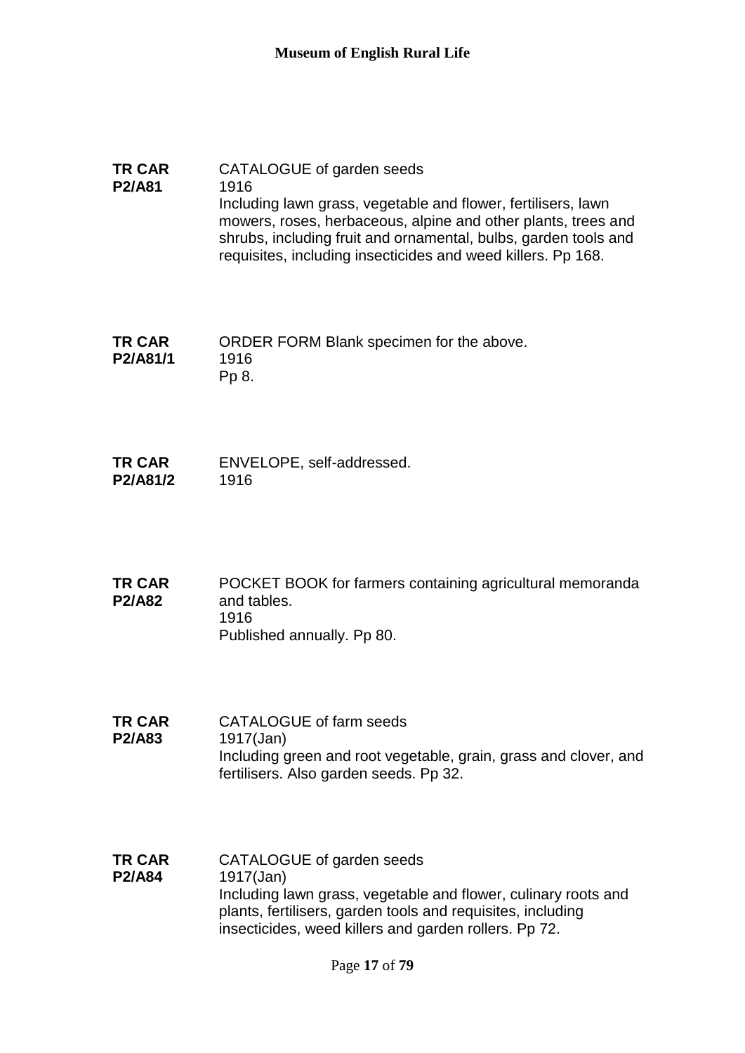**TR CAR P2/A81**
CATALOGUE of garden seeds
1916
Including lawn grass, vegetable and flower, fertilisers, lawn mowers, roses, herbaceous, alpine and other plants, trees and shrubs, including fruit and ornamental, bulbs, garden tools and requisites, including insecticides and weed killers. Pp 168.

**TR CAR P2/A81/1**
ORDER FORM Blank specimen for the above.
1916
Pp 8.

**TR CAR P2/A81/2**
ENVELOPE, self-addressed.
1916

**TR CAR P2/A82**
POCKET BOOK for farmers containing agricultural memoranda and tables.
1916
Published annually. Pp 80.

**TR CAR P2/A83**
CATALOGUE of farm seeds
1917(Jan)
Including green and root vegetable, grain, grass and clover, and fertilisers. Also garden seeds. Pp 32.

**TR CAR P2/A84**
CATALOGUE of garden seeds
1917(Jan)
Including lawn grass, vegetable and flower, culinary roots and plants, fertilisers, garden tools and requisites, including insecticides, weed killers and garden rollers. Pp 72.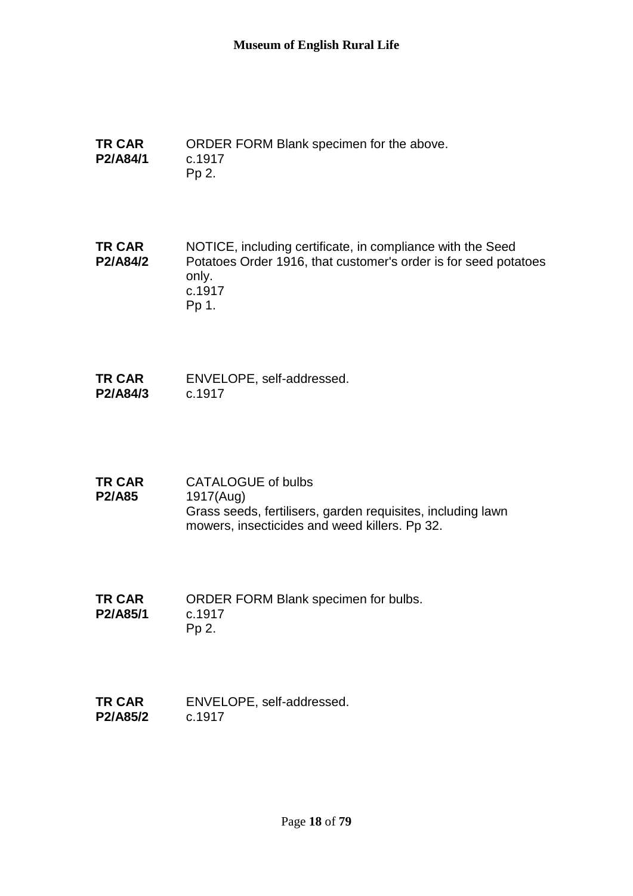**TR CAR P2/A84/1** ORDER FORM Blank specimen for the above.
c.1917
Pp 2.

**TR CAR P2/A84/2** NOTICE, including certificate, in compliance with the Seed Potatoes Order 1916, that customer's order is for seed potatoes only.
c.1917
Pp 1.

**TR CAR P2/A84/3** ENVELOPE, self-addressed.
c.1917

**TR CAR P2/A85** CATALOGUE of bulbs
1917(Aug)
Grass seeds, fertilisers, garden requisites, including lawn mowers, insecticides and weed killers. Pp 32.

**TR CAR P2/A85/1** ORDER FORM Blank specimen for bulbs.
c.1917
Pp 2.

**TR CAR P2/A85/2** ENVELOPE, self-addressed.
c.1917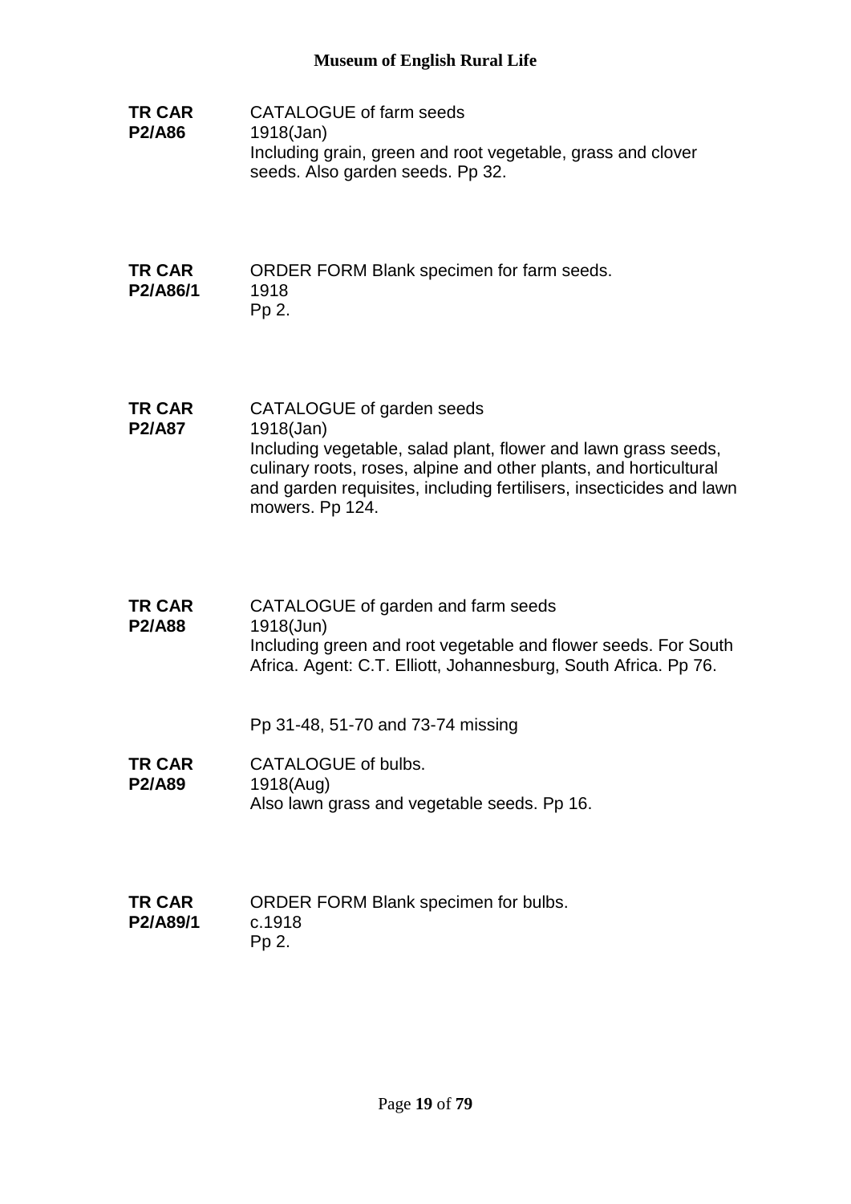**TR CAR P2/A86**

CATALOGUE of farm seeds
1918(Jan)
Including grain, green and root vegetable, grass and clover seeds. Also garden seeds. Pp 32.

**TR CAR P2/A86/1**

ORDER FORM Blank specimen for farm seeds.
1918
Pp 2.

**TR CAR P2/A87**

CATALOGUE of garden seeds
1918(Jan)
Including vegetable, salad plant, flower and lawn grass seeds, culinary roots, roses, alpine and other plants, and horticultural and garden requisites, including fertilisers, insecticides and lawn mowers. Pp 124.

**TR CAR P2/A88**

CATALOGUE of garden and farm seeds
1918(Jun)
Including green and root vegetable and flower seeds. For South Africa. Agent: C.T. Elliott, Johannesburg, South Africa. Pp 76.

Pp 31-48, 51-70 and 73-74 missing

**TR CAR P2/A89**

CATALOGUE of bulbs.
1918(Aug)
Also lawn grass and vegetable seeds. Pp 16.

**TR CAR P2/A89/1**

ORDER FORM Blank specimen for bulbs.
c.1918
Pp 2.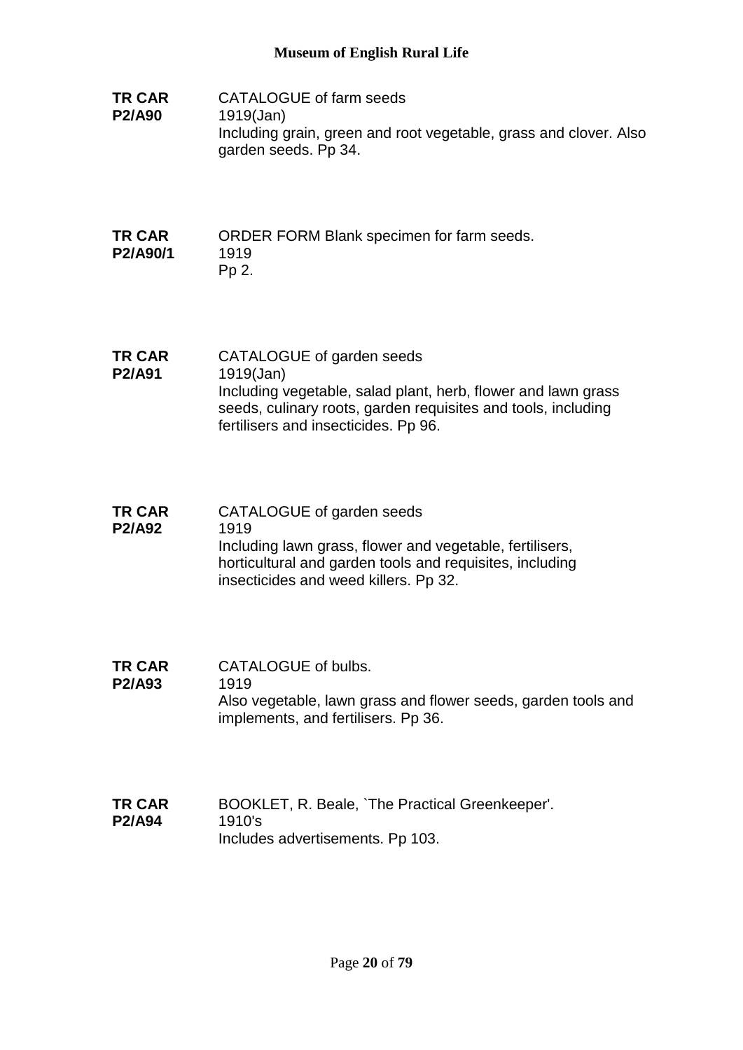**TR CAR P2/A90**
CATALOGUE of farm seeds
1919(Jan)
Including grain, green and root vegetable, grass and clover. Also garden seeds. Pp 34.

**TR CAR P2/A90/1**
ORDER FORM Blank specimen for farm seeds.
1919
Pp 2.

**TR CAR P2/A91**
CATALOGUE of garden seeds
1919(Jan)
Including vegetable, salad plant, herb, flower and lawn grass seeds, culinary roots, garden requisites and tools, including fertilisers and insecticides. Pp 96.

**TR CAR P2/A92**
CATALOGUE of garden seeds
1919
Including lawn grass, flower and vegetable, fertilisers, horticultural and garden tools and requisites, including insecticides and weed killers. Pp 32.

**TR CAR P2/A93**
CATALOGUE of bulbs.
1919
Also vegetable, lawn grass and flower seeds, garden tools and implements, and fertilisers. Pp 36.

**TR CAR P2/A94**
BOOKLET, R. Beale, `The Practical Greenkeeper'.
1910's
Includes advertisements. Pp 103.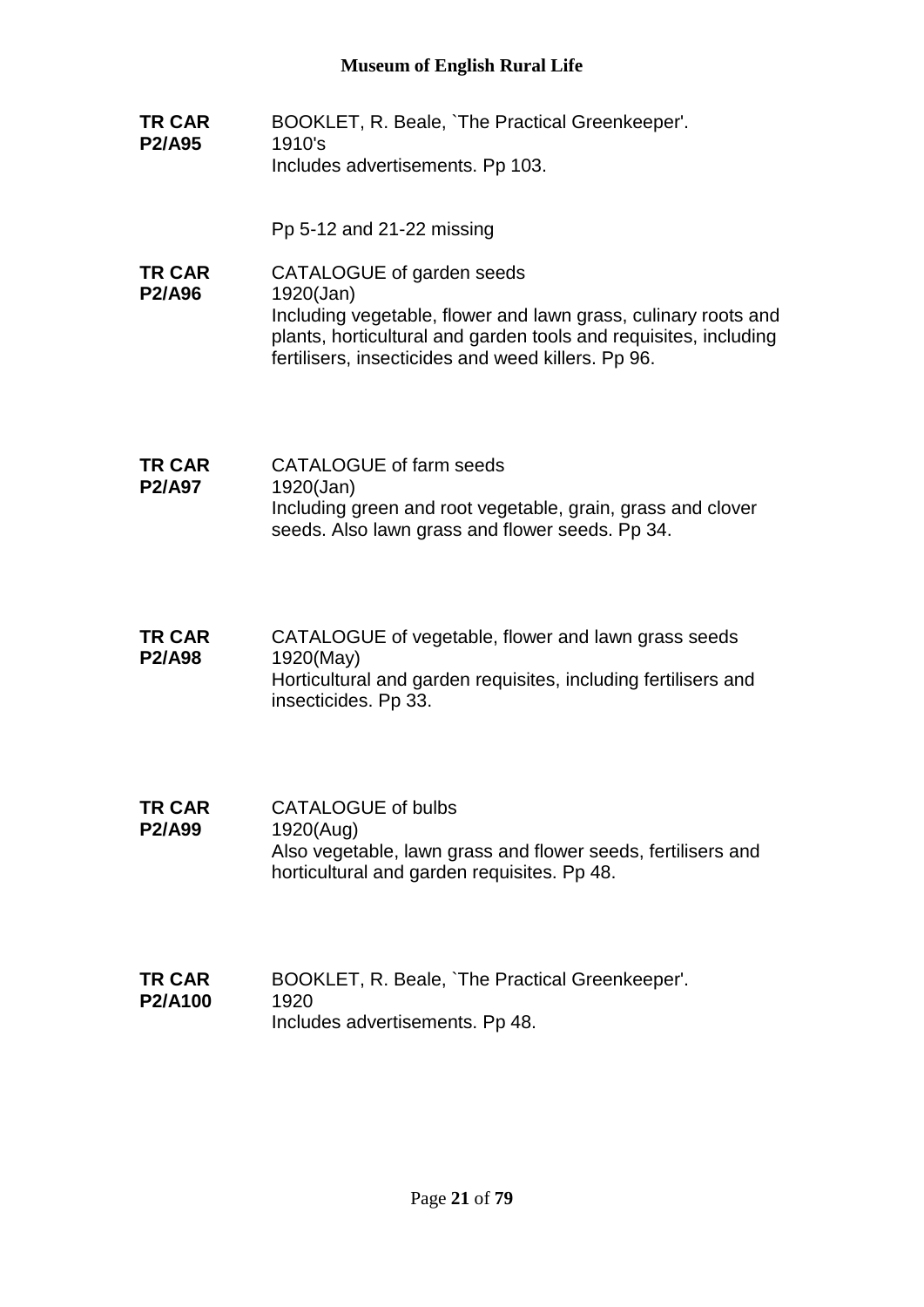**TR CAR P2/A95**

BOOKLET, R. Beale, `The Practical Greenkeeper'.
1910's
Includes advertisements. Pp 103.

Pp 5-12 and 21-22 missing

**TR CAR P2/A96**

CATALOGUE of garden seeds
1920(Jan)
Including vegetable, flower and lawn grass, culinary roots and plants, horticultural and garden tools and requisites, including fertilisers, insecticides and weed killers. Pp 96.

**TR CAR P2/A97**

CATALOGUE of farm seeds
1920(Jan)
Including green and root vegetable, grain, grass and clover seeds. Also lawn grass and flower seeds. Pp 34.

**TR CAR P2/A98**

CATALOGUE of vegetable, flower and lawn grass seeds
1920(May)
Horticultural and garden requisites, including fertilisers and insecticides. Pp 33.

**TR CAR P2/A99**

CATALOGUE of bulbs
1920(Aug)
Also vegetable, lawn grass and flower seeds, fertilisers and horticultural and garden requisites. Pp 48.

**TR CAR P2/A100**

BOOKLET, R. Beale, `The Practical Greenkeeper'.
1920
Includes advertisements. Pp 48.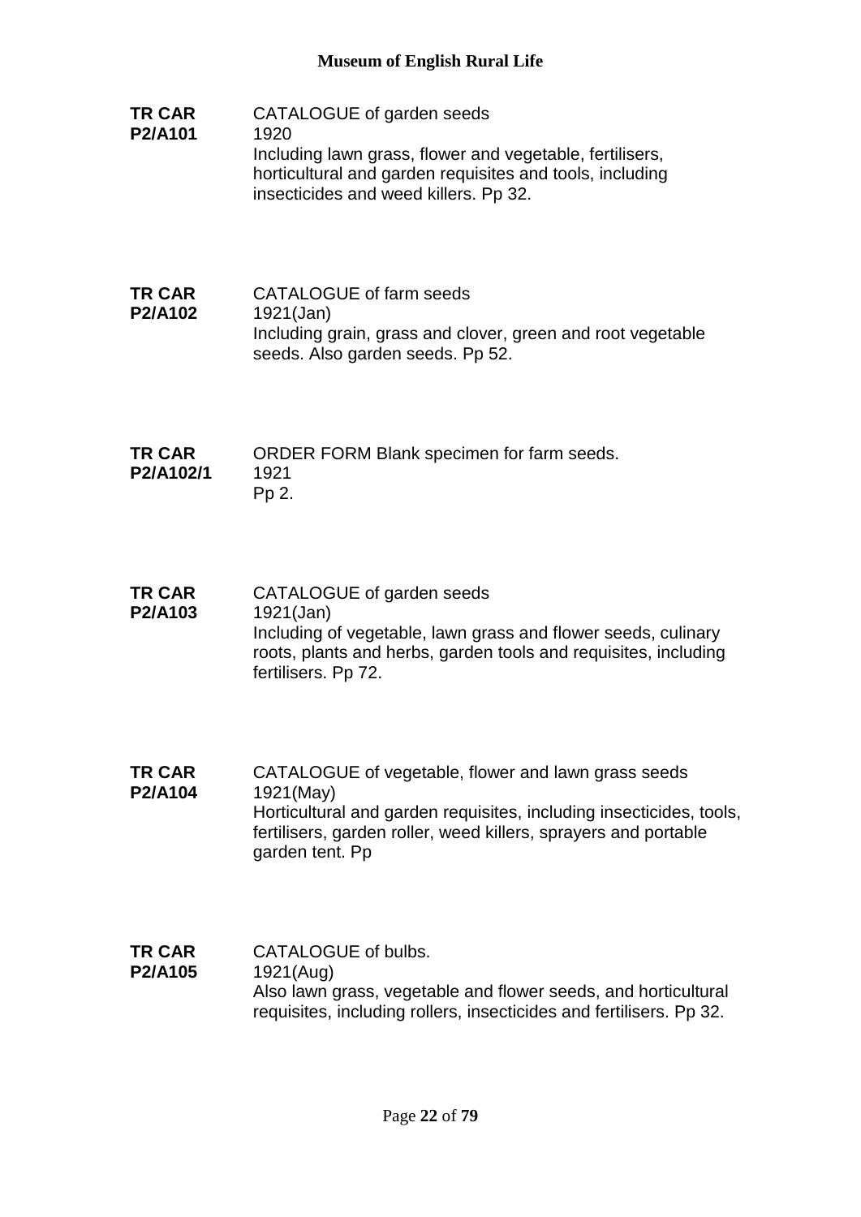**TR CAR P2/A101** CATALOGUE of garden seeds
1920
Including lawn grass, flower and vegetable, fertilisers, horticultural and garden requisites and tools, including insecticides and weed killers. Pp 32.

**TR CAR P2/A102** CATALOGUE of farm seeds
1921(Jan)
Including grain, grass and clover, green and root vegetable seeds. Also garden seeds. Pp 52.

**TR CAR P2/A102/1** ORDER FORM Blank specimen for farm seeds.
1921
Pp 2.

**TR CAR P2/A103** CATALOGUE of garden seeds
1921(Jan)
Including of vegetable, lawn grass and flower seeds, culinary roots, plants and herbs, garden tools and requisites, including fertilisers. Pp 72.

**TR CAR P2/A104** CATALOGUE of vegetable, flower and lawn grass seeds
1921(May)
Horticultural and garden requisites, including insecticides, tools, fertilisers, garden roller, weed killers, sprayers and portable garden tent. Pp

**TR CAR P2/A105** CATALOGUE of bulbs.
1921(Aug)
Also lawn grass, vegetable and flower seeds, and horticultural requisites, including rollers, insecticides and fertilisers. Pp 32.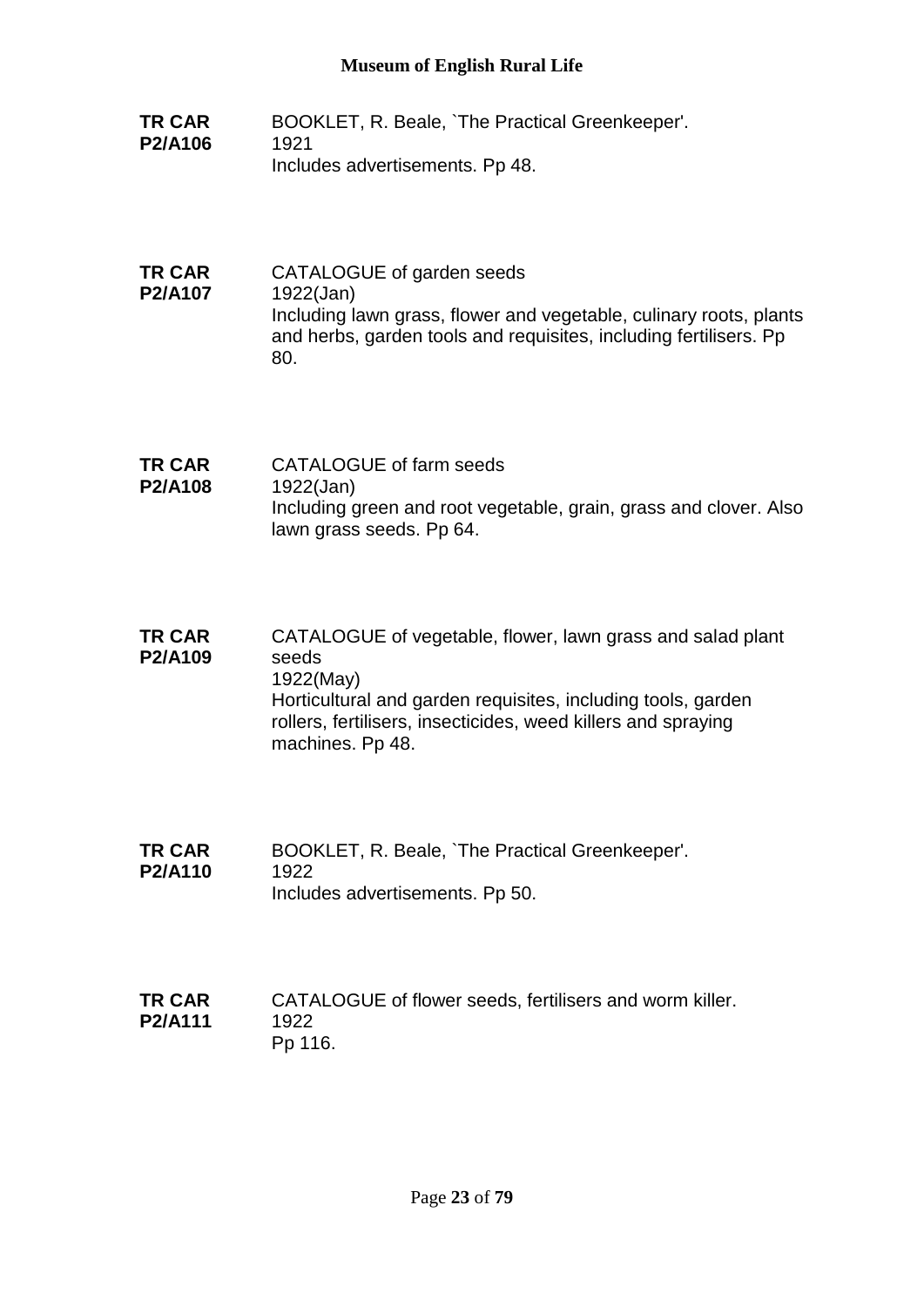**TR CAR P2/A106**
BOOKLET, R. Beale, `The Practical Greenkeeper'.
1921
Includes advertisements. Pp 48.

**TR CAR P2/A107**
CATALOGUE of garden seeds
1922(Jan)
Including lawn grass, flower and vegetable, culinary roots, plants and herbs, garden tools and requisites, including fertilisers. Pp 80.

**TR CAR P2/A108**
CATALOGUE of farm seeds
1922(Jan)
Including green and root vegetable, grain, grass and clover. Also lawn grass seeds. Pp 64.

**TR CAR P2/A109**
CATALOGUE of vegetable, flower, lawn grass and salad plant seeds
1922(May)
Horticultural and garden requisites, including tools, garden rollers, fertilisers, insecticides, weed killers and spraying machines. Pp 48.

**TR CAR P2/A110**
BOOKLET, R. Beale, `The Practical Greenkeeper'.
1922
Includes advertisements. Pp 50.

**TR CAR P2/A111**
CATALOGUE of flower seeds, fertilisers and worm killer.
1922
Pp 116.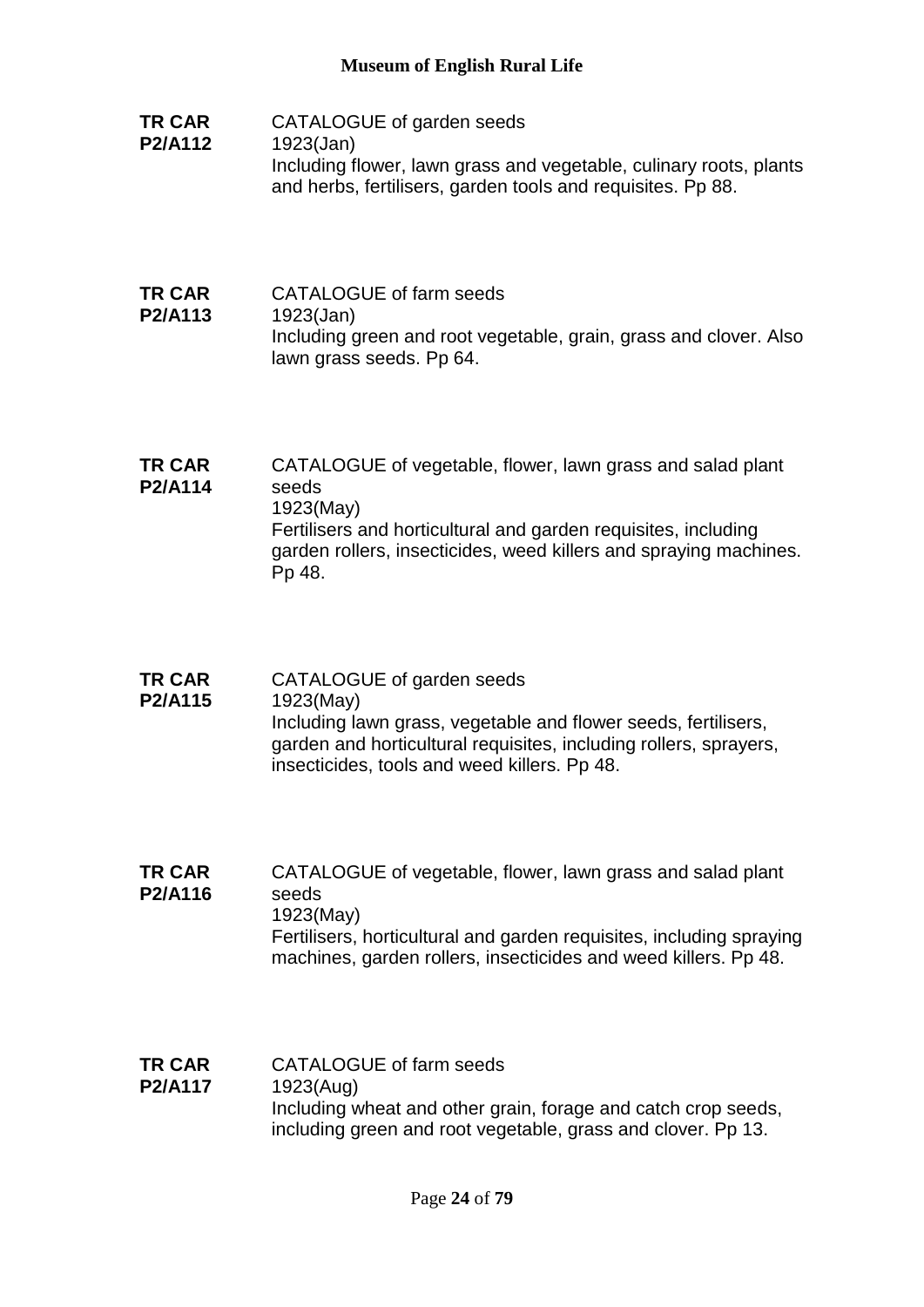**TR CAR P2/A112**
CATALOGUE of garden seeds
1923(Jan)
Including flower, lawn grass and vegetable, culinary roots, plants and herbs, fertilisers, garden tools and requisites. Pp 88.

**TR CAR P2/A113**
CATALOGUE of farm seeds
1923(Jan)
Including green and root vegetable, grain, grass and clover. Also lawn grass seeds. Pp 64.

**TR CAR P2/A114**
CATALOGUE of vegetable, flower, lawn grass and salad plant seeds
1923(May)
Fertilisers and horticultural and garden requisites, including garden rollers, insecticides, weed killers and spraying machines. Pp 48.

**TR CAR P2/A115**
CATALOGUE of garden seeds
1923(May)
Including lawn grass, vegetable and flower seeds, fertilisers, garden and horticultural requisites, including rollers, sprayers, insecticides, tools and weed killers. Pp 48.

**TR CAR P2/A116**
CATALOGUE of vegetable, flower, lawn grass and salad plant seeds
1923(May)
Fertilisers, horticultural and garden requisites, including spraying machines, garden rollers, insecticides and weed killers. Pp 48.

**TR CAR P2/A117**
CATALOGUE of farm seeds
1923(Aug)
Including wheat and other grain, forage and catch crop seeds, including green and root vegetable, grass and clover. Pp 13.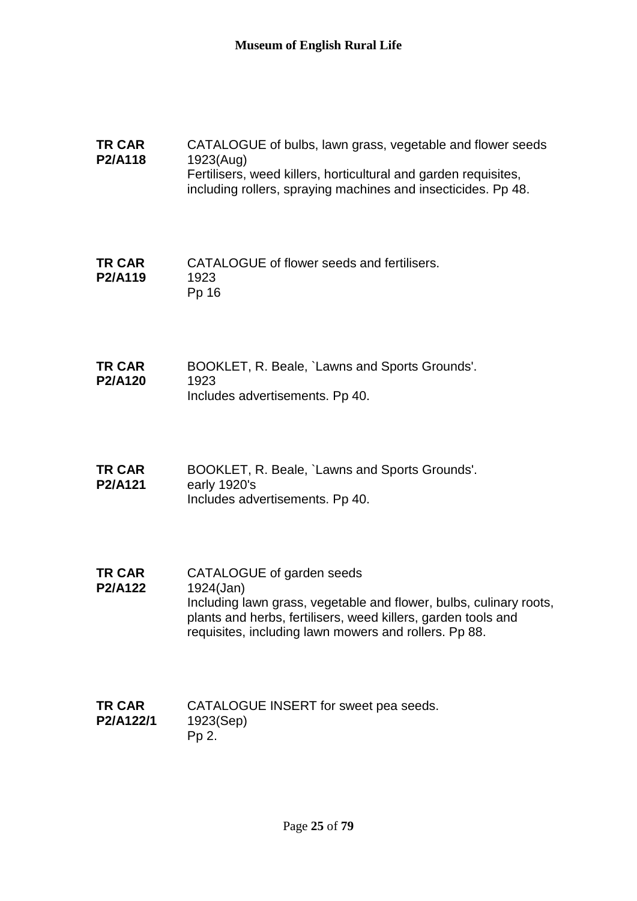**TR CAR P2/A118**

CATALOGUE of bulbs, lawn grass, vegetable and flower seeds
1923(Aug)
Fertilisers, weed killers, horticultural and garden requisites, including rollers, spraying machines and insecticides. Pp 48.

**TR CAR P2/A119**

CATALOGUE of flower seeds and fertilisers.
1923
Pp 16

**TR CAR P2/A120**

BOOKLET, R. Beale, `Lawns and Sports Grounds'.
1923
Includes advertisements. Pp 40.

**TR CAR P2/A121**

BOOKLET, R. Beale, `Lawns and Sports Grounds'.
early 1920's
Includes advertisements. Pp 40.

**TR CAR P2/A122**

CATALOGUE of garden seeds
1924(Jan)
Including lawn grass, vegetable and flower, bulbs, culinary roots, plants and herbs, fertilisers, weed killers, garden tools and requisites, including lawn mowers and rollers. Pp 88.

**TR CAR P2/A122/1**

CATALOGUE INSERT for sweet pea seeds.
1923(Sep)
Pp 2.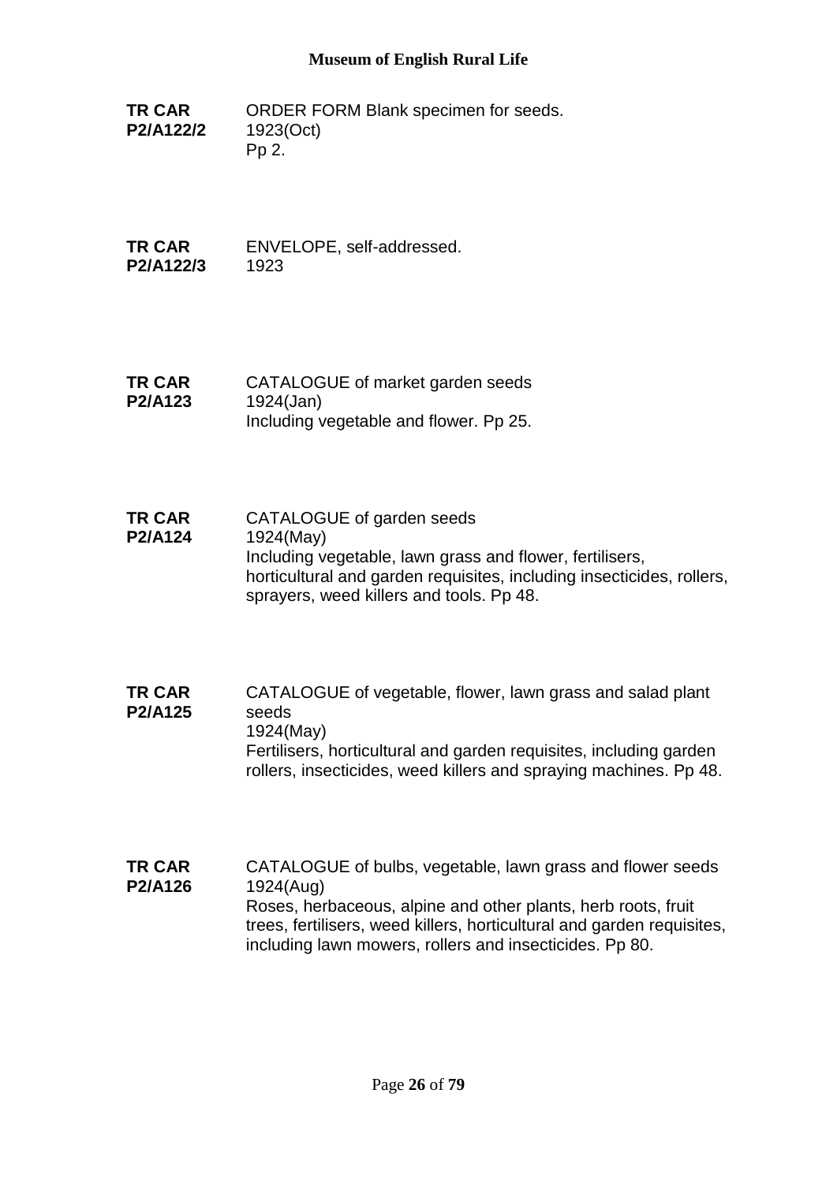**TR CAR P2/A122/2** ORDER FORM Blank specimen for seeds.
1923(Oct)
Pp 2.

**TR CAR P2/A122/3** ENVELOPE, self-addressed.
1923

**TR CAR P2/A123** CATALOGUE of market garden seeds
1924(Jan)
Including vegetable and flower. Pp 25.

**TR CAR P2/A124** CATALOGUE of garden seeds
1924(May)
Including vegetable, lawn grass and flower, fertilisers, horticultural and garden requisites, including insecticides, rollers, sprayers, weed killers and tools. Pp 48.

**TR CAR P2/A125** CATALOGUE of vegetable, flower, lawn grass and salad plant seeds
1924(May)
Fertilisers, horticultural and garden requisites, including garden rollers, insecticides, weed killers and spraying machines. Pp 48.

**TR CAR P2/A126** CATALOGUE of bulbs, vegetable, lawn grass and flower seeds
1924(Aug)
Roses, herbaceous, alpine and other plants, herb roots, fruit trees, fertilisers, weed killers, horticultural and garden requisites, including lawn mowers, rollers and insecticides. Pp 80.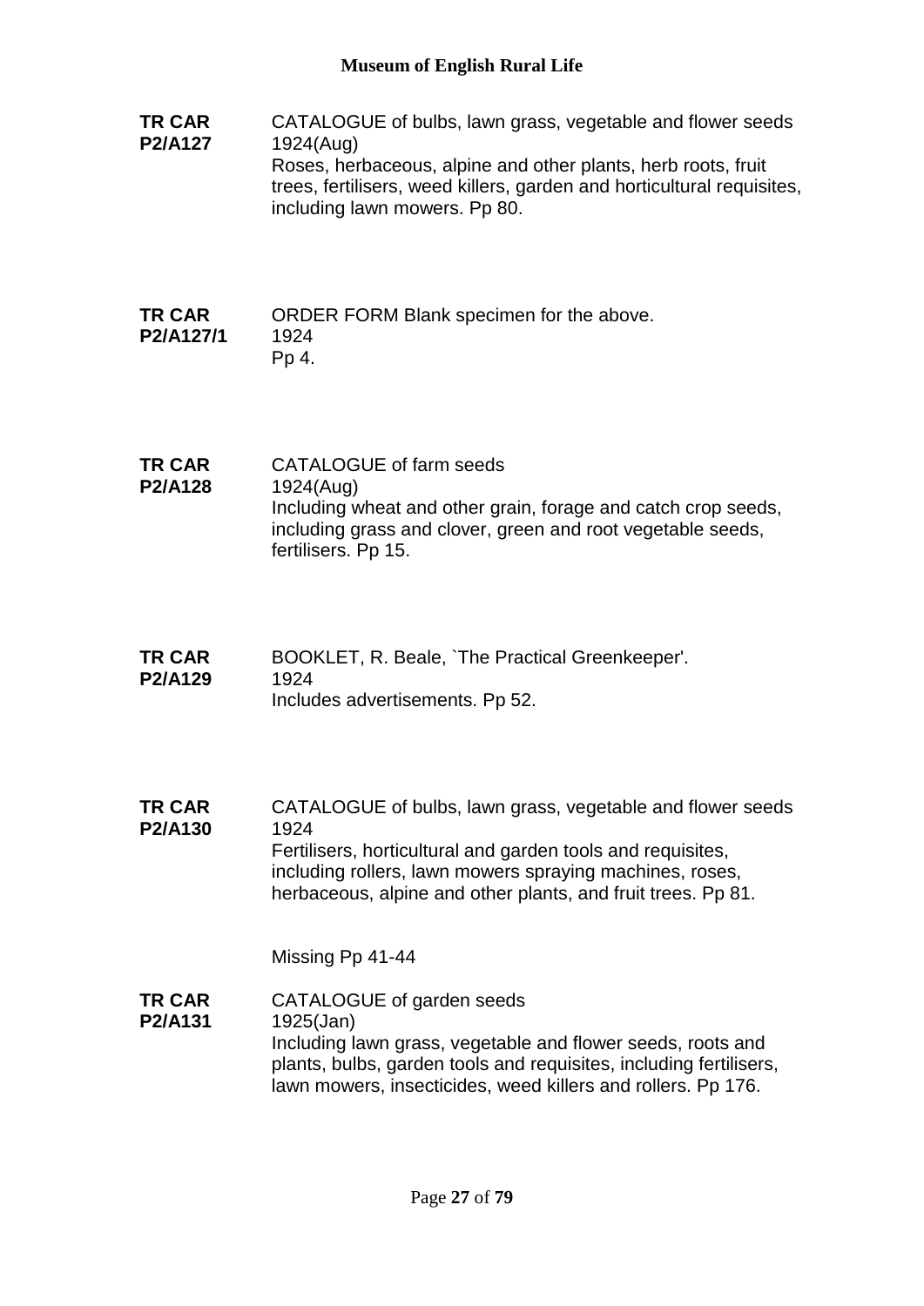**TR CAR P2/A127**

CATALOGUE of bulbs, lawn grass, vegetable and flower seeds
1924(Aug)
Roses, herbaceous, alpine and other plants, herb roots, fruit trees, fertilisers, weed killers, garden and horticultural requisites, including lawn mowers. Pp 80.

**TR CAR P2/A127/1**

ORDER FORM Blank specimen for the above.
1924
Pp 4.

**TR CAR P2/A128**

CATALOGUE of farm seeds
1924(Aug)
Including wheat and other grain, forage and catch crop seeds, including grass and clover, green and root vegetable seeds, fertilisers. Pp 15.

**TR CAR P2/A129**

BOOKLET, R. Beale, `The Practical Greenkeeper'.
1924
Includes advertisements. Pp 52.

**TR CAR P2/A130**

CATALOGUE of bulbs, lawn grass, vegetable and flower seeds
1924
Fertilisers, horticultural and garden tools and requisites, including rollers, lawn mowers spraying machines, roses, herbaceous, alpine and other plants, and fruit trees. Pp 81.

Missing Pp 41-44

**TR CAR P2/A131**

CATALOGUE of garden seeds
1925(Jan)
Including lawn grass, vegetable and flower seeds, roots and plants, bulbs, garden tools and requisites, including fertilisers, lawn mowers, insecticides, weed killers and rollers. Pp 176.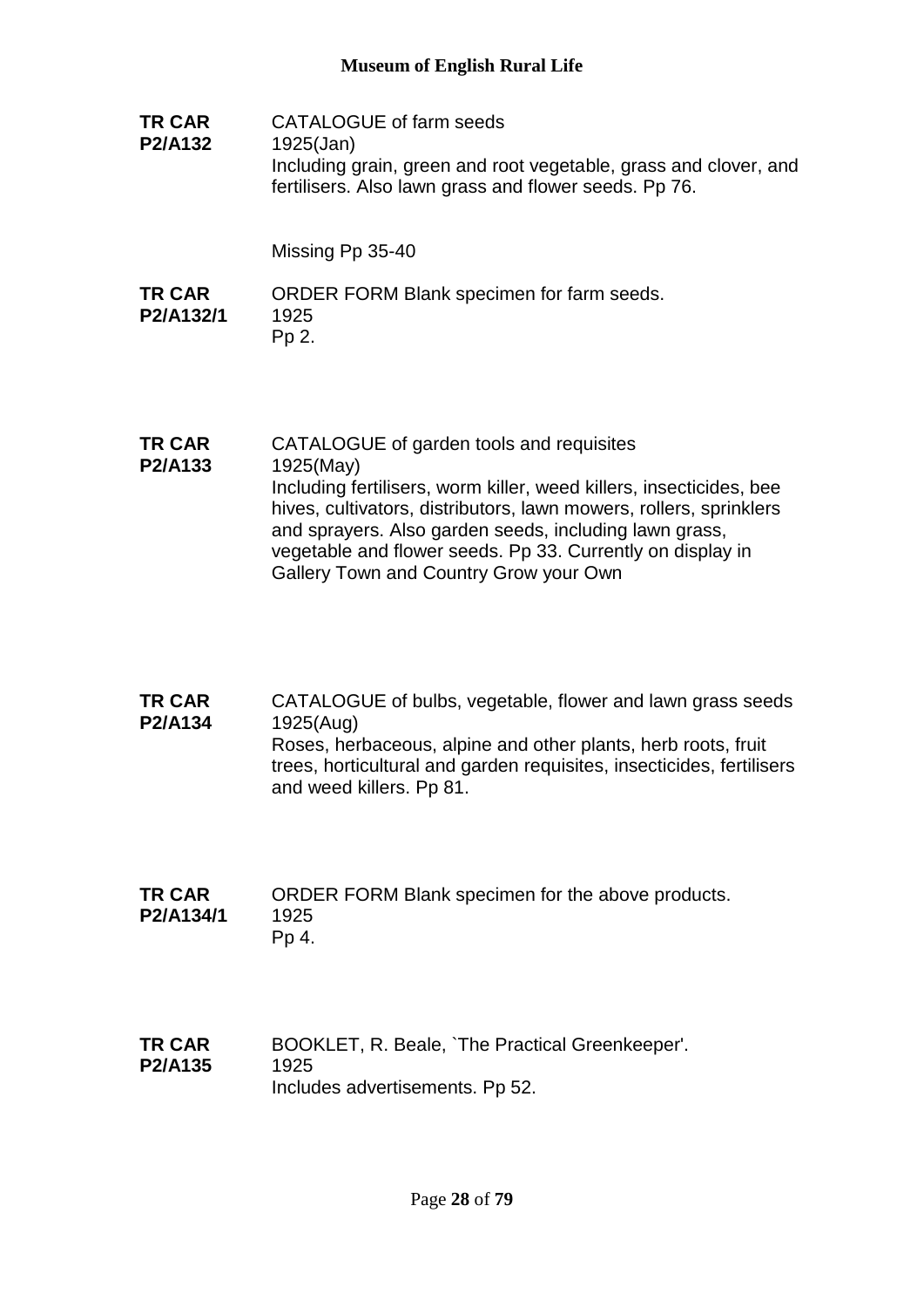**TR CAR P2/A132**

CATALOGUE of farm seeds
1925(Jan)
Including grain, green and root vegetable, grass and clover, and fertilisers. Also lawn grass and flower seeds. Pp 76.

Missing Pp 35-40

**TR CAR P2/A132/1**

ORDER FORM Blank specimen for farm seeds.
1925
Pp 2.

**TR CAR P2/A133**

CATALOGUE of garden tools and requisites
1925(May)
Including fertilisers, worm killer, weed killers, insecticides, bee hives, cultivators, distributors, lawn mowers, rollers, sprinklers and sprayers. Also garden seeds, including lawn grass, vegetable and flower seeds. Pp 33. Currently on display in Gallery Town and Country Grow your Own

**TR CAR P2/A134**

CATALOGUE of bulbs, vegetable, flower and lawn grass seeds
1925(Aug)
Roses, herbaceous, alpine and other plants, herb roots, fruit trees, horticultural and garden requisites, insecticides, fertilisers and weed killers. Pp 81.

**TR CAR P2/A134/1**

ORDER FORM Blank specimen for the above products.
1925
Pp 4.

**TR CAR P2/A135**

BOOKLET, R. Beale, `The Practical Greenkeeper'.
1925
Includes advertisements. Pp 52.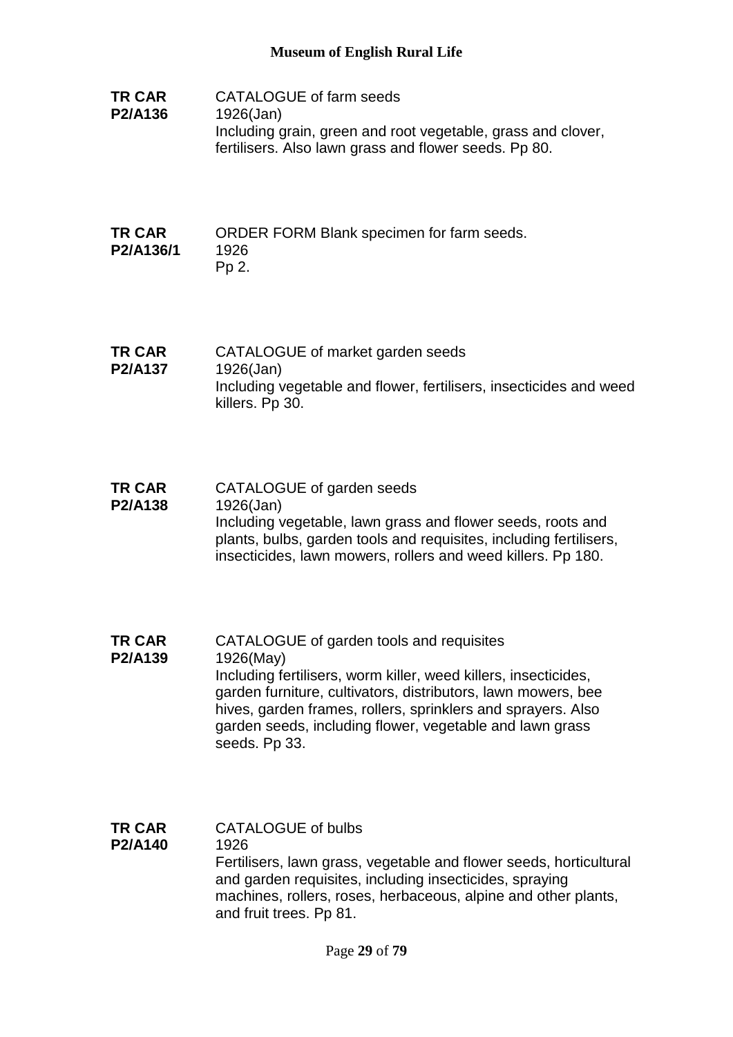**TR CAR P2/A136**

CATALOGUE of farm seeds
1926(Jan)
Including grain, green and root vegetable, grass and clover, fertilisers. Also lawn grass and flower seeds. Pp 80.

**TR CAR P2/A136/1**

ORDER FORM Blank specimen for farm seeds.
1926
Pp 2.

**TR CAR P2/A137**

CATALOGUE of market garden seeds
1926(Jan)
Including vegetable and flower, fertilisers, insecticides and weed killers. Pp 30.

**TR CAR P2/A138**

CATALOGUE of garden seeds
1926(Jan)
Including vegetable, lawn grass and flower seeds, roots and plants, bulbs, garden tools and requisites, including fertilisers, insecticides, lawn mowers, rollers and weed killers. Pp 180.

**TR CAR P2/A139**

CATALOGUE of garden tools and requisites
1926(May)
Including fertilisers, worm killer, weed killers, insecticides, garden furniture, cultivators, distributors, lawn mowers, bee hives, garden frames, rollers, sprinklers and sprayers. Also garden seeds, including flower, vegetable and lawn grass seeds. Pp 33.

**TR CAR P2/A140**

CATALOGUE of bulbs
1926
Fertilisers, lawn grass, vegetable and flower seeds, horticultural and garden requisites, including insecticides, spraying machines, rollers, roses, herbaceous, alpine and other plants, and fruit trees. Pp 81.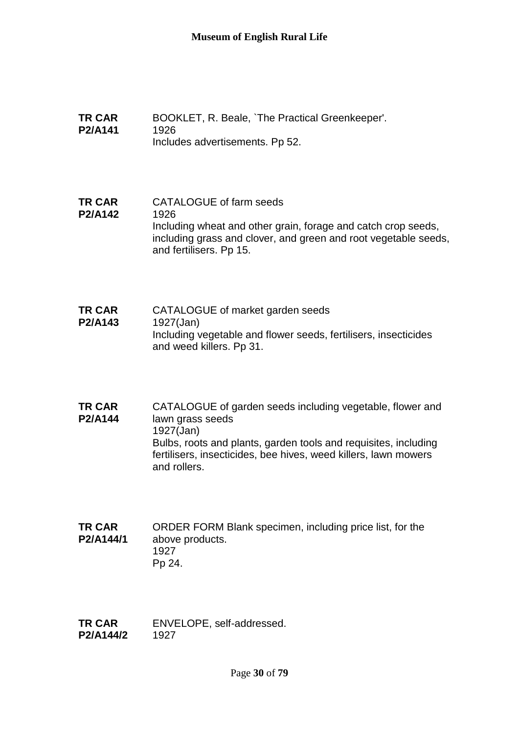**TR CAR P2/A141**
BOOKLET, R. Beale, `The Practical Greenkeeper'.
1926
Includes advertisements. Pp 52.

**TR CAR P2/A142**
CATALOGUE of farm seeds
1926
Including wheat and other grain, forage and catch crop seeds, including grass and clover, and green and root vegetable seeds, and fertilisers. Pp 15.

**TR CAR P2/A143**
CATALOGUE of market garden seeds
1927(Jan)
Including vegetable and flower seeds, fertilisers, insecticides and weed killers. Pp 31.

**TR CAR P2/A144**
CATALOGUE of garden seeds including vegetable, flower and lawn grass seeds
1927(Jan)
Bulbs, roots and plants, garden tools and requisites, including fertilisers, insecticides, bee hives, weed killers, lawn mowers and rollers.

**TR CAR P2/A144/1**
ORDER FORM Blank specimen, including price list, for the above products.
1927
Pp 24.

**TR CAR P2/A144/2**
ENVELOPE, self-addressed.
1927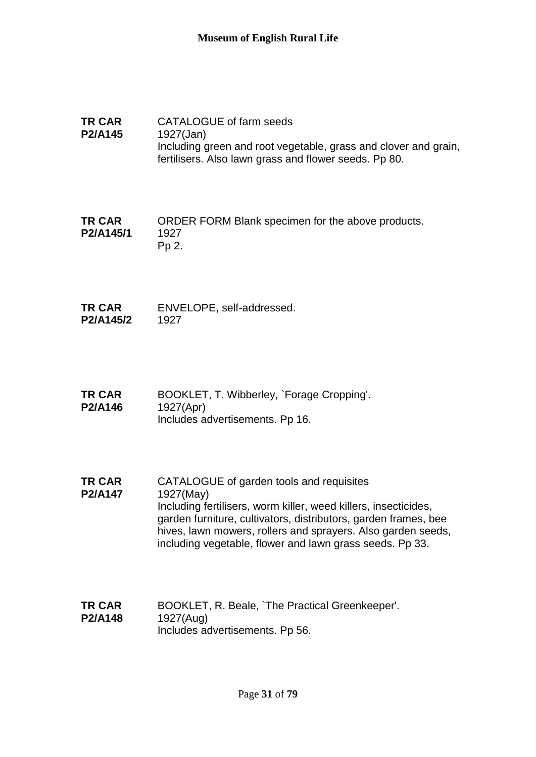**TR CAR P2/A145**

CATALOGUE of farm seeds
1927(Jan)
Including green and root vegetable, grass and clover and grain, fertilisers. Also lawn grass and flower seeds. Pp 80.

**TR CAR P2/A145/1**

ORDER FORM Blank specimen for the above products.
1927
Pp 2.

**TR CAR P2/A145/2**

ENVELOPE, self-addressed.
1927

**TR CAR P2/A146**

BOOKLET, T. Wibberley, `Forage Cropping'.
1927(Apr)
Includes advertisements. Pp 16.

**TR CAR P2/A147**

CATALOGUE of garden tools and requisites
1927(May)
Including fertilisers, worm killer, weed killers, insecticides, garden furniture, cultivators, distributors, garden frames, bee hives, lawn mowers, rollers and sprayers. Also garden seeds, including vegetable, flower and lawn grass seeds. Pp 33.

**TR CAR P2/A148**

BOOKLET, R. Beale, `The Practical Greenkeeper'.
1927(Aug)
Includes advertisements. Pp 56.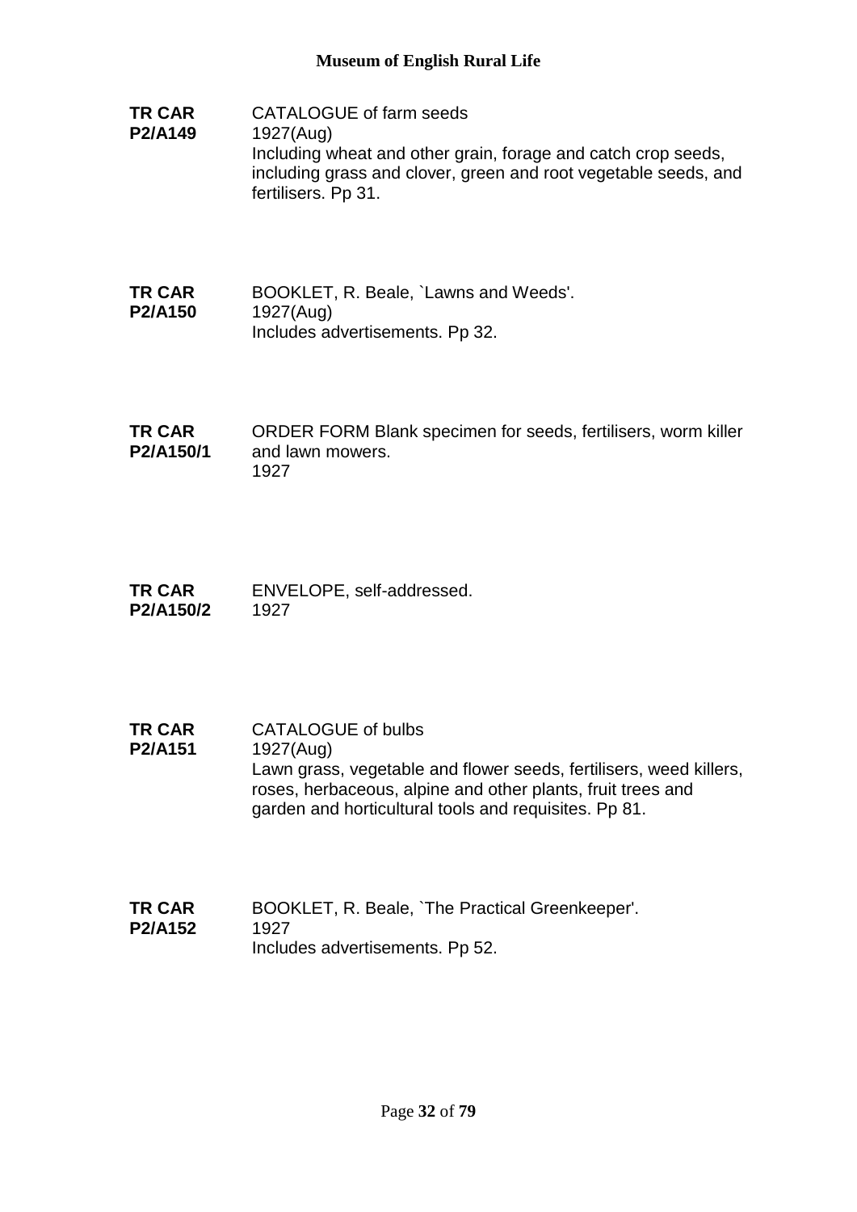**TR CAR P2/A149**

CATALOGUE of farm seeds
1927(Aug)
Including wheat and other grain, forage and catch crop seeds, including grass and clover, green and root vegetable seeds, and fertilisers. Pp 31.

**TR CAR P2/A150**

BOOKLET, R. Beale, `Lawns and Weeds'.
1927(Aug)
Includes advertisements. Pp 32.

**TR CAR P2/A150/1**

ORDER FORM Blank specimen for seeds, fertilisers, worm killer and lawn mowers.
1927

**TR CAR P2/A150/2**

ENVELOPE, self-addressed.
1927

**TR CAR P2/A151**

CATALOGUE of bulbs
1927(Aug)
Lawn grass, vegetable and flower seeds, fertilisers, weed killers, roses, herbaceous, alpine and other plants, fruit trees and garden and horticultural tools and requisites. Pp 81.

**TR CAR P2/A152**

BOOKLET, R. Beale, `The Practical Greenkeeper'.
1927
Includes advertisements. Pp 52.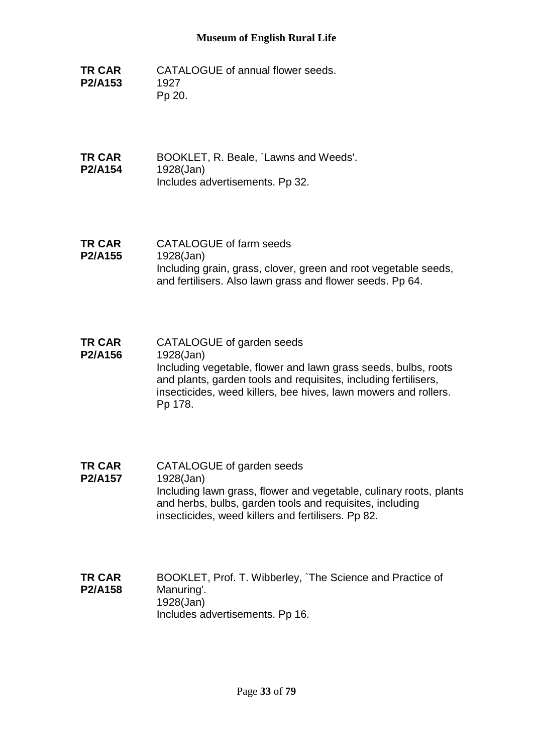**TR CAR P2/A153** CATALOGUE of annual flower seeds.
1927
Pp 20.

**TR CAR P2/A154** BOOKLET, R. Beale, `Lawns and Weeds'.
1928(Jan)
Includes advertisements. Pp 32.

**TR CAR P2/A155** CATALOGUE of farm seeds
1928(Jan)
Including grain, grass, clover, green and root vegetable seeds, and fertilisers. Also lawn grass and flower seeds. Pp 64.

**TR CAR P2/A156** CATALOGUE of garden seeds
1928(Jan)
Including vegetable, flower and lawn grass seeds, bulbs, roots and plants, garden tools and requisites, including fertilisers, insecticides, weed killers, bee hives, lawn mowers and rollers. Pp 178.

**TR CAR P2/A157** CATALOGUE of garden seeds
1928(Jan)
Including lawn grass, flower and vegetable, culinary roots, plants and herbs, bulbs, garden tools and requisites, including insecticides, weed killers and fertilisers. Pp 82.

**TR CAR P2/A158** BOOKLET, Prof. T. Wibberley, `The Science and Practice of Manuring'.
1928(Jan)
Includes advertisements. Pp 16.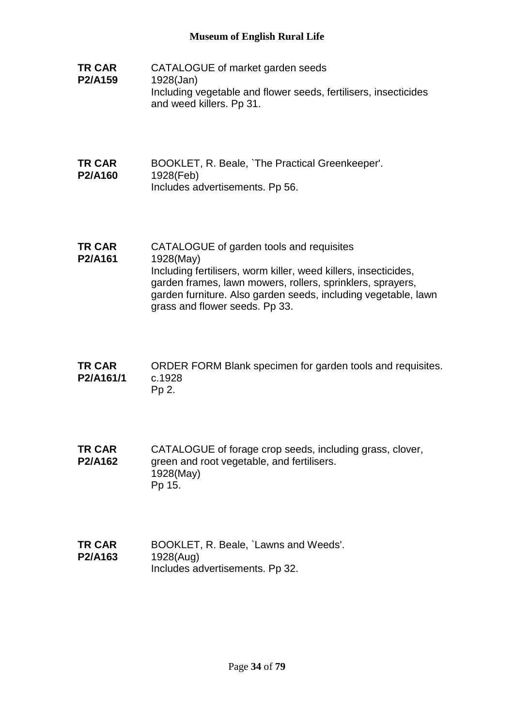**TR CAR P2/A159**
CATALOGUE of market garden seeds
1928(Jan)
Including vegetable and flower seeds, fertilisers, insecticides and weed killers. Pp 31.

**TR CAR P2/A160**
BOOKLET, R. Beale, `The Practical Greenkeeper'.
1928(Feb)
Includes advertisements. Pp 56.

**TR CAR P2/A161**
CATALOGUE of garden tools and requisites
1928(May)
Including fertilisers, worm killer, weed killers, insecticides, garden frames, lawn mowers, rollers, sprinklers, sprayers, garden furniture. Also garden seeds, including vegetable, lawn grass and flower seeds. Pp 33.

**TR CAR P2/A161/1**
ORDER FORM Blank specimen for garden tools and requisites.
c.1928
Pp 2.

**TR CAR P2/A162**
CATALOGUE of forage crop seeds, including grass, clover, green and root vegetable, and fertilisers.
1928(May)
Pp 15.

**TR CAR P2/A163**
BOOKLET, R. Beale, `Lawns and Weeds'.
1928(Aug)
Includes advertisements. Pp 32.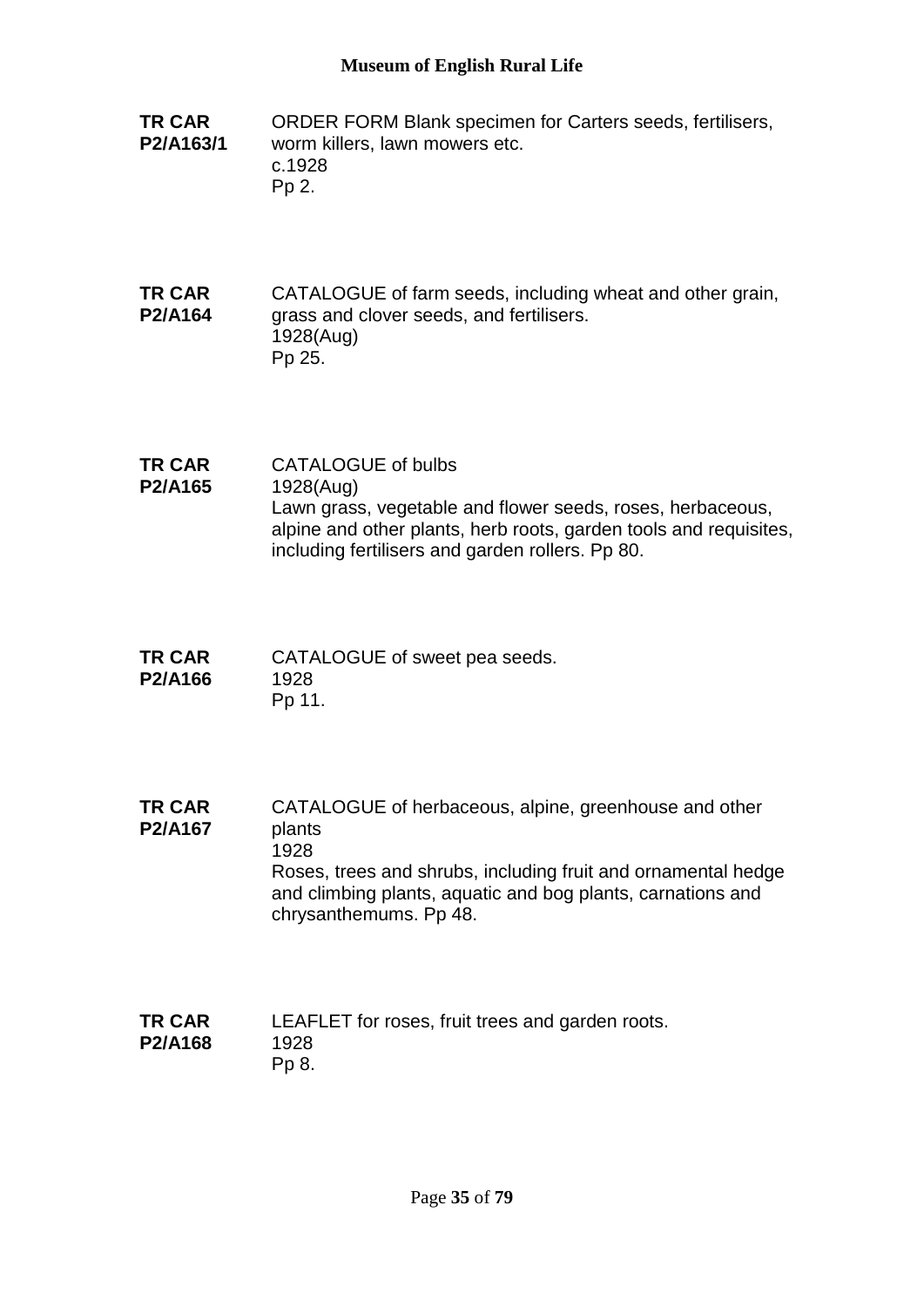**TR CAR P2/A163/1**

ORDER FORM Blank specimen for Carters seeds, fertilisers, worm killers, lawn mowers etc.
c.1928
Pp 2.

**TR CAR P2/A164**

CATALOGUE of farm seeds, including wheat and other grain, grass and clover seeds, and fertilisers.
1928(Aug)
Pp 25.

**TR CAR P2/A165**

CATALOGUE of bulbs
1928(Aug)
Lawn grass, vegetable and flower seeds, roses, herbaceous, alpine and other plants, herb roots, garden tools and requisites, including fertilisers and garden rollers. Pp 80.

**TR CAR P2/A166**

CATALOGUE of sweet pea seeds.
1928
Pp 11.

**TR CAR P2/A167**

CATALOGUE of herbaceous, alpine, greenhouse and other plants
1928
Roses, trees and shrubs, including fruit and ornamental hedge and climbing plants, aquatic and bog plants, carnations and chrysanthemums. Pp 48.

**TR CAR P2/A168**

LEAFLET for roses, fruit trees and garden roots.
1928
Pp 8.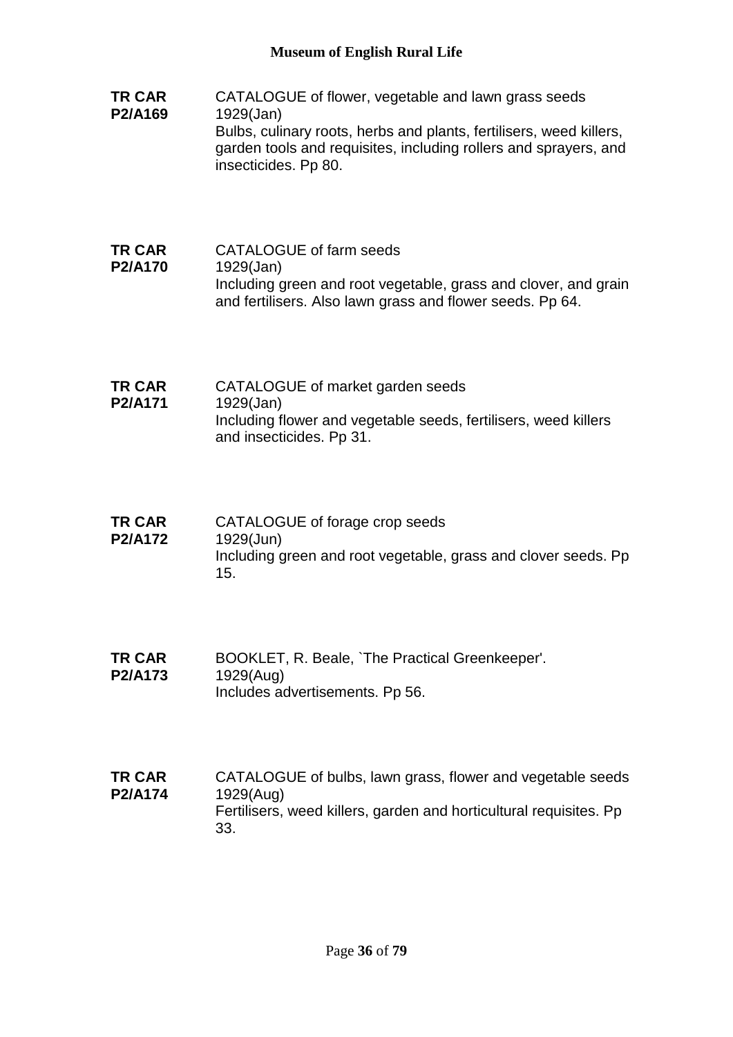**TR CAR P2/A169**

CATALOGUE of flower, vegetable and lawn grass seeds
1929(Jan)
Bulbs, culinary roots, herbs and plants, fertilisers, weed killers, garden tools and requisites, including rollers and sprayers, and insecticides. Pp 80.

**TR CAR P2/A170**

CATALOGUE of farm seeds
1929(Jan)
Including green and root vegetable, grass and clover, and grain and fertilisers. Also lawn grass and flower seeds. Pp 64.

**TR CAR P2/A171**

CATALOGUE of market garden seeds
1929(Jan)
Including flower and vegetable seeds, fertilisers, weed killers and insecticides. Pp 31.

**TR CAR P2/A172**

CATALOGUE of forage crop seeds
1929(Jun)
Including green and root vegetable, grass and clover seeds. Pp 15.

**TR CAR P2/A173**

BOOKLET, R. Beale, `The Practical Greenkeeper'.
1929(Aug)
Includes advertisements. Pp 56.

**TR CAR P2/A174**

CATALOGUE of bulbs, lawn grass, flower and vegetable seeds
1929(Aug)
Fertilisers, weed killers, garden and horticultural requisites. Pp 33.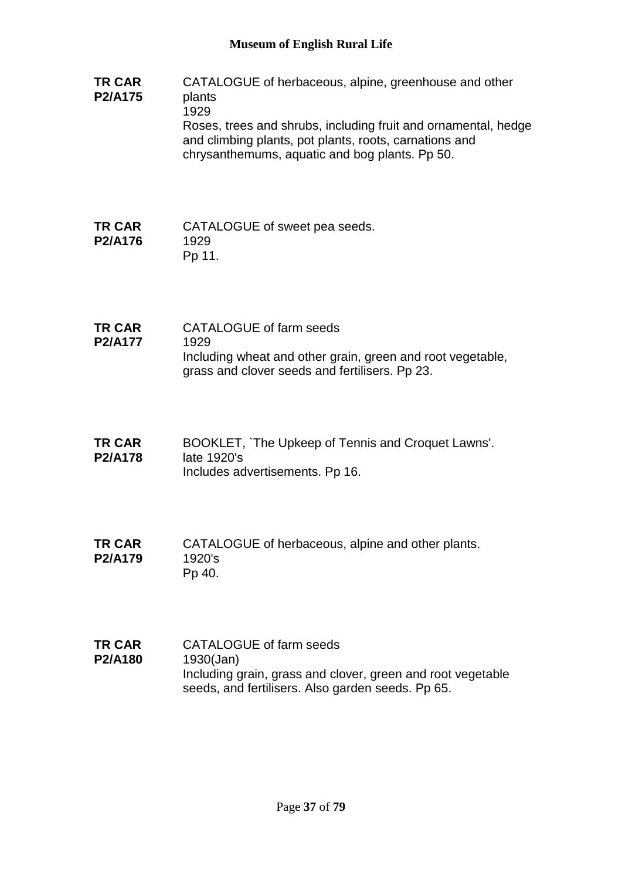**TR CAR P2/A175**

CATALOGUE of herbaceous, alpine, greenhouse and other plants
1929
Roses, trees and shrubs, including fruit and ornamental, hedge and climbing plants, pot plants, roots, carnations and chrysanthemums, aquatic and bog plants. Pp 50.

**TR CAR P2/A176**

CATALOGUE of sweet pea seeds.
1929
Pp 11.

**TR CAR P2/A177**

CATALOGUE of farm seeds
1929
Including wheat and other grain, green and root vegetable, grass and clover seeds and fertilisers. Pp 23.

**TR CAR P2/A178**

BOOKLET, `The Upkeep of Tennis and Croquet Lawns'.
late 1920's
Includes advertisements. Pp 16.

**TR CAR P2/A179**

CATALOGUE of herbaceous, alpine and other plants.
1920's
Pp 40.

**TR CAR P2/A180**

CATALOGUE of farm seeds
1930(Jan)
Including grain, grass and clover, green and root vegetable seeds, and fertilisers. Also garden seeds. Pp 65.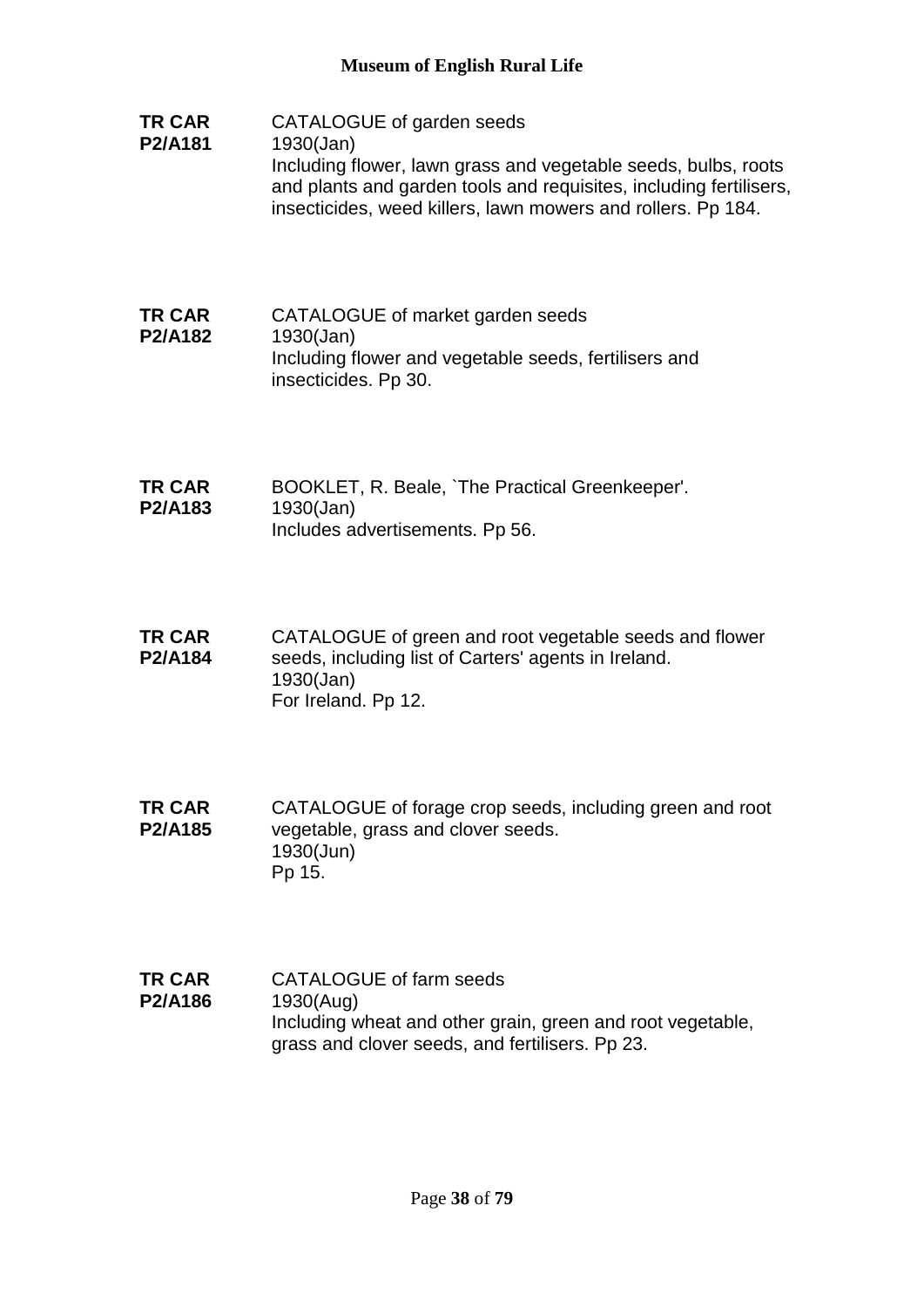**TR CAR P2/A181**
CATALOGUE of garden seeds
1930(Jan)
Including flower, lawn grass and vegetable seeds, bulbs, roots and plants and garden tools and requisites, including fertilisers, insecticides, weed killers, lawn mowers and rollers. Pp 184.

**TR CAR P2/A182**
CATALOGUE of market garden seeds
1930(Jan)
Including flower and vegetable seeds, fertilisers and insecticides. Pp 30.

**TR CAR P2/A183**
BOOKLET, R. Beale, `The Practical Greenkeeper'.
1930(Jan)
Includes advertisements. Pp 56.

**TR CAR P2/A184**
CATALOGUE of green and root vegetable seeds and flower seeds, including list of Carters' agents in Ireland.
1930(Jan)
For Ireland. Pp 12.

**TR CAR P2/A185**
CATALOGUE of forage crop seeds, including green and root vegetable, grass and clover seeds.
1930(Jun)
Pp 15.

**TR CAR P2/A186**
CATALOGUE of farm seeds
1930(Aug)
Including wheat and other grain, green and root vegetable, grass and clover seeds, and fertilisers. Pp 23.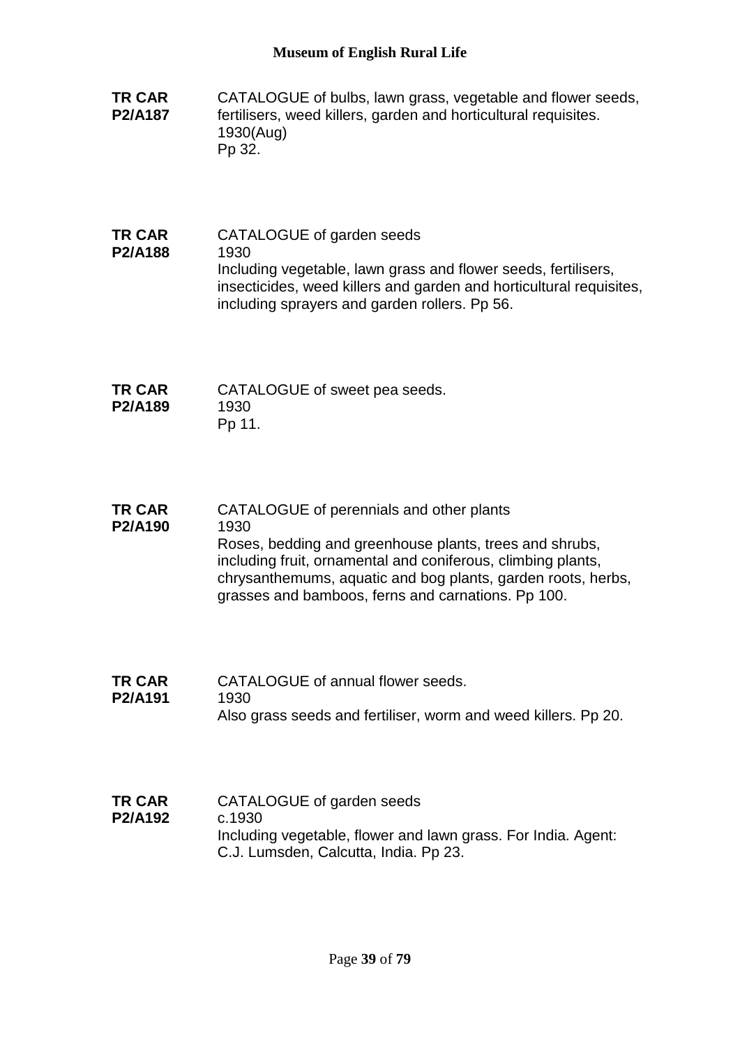**TR CAR P2/A187**

CATALOGUE of bulbs, lawn grass, vegetable and flower seeds, fertilisers, weed killers, garden and horticultural requisites.
1930(Aug)
Pp 32.

**TR CAR P2/A188**

CATALOGUE of garden seeds
1930
Including vegetable, lawn grass and flower seeds, fertilisers, insecticides, weed killers and garden and horticultural requisites, including sprayers and garden rollers. Pp 56.

**TR CAR P2/A189**

CATALOGUE of sweet pea seeds.
1930
Pp 11.

**TR CAR P2/A190**

CATALOGUE of perennials and other plants
1930
Roses, bedding and greenhouse plants, trees and shrubs, including fruit, ornamental and coniferous, climbing plants, chrysanthemums, aquatic and bog plants, garden roots, herbs, grasses and bamboos, ferns and carnations. Pp 100.

**TR CAR P2/A191**

CATALOGUE of annual flower seeds.
1930
Also grass seeds and fertiliser, worm and weed killers. Pp 20.

**TR CAR P2/A192**

CATALOGUE of garden seeds
c.1930
Including vegetable, flower and lawn grass. For India. Agent: C.J. Lumsden, Calcutta, India. Pp 23.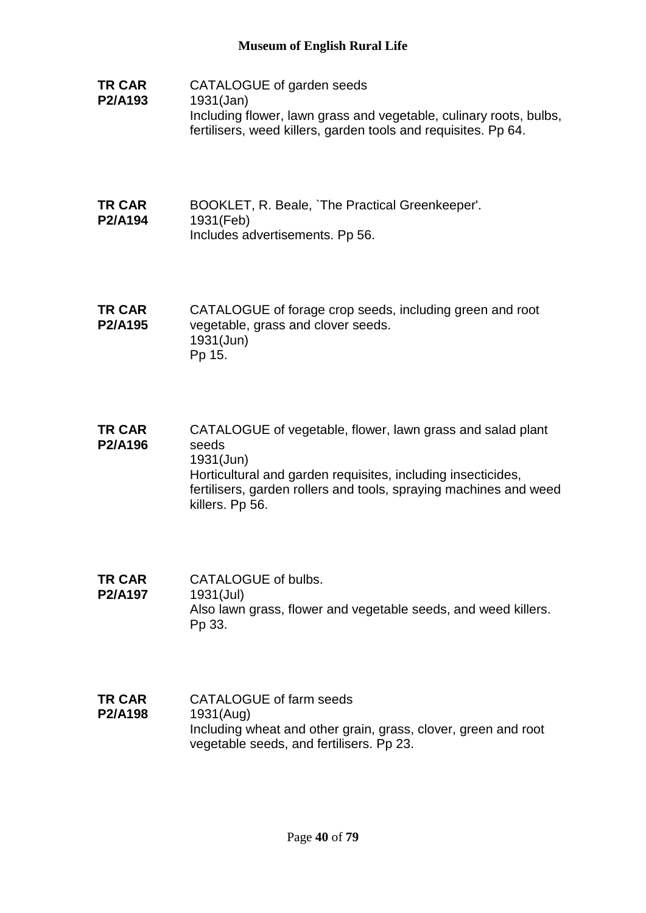**TR CAR P2/A193**
CATALOGUE of garden seeds
1931(Jan)
Including flower, lawn grass and vegetable, culinary roots, bulbs, fertilisers, weed killers, garden tools and requisites. Pp 64.

**TR CAR P2/A194**
BOOKLET, R. Beale, `The Practical Greenkeeper'.
1931(Feb)
Includes advertisements. Pp 56.

**TR CAR P2/A195**
CATALOGUE of forage crop seeds, including green and root vegetable, grass and clover seeds.
1931(Jun)
Pp 15.

**TR CAR P2/A196**
CATALOGUE of vegetable, flower, lawn grass and salad plant seeds
1931(Jun)
Horticultural and garden requisites, including insecticides, fertilisers, garden rollers and tools, spraying machines and weed killers. Pp 56.

**TR CAR P2/A197**
CATALOGUE of bulbs.
1931(Jul)
Also lawn grass, flower and vegetable seeds, and weed killers. Pp 33.

**TR CAR P2/A198**
CATALOGUE of farm seeds
1931(Aug)
Including wheat and other grain, grass, clover, green and root vegetable seeds, and fertilisers. Pp 23.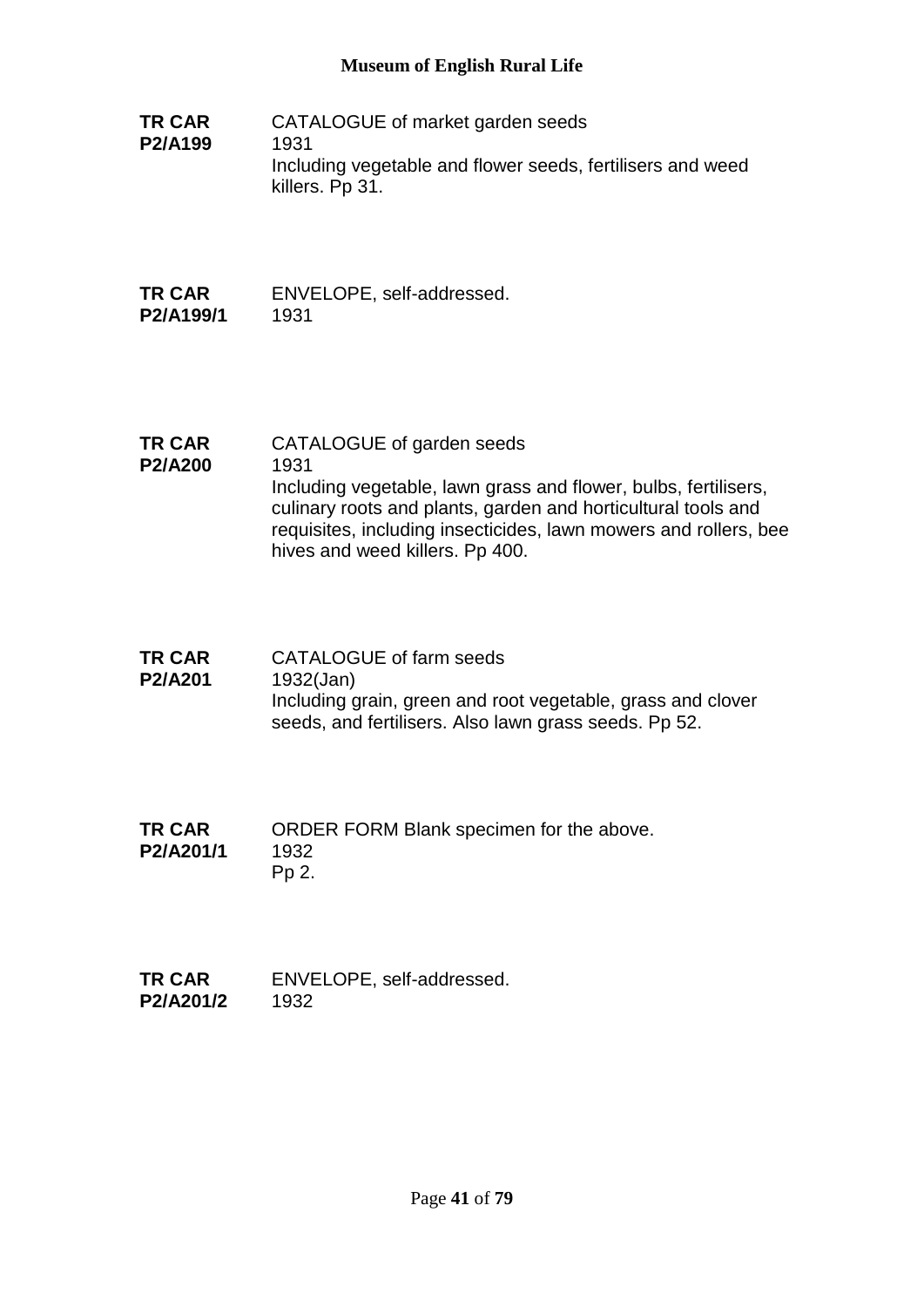**TR CAR P2/A199**
CATALOGUE of market garden seeds
1931
Including vegetable and flower seeds, fertilisers and weed killers. Pp 31.

**TR CAR P2/A199/1**
ENVELOPE, self-addressed.
1931

**TR CAR P2/A200**
CATALOGUE of garden seeds
1931
Including vegetable, lawn grass and flower, bulbs, fertilisers, culinary roots and plants, garden and horticultural tools and requisites, including insecticides, lawn mowers and rollers, bee hives and weed killers. Pp 400.

**TR CAR P2/A201**
CATALOGUE of farm seeds
1932(Jan)
Including grain, green and root vegetable, grass and clover seeds, and fertilisers. Also lawn grass seeds. Pp 52.

**TR CAR P2/A201/1**
ORDER FORM Blank specimen for the above.
1932
Pp 2.

**TR CAR P2/A201/2**
ENVELOPE, self-addressed.
1932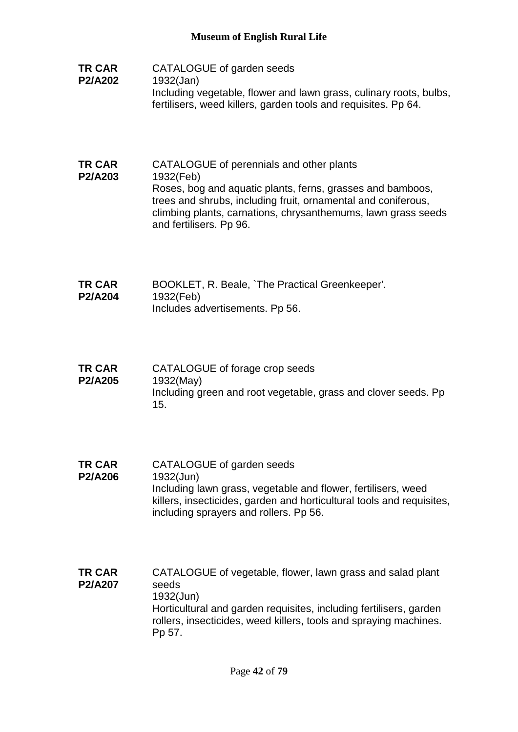**TR CAR P2/A202**

CATALOGUE of garden seeds
1932(Jan)
Including vegetable, flower and lawn grass, culinary roots, bulbs, fertilisers, weed killers, garden tools and requisites. Pp 64.

**TR CAR P2/A203**

CATALOGUE of perennials and other plants
1932(Feb)
Roses, bog and aquatic plants, ferns, grasses and bamboos, trees and shrubs, including fruit, ornamental and coniferous, climbing plants, carnations, chrysanthemums, lawn grass seeds and fertilisers. Pp 96.

**TR CAR P2/A204**

BOOKLET, R. Beale, `The Practical Greenkeeper'.
1932(Feb)
Includes advertisements. Pp 56.

**TR CAR P2/A205**

CATALOGUE of forage crop seeds
1932(May)
Including green and root vegetable, grass and clover seeds. Pp 15.

**TR CAR P2/A206**

CATALOGUE of garden seeds
1932(Jun)
Including lawn grass, vegetable and flower, fertilisers, weed killers, insecticides, garden and horticultural tools and requisites, including sprayers and rollers. Pp 56.

**TR CAR P2/A207**

CATALOGUE of vegetable, flower, lawn grass and salad plant seeds
1932(Jun)
Horticultural and garden requisites, including fertilisers, garden rollers, insecticides, weed killers, tools and spraying machines. Pp 57.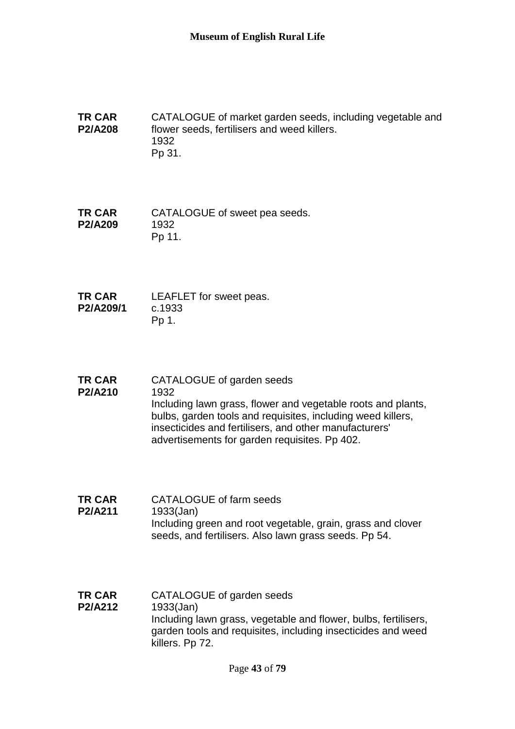**TR CAR P2/A208**

CATALOGUE of market garden seeds, including vegetable and flower seeds, fertilisers and weed killers.
1932
Pp 31.

**TR CAR P2/A209**

CATALOGUE of sweet pea seeds.
1932
Pp 11.

**TR CAR P2/A209/1**

LEAFLET for sweet peas.
c.1933
Pp 1.

**TR CAR P2/A210**

CATALOGUE of garden seeds
1932
Including lawn grass, flower and vegetable roots and plants, bulbs, garden tools and requisites, including weed killers, insecticides and fertilisers, and other manufacturers' advertisements for garden requisites. Pp 402.

**TR CAR P2/A211**

CATALOGUE of farm seeds
1933(Jan)
Including green and root vegetable, grain, grass and clover seeds, and fertilisers. Also lawn grass seeds. Pp 54.

**TR CAR P2/A212**

CATALOGUE of garden seeds
1933(Jan)
Including lawn grass, vegetable and flower, bulbs, fertilisers, garden tools and requisites, including insecticides and weed killers. Pp 72.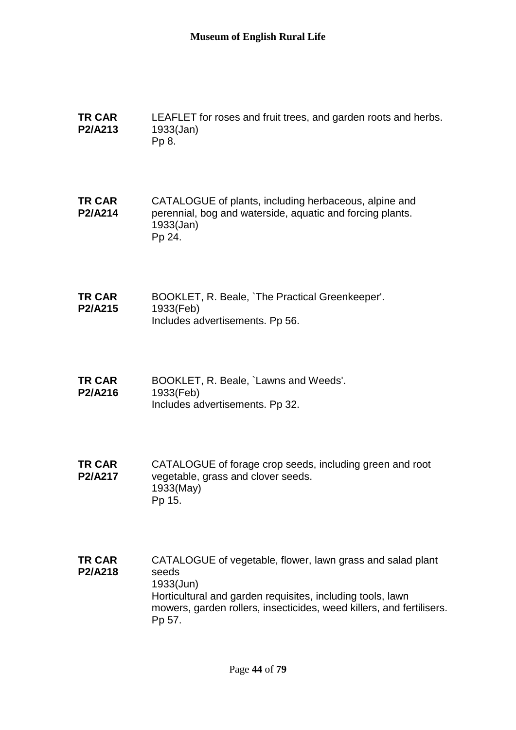**TR CAR P2/A213**
LEAFLET for roses and fruit trees, and garden roots and herbs.
1933(Jan)
Pp 8.

**TR CAR P2/A214**
CATALOGUE of plants, including herbaceous, alpine and perennial, bog and waterside, aquatic and forcing plants.
1933(Jan)
Pp 24.

**TR CAR P2/A215**
BOOKLET, R. Beale, `The Practical Greenkeeper'.
1933(Feb)
Includes advertisements. Pp 56.

**TR CAR P2/A216**
BOOKLET, R. Beale, `Lawns and Weeds'.
1933(Feb)
Includes advertisements. Pp 32.

**TR CAR P2/A217**
CATALOGUE of forage crop seeds, including green and root vegetable, grass and clover seeds.
1933(May)
Pp 15.

**TR CAR P2/A218**
CATALOGUE of vegetable, flower, lawn grass and salad plant seeds
1933(Jun)
Horticultural and garden requisites, including tools, lawn mowers, garden rollers, insecticides, weed killers, and fertilisers. Pp 57.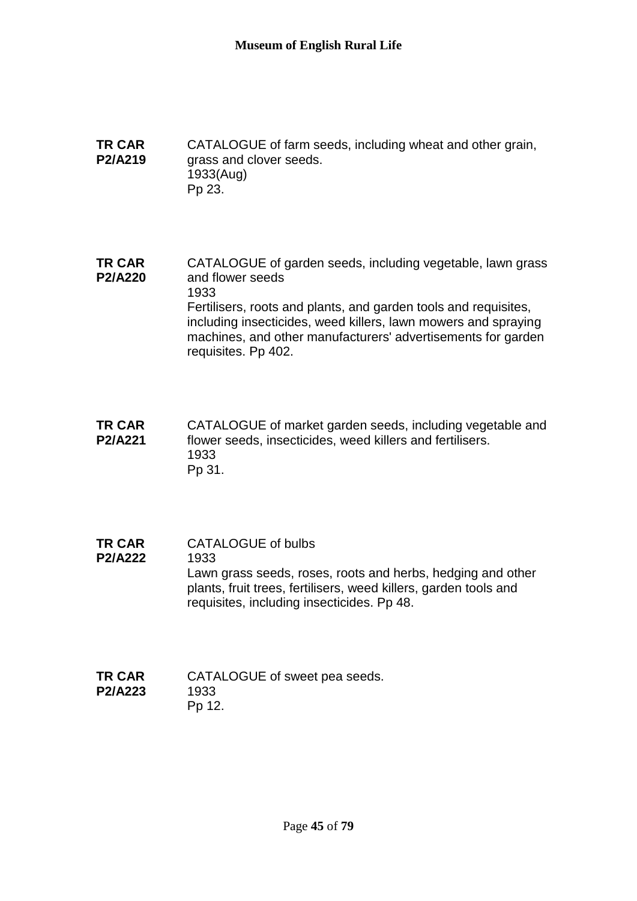**TR CAR P2/A219**
CATALOGUE of farm seeds, including wheat and other grain, grass and clover seeds.
1933(Aug)
Pp 23.

**TR CAR P2/A220**
CATALOGUE of garden seeds, including vegetable, lawn grass and flower seeds
1933
Fertilisers, roots and plants, and garden tools and requisites, including insecticides, weed killers, lawn mowers and spraying machines, and other manufacturers' advertisements for garden requisites. Pp 402.

**TR CAR P2/A221**
CATALOGUE of market garden seeds, including vegetable and flower seeds, insecticides, weed killers and fertilisers.
1933
Pp 31.

**TR CAR P2/A222**
CATALOGUE of bulbs
1933
Lawn grass seeds, roses, roots and herbs, hedging and other plants, fruit trees, fertilisers, weed killers, garden tools and requisites, including insecticides. Pp 48.

**TR CAR P2/A223**
CATALOGUE of sweet pea seeds.
1933
Pp 12.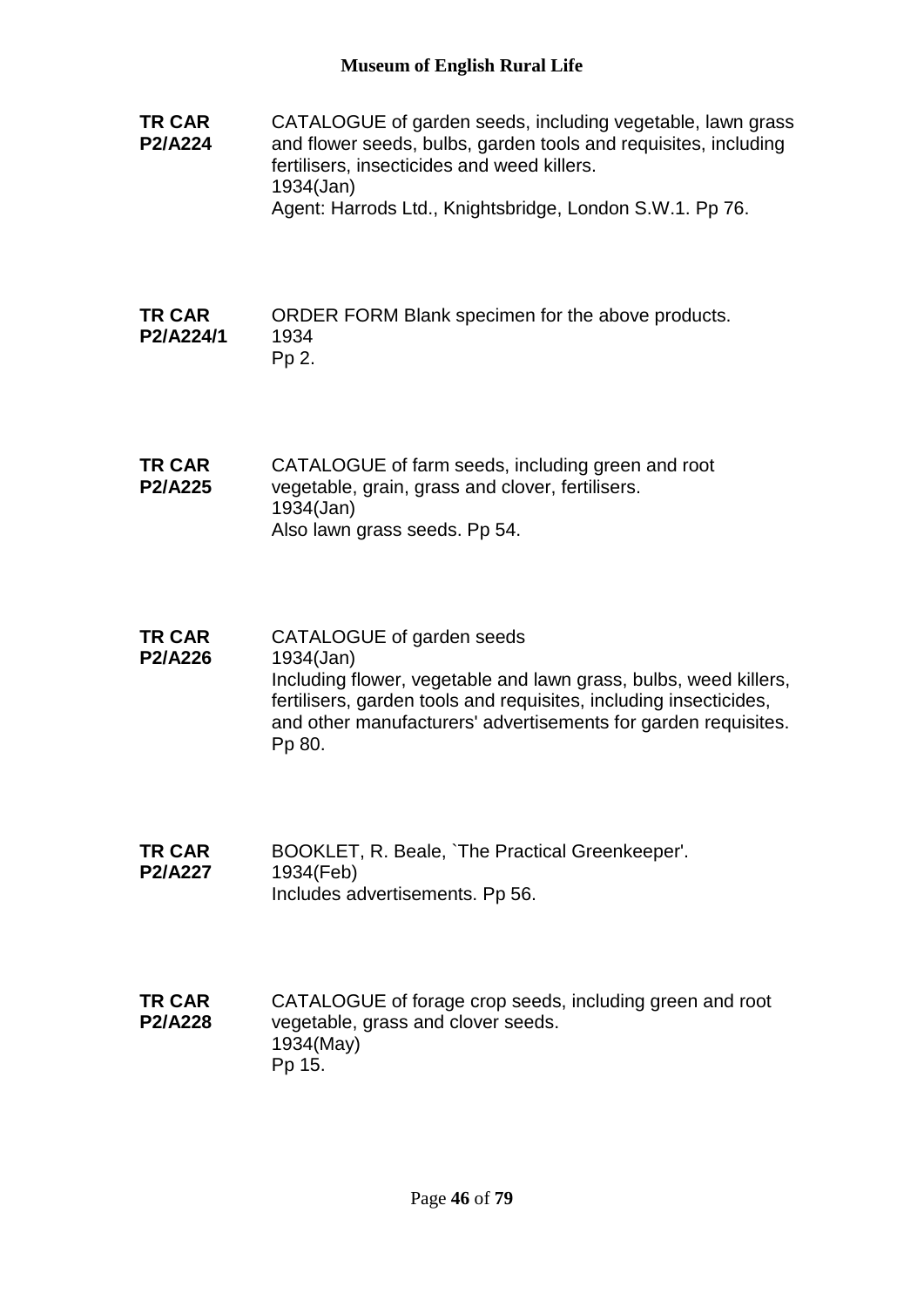**TR CAR P2/A224**

CATALOGUE of garden seeds, including vegetable, lawn grass and flower seeds, bulbs, garden tools and requisites, including fertilisers, insecticides and weed killers.
1934(Jan)
Agent: Harrods Ltd., Knightsbridge, London S.W.1. Pp 76.

**TR CAR P2/A224/1**

ORDER FORM Blank specimen for the above products.
1934
Pp 2.

**TR CAR P2/A225**

CATALOGUE of farm seeds, including green and root vegetable, grain, grass and clover, fertilisers.
1934(Jan)
Also lawn grass seeds. Pp 54.

**TR CAR P2/A226**

CATALOGUE of garden seeds
1934(Jan)
Including flower, vegetable and lawn grass, bulbs, weed killers, fertilisers, garden tools and requisites, including insecticides, and other manufacturers' advertisements for garden requisites. Pp 80.

**TR CAR P2/A227**

BOOKLET, R. Beale, `The Practical Greenkeeper'.
1934(Feb)
Includes advertisements. Pp 56.

**TR CAR P2/A228**

CATALOGUE of forage crop seeds, including green and root vegetable, grass and clover seeds.
1934(May)
Pp 15.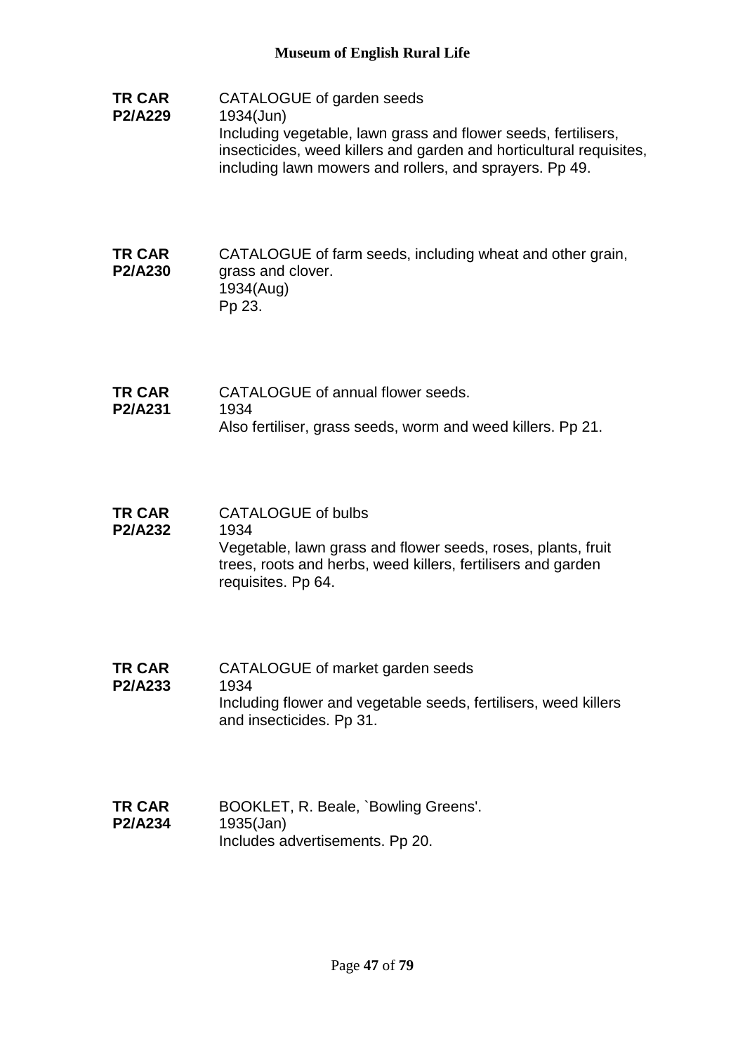**TR CAR P2/A229**

CATALOGUE of garden seeds
1934(Jun)
Including vegetable, lawn grass and flower seeds, fertilisers, insecticides, weed killers and garden and horticultural requisites, including lawn mowers and rollers, and sprayers. Pp 49.

**TR CAR P2/A230**

CATALOGUE of farm seeds, including wheat and other grain, grass and clover.
1934(Aug)
Pp 23.

**TR CAR P2/A231**

CATALOGUE of annual flower seeds.
1934
Also fertiliser, grass seeds, worm and weed killers. Pp 21.

**TR CAR P2/A232**

CATALOGUE of bulbs
1934
Vegetable, lawn grass and flower seeds, roses, plants, fruit trees, roots and herbs, weed killers, fertilisers and garden requisites. Pp 64.

**TR CAR P2/A233**

CATALOGUE of market garden seeds
1934
Including flower and vegetable seeds, fertilisers, weed killers and insecticides. Pp 31.

**TR CAR P2/A234**

BOOKLET, R. Beale, `Bowling Greens'.
1935(Jan)
Includes advertisements. Pp 20.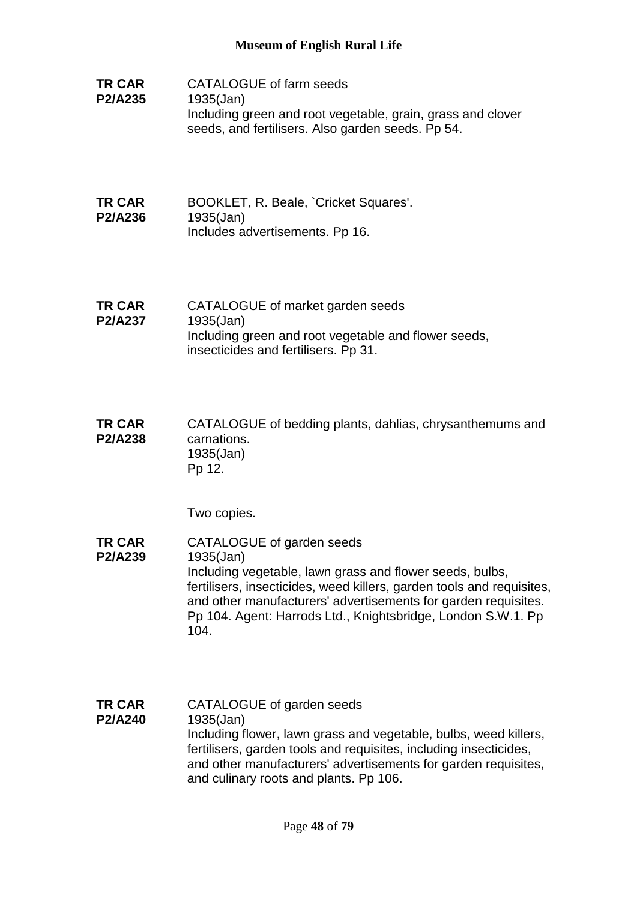**TR CAR P2/A235**

CATALOGUE of farm seeds
1935(Jan)
Including green and root vegetable, grain, grass and clover seeds, and fertilisers. Also garden seeds. Pp 54.

**TR CAR P2/A236**

BOOKLET, R. Beale, `Cricket Squares'.
1935(Jan)
Includes advertisements. Pp 16.

**TR CAR P2/A237**

CATALOGUE of market garden seeds
1935(Jan)
Including green and root vegetable and flower seeds, insecticides and fertilisers. Pp 31.

**TR CAR P2/A238**

CATALOGUE of bedding plants, dahlias, chrysanthemums and carnations.
1935(Jan)
Pp 12.

Two copies.

**TR CAR P2/A239**

CATALOGUE of garden seeds
1935(Jan)
Including vegetable, lawn grass and flower seeds, bulbs, fertilisers, insecticides, weed killers, garden tools and requisites, and other manufacturers' advertisements for garden requisites. Pp 104. Agent: Harrods Ltd., Knightsbridge, London S.W.1. Pp 104.

**TR CAR P2/A240**

CATALOGUE of garden seeds
1935(Jan)
Including flower, lawn grass and vegetable, bulbs, weed killers, fertilisers, garden tools and requisites, including insecticides, and other manufacturers' advertisements for garden requisites, and culinary roots and plants. Pp 106.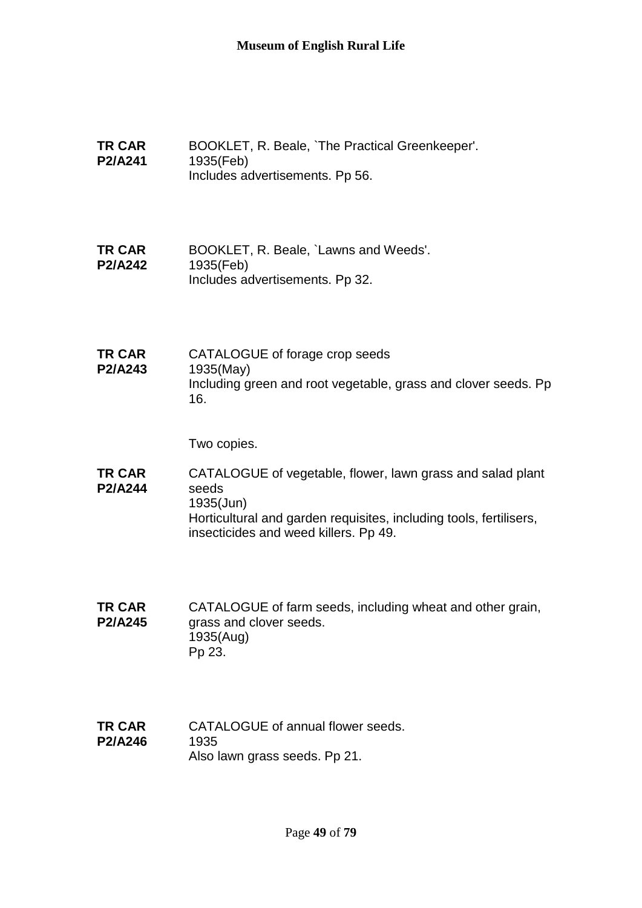**TR CAR P2/A241** BOOKLET, R. Beale, `The Practical Greenkeeper'.
1935(Feb)
Includes advertisements. Pp 56.

**TR CAR P2/A242** BOOKLET, R. Beale, `Lawns and Weeds'.
1935(Feb)
Includes advertisements. Pp 32.

**TR CAR P2/A243** CATALOGUE of forage crop seeds
1935(May)
Including green and root vegetable, grass and clover seeds. Pp 16.

Two copies.

**TR CAR P2/A244** CATALOGUE of vegetable, flower, lawn grass and salad plant seeds
1935(Jun)
Horticultural and garden requisites, including tools, fertilisers, insecticides and weed killers. Pp 49.

**TR CAR P2/A245** CATALOGUE of farm seeds, including wheat and other grain, grass and clover seeds.
1935(Aug)
Pp 23.

**TR CAR P2/A246** CATALOGUE of annual flower seeds.
1935
Also lawn grass seeds. Pp 21.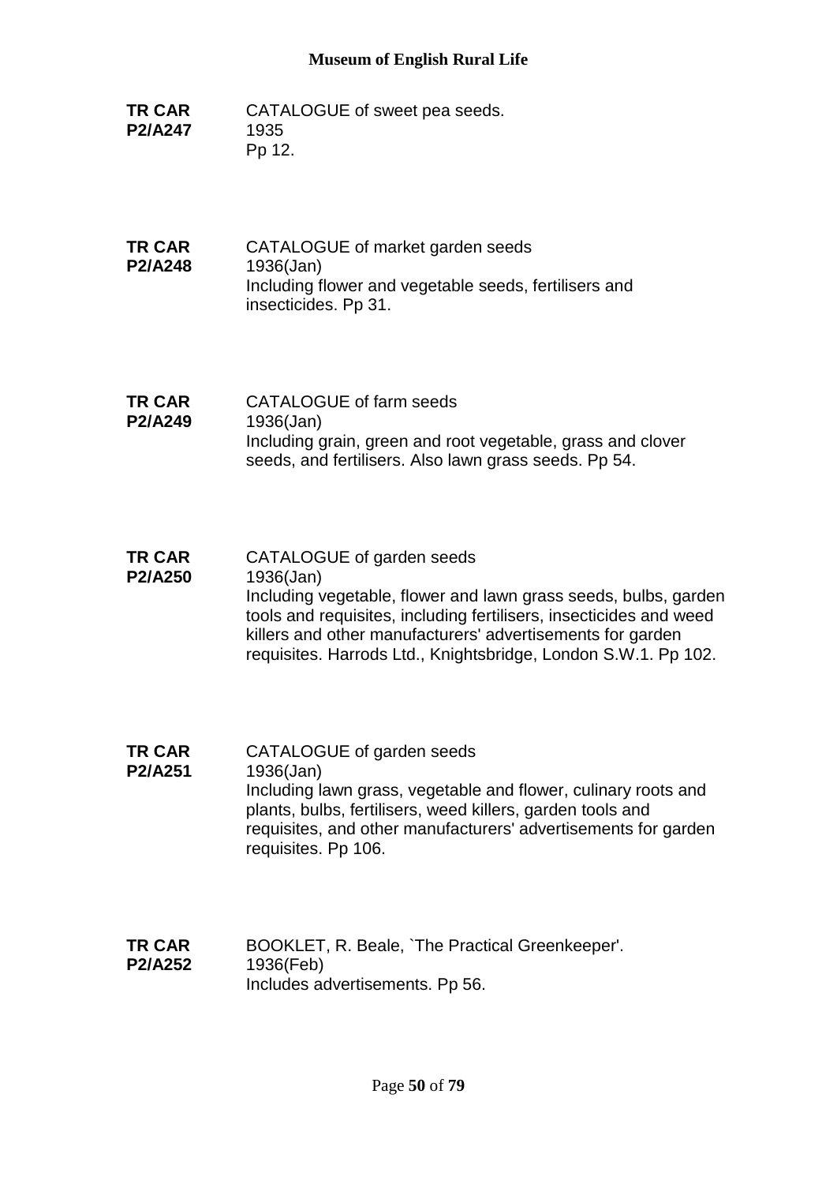**TR CAR P2/A247**

CATALOGUE of sweet pea seeds.
1935
Pp 12.

**TR CAR P2/A248**

CATALOGUE of market garden seeds
1936(Jan)
Including flower and vegetable seeds, fertilisers and insecticides. Pp 31.

**TR CAR P2/A249**

CATALOGUE of farm seeds
1936(Jan)
Including grain, green and root vegetable, grass and clover seeds, and fertilisers. Also lawn grass seeds. Pp 54.

**TR CAR P2/A250**

CATALOGUE of garden seeds
1936(Jan)
Including vegetable, flower and lawn grass seeds, bulbs, garden tools and requisites, including fertilisers, insecticides and weed killers and other manufacturers' advertisements for garden requisites. Harrods Ltd., Knightsbridge, London S.W.1. Pp 102.

**TR CAR P2/A251**

CATALOGUE of garden seeds
1936(Jan)
Including lawn grass, vegetable and flower, culinary roots and plants, bulbs, fertilisers, weed killers, garden tools and requisites, and other manufacturers' advertisements for garden requisites. Pp 106.

**TR CAR P2/A252**

BOOKLET, R. Beale, `The Practical Greenkeeper'.
1936(Feb)
Includes advertisements. Pp 56.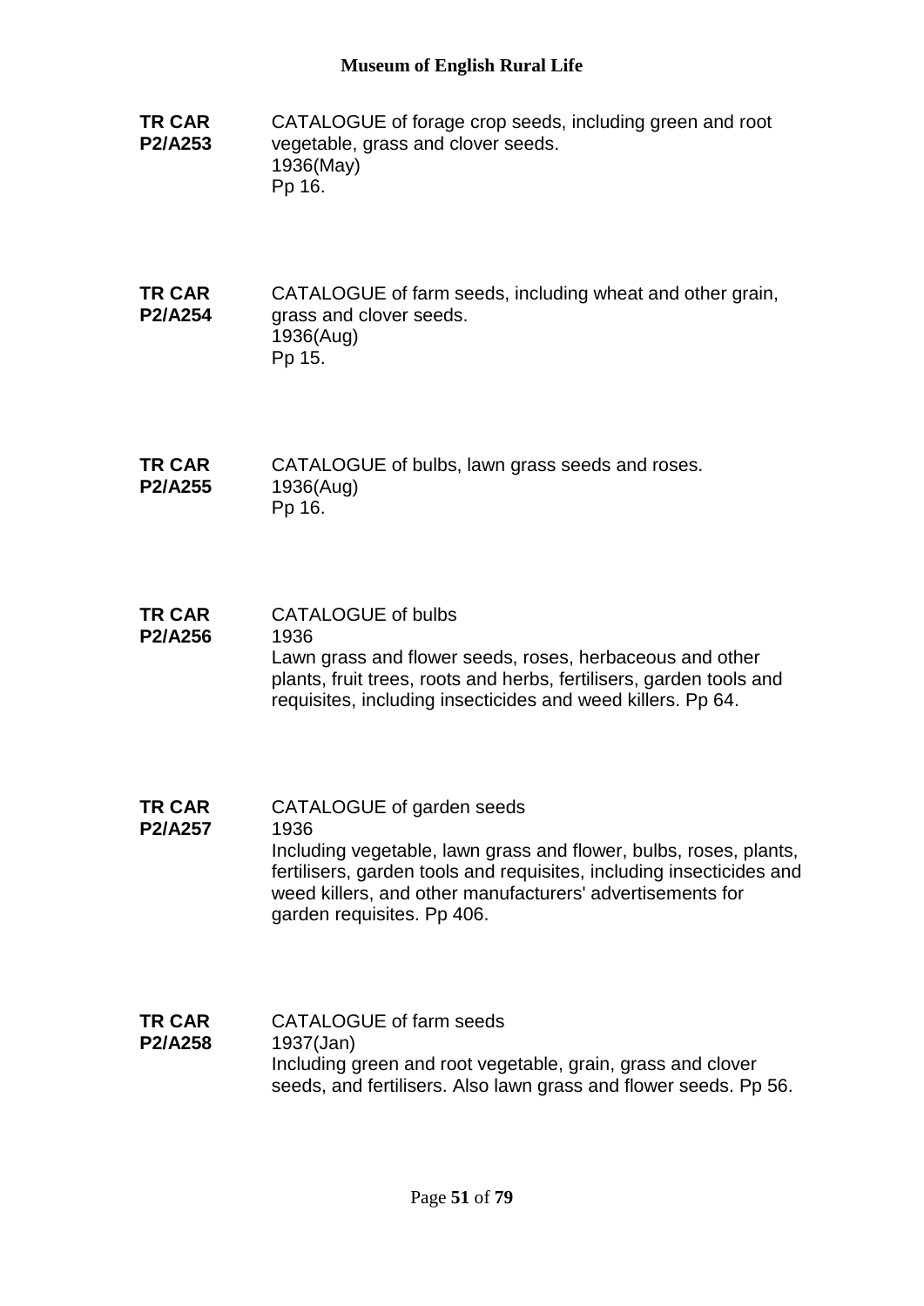**TR CAR P2/A253**

CATALOGUE of forage crop seeds, including green and root vegetable, grass and clover seeds.
1936(May)
Pp 16.

**TR CAR P2/A254**

CATALOGUE of farm seeds, including wheat and other grain, grass and clover seeds.
1936(Aug)
Pp 15.

**TR CAR P2/A255**

CATALOGUE of bulbs, lawn grass seeds and roses.
1936(Aug)
Pp 16.

**TR CAR P2/A256**

CATALOGUE of bulbs
1936
Lawn grass and flower seeds, roses, herbaceous and other plants, fruit trees, roots and herbs, fertilisers, garden tools and requisites, including insecticides and weed killers. Pp 64.

**TR CAR P2/A257**

CATALOGUE of garden seeds
1936
Including vegetable, lawn grass and flower, bulbs, roses, plants, fertilisers, garden tools and requisites, including insecticides and weed killers, and other manufacturers' advertisements for garden requisites. Pp 406.

**TR CAR P2/A258**

CATALOGUE of farm seeds
1937(Jan)
Including green and root vegetable, grain, grass and clover seeds, and fertilisers. Also lawn grass and flower seeds. Pp 56.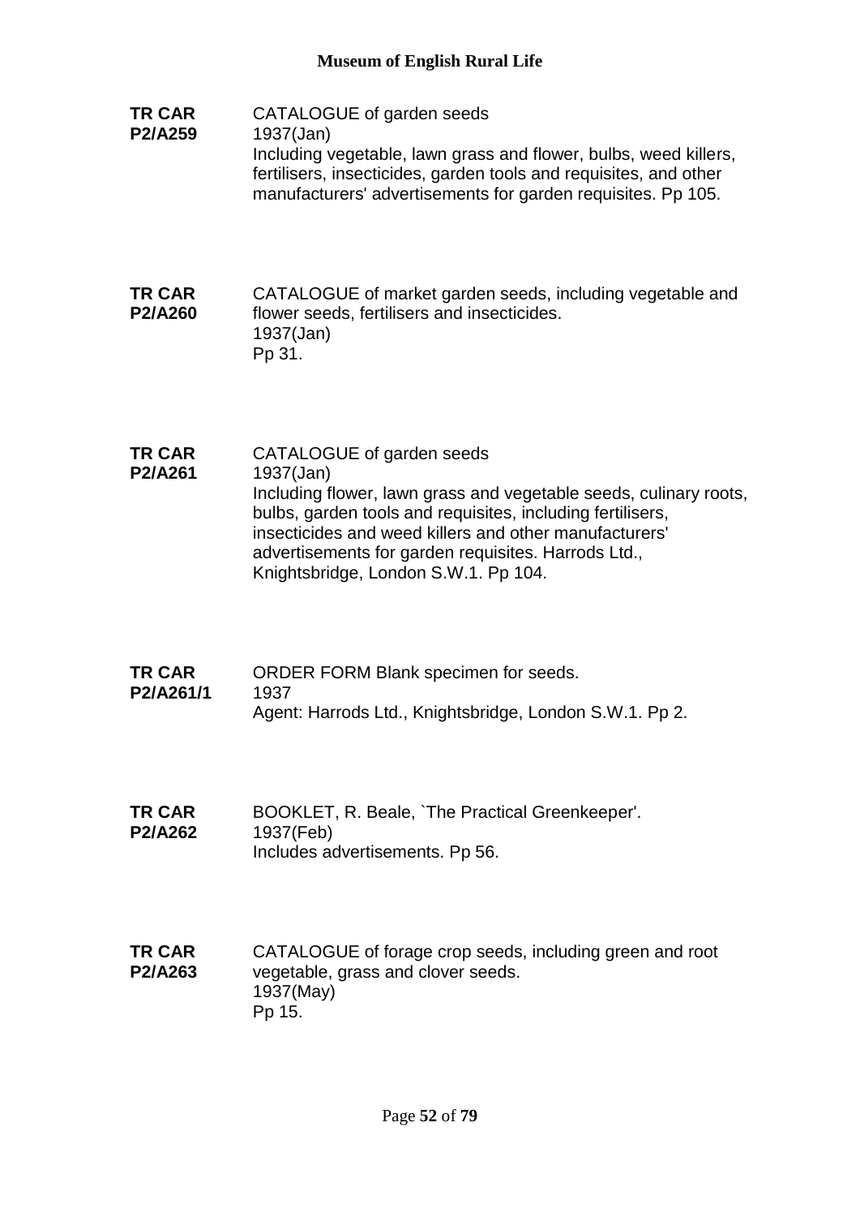**TR CAR P2/A259**

CATALOGUE of garden seeds
1937(Jan)
Including vegetable, lawn grass and flower, bulbs, weed killers, fertilisers, insecticides, garden tools and requisites, and other manufacturers' advertisements for garden requisites. Pp 105.

**TR CAR P2/A260**

CATALOGUE of market garden seeds, including vegetable and flower seeds, fertilisers and insecticides.
1937(Jan)
Pp 31.

**TR CAR P2/A261**

CATALOGUE of garden seeds
1937(Jan)
Including flower, lawn grass and vegetable seeds, culinary roots, bulbs, garden tools and requisites, including fertilisers, insecticides and weed killers and other manufacturers' advertisements for garden requisites. Harrods Ltd., Knightsbridge, London S.W.1. Pp 104.

**TR CAR P2/A261/1**

ORDER FORM Blank specimen for seeds.
1937
Agent: Harrods Ltd., Knightsbridge, London S.W.1. Pp 2.

**TR CAR P2/A262**

BOOKLET, R. Beale, `The Practical Greenkeeper'.
1937(Feb)
Includes advertisements. Pp 56.

**TR CAR P2/A263**

CATALOGUE of forage crop seeds, including green and root vegetable, grass and clover seeds.
1937(May)
Pp 15.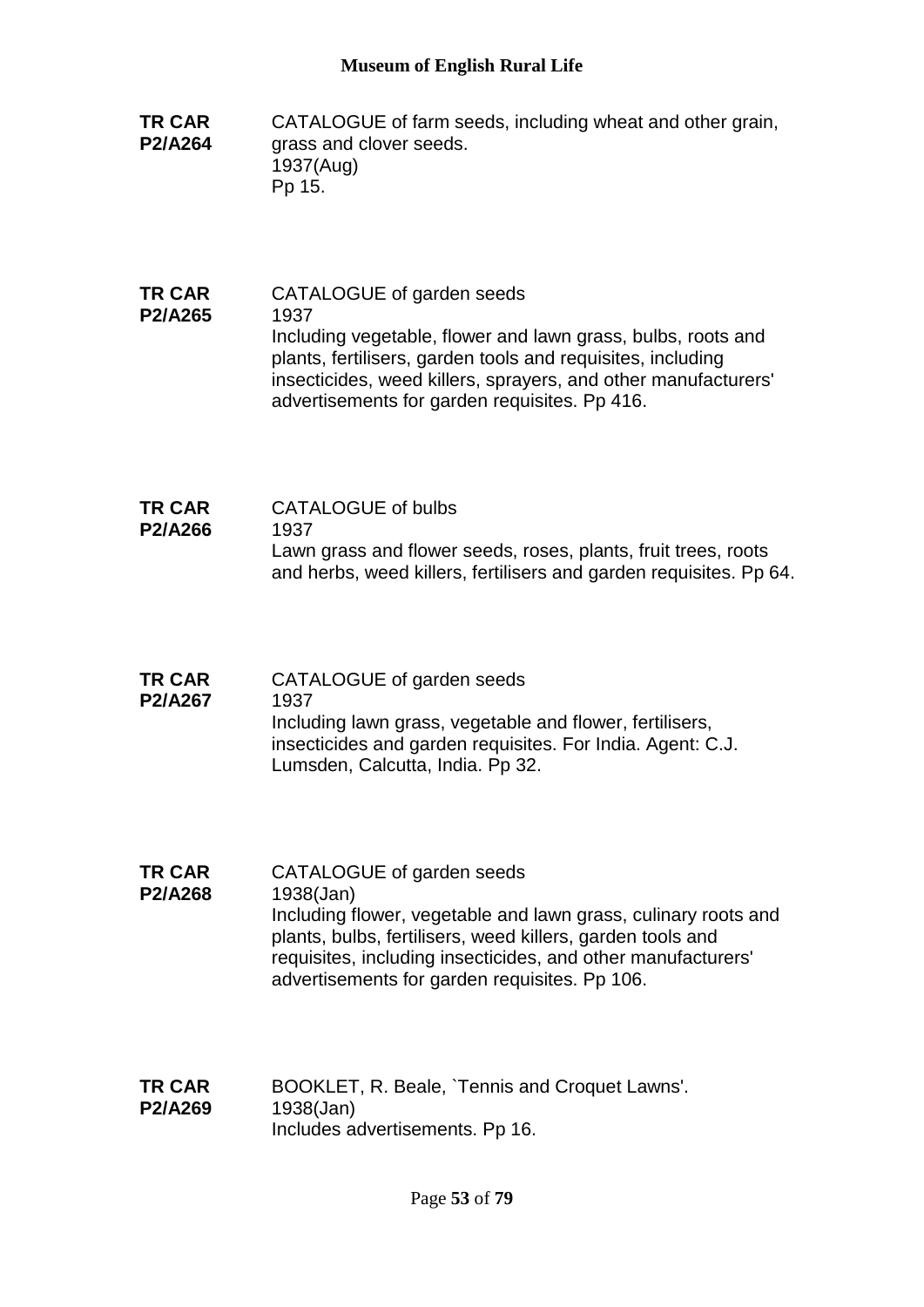**TR CAR P2/A264**

CATALOGUE of farm seeds, including wheat and other grain, grass and clover seeds.
1937(Aug)
Pp 15.

**TR CAR P2/A265**

CATALOGUE of garden seeds
1937
Including vegetable, flower and lawn grass, bulbs, roots and plants, fertilisers, garden tools and requisites, including insecticides, weed killers, sprayers, and other manufacturers' advertisements for garden requisites. Pp 416.

**TR CAR P2/A266**

CATALOGUE of bulbs
1937
Lawn grass and flower seeds, roses, plants, fruit trees, roots and herbs, weed killers, fertilisers and garden requisites. Pp 64.

**TR CAR P2/A267**

CATALOGUE of garden seeds
1937
Including lawn grass, vegetable and flower, fertilisers, insecticides and garden requisites. For India. Agent: C.J. Lumsden, Calcutta, India. Pp 32.

**TR CAR P2/A268**

CATALOGUE of garden seeds
1938(Jan)
Including flower, vegetable and lawn grass, culinary roots and plants, bulbs, fertilisers, weed killers, garden tools and requisites, including insecticides, and other manufacturers' advertisements for garden requisites. Pp 106.

**TR CAR P2/A269**

BOOKLET, R. Beale, `Tennis and Croquet Lawns'.
1938(Jan)
Includes advertisements. Pp 16.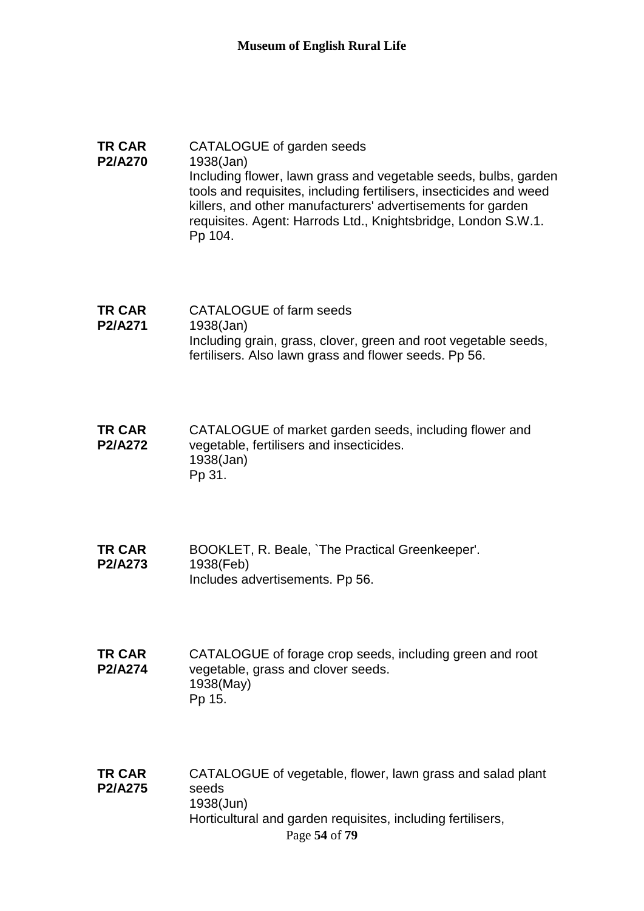**TR CAR P2/A270**

CATALOGUE of garden seeds
1938(Jan)
Including flower, lawn grass and vegetable seeds, bulbs, garden tools and requisites, including fertilisers, insecticides and weed killers, and other manufacturers' advertisements for garden requisites. Agent: Harrods Ltd., Knightsbridge, London S.W.1. Pp 104.

**TR CAR P2/A271**

CATALOGUE of farm seeds
1938(Jan)
Including grain, grass, clover, green and root vegetable seeds, fertilisers. Also lawn grass and flower seeds. Pp 56.

**TR CAR P2/A272**

CATALOGUE of market garden seeds, including flower and vegetable, fertilisers and insecticides.
1938(Jan)
Pp 31.

**TR CAR P2/A273**

BOOKLET, R. Beale, `The Practical Greenkeeper'.
1938(Feb)
Includes advertisements. Pp 56.

**TR CAR P2/A274**

CATALOGUE of forage crop seeds, including green and root vegetable, grass and clover seeds.
1938(May)
Pp 15.

**TR CAR P2/A275**

CATALOGUE of vegetable, flower, lawn grass and salad plant seeds
1938(Jun)
Horticultural and garden requisites, including fertilisers,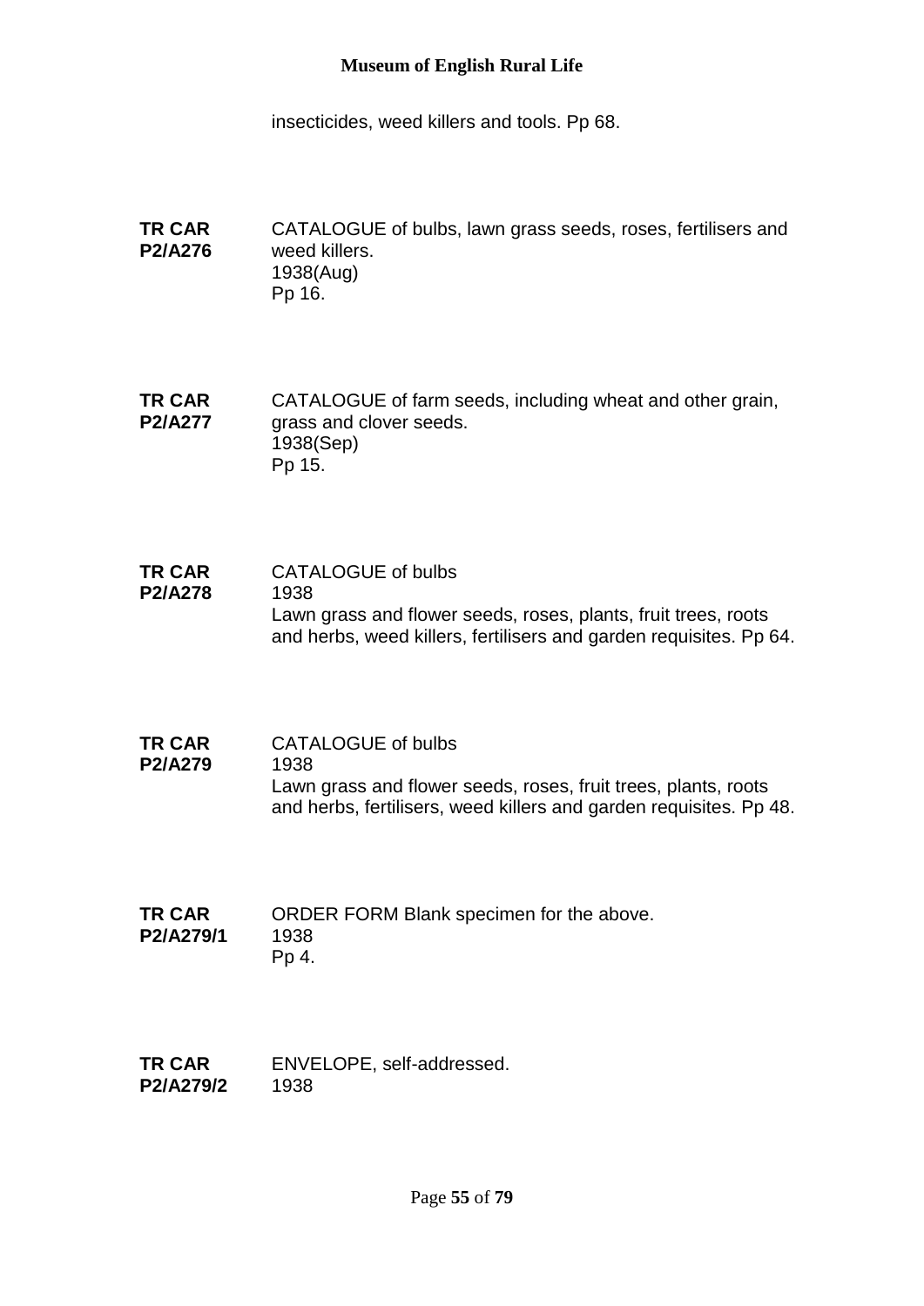insecticides, weed killers and tools. Pp 68.

**TR CAR P2/A276**
CATALOGUE of bulbs, lawn grass seeds, roses, fertilisers and weed killers.
1938(Aug)
Pp 16.

**TR CAR P2/A277**
CATALOGUE of farm seeds, including wheat and other grain, grass and clover seeds.
1938(Sep)
Pp 15.

**TR CAR P2/A278**
CATALOGUE of bulbs
1938
Lawn grass and flower seeds, roses, plants, fruit trees, roots and herbs, weed killers, fertilisers and garden requisites. Pp 64.

**TR CAR P2/A279**
CATALOGUE of bulbs
1938
Lawn grass and flower seeds, roses, fruit trees, plants, roots and herbs, fertilisers, weed killers and garden requisites. Pp 48.

**TR CAR P2/A279/1**
ORDER FORM Blank specimen for the above.
1938
Pp 4.

**TR CAR P2/A279/2**
ENVELOPE, self-addressed.
1938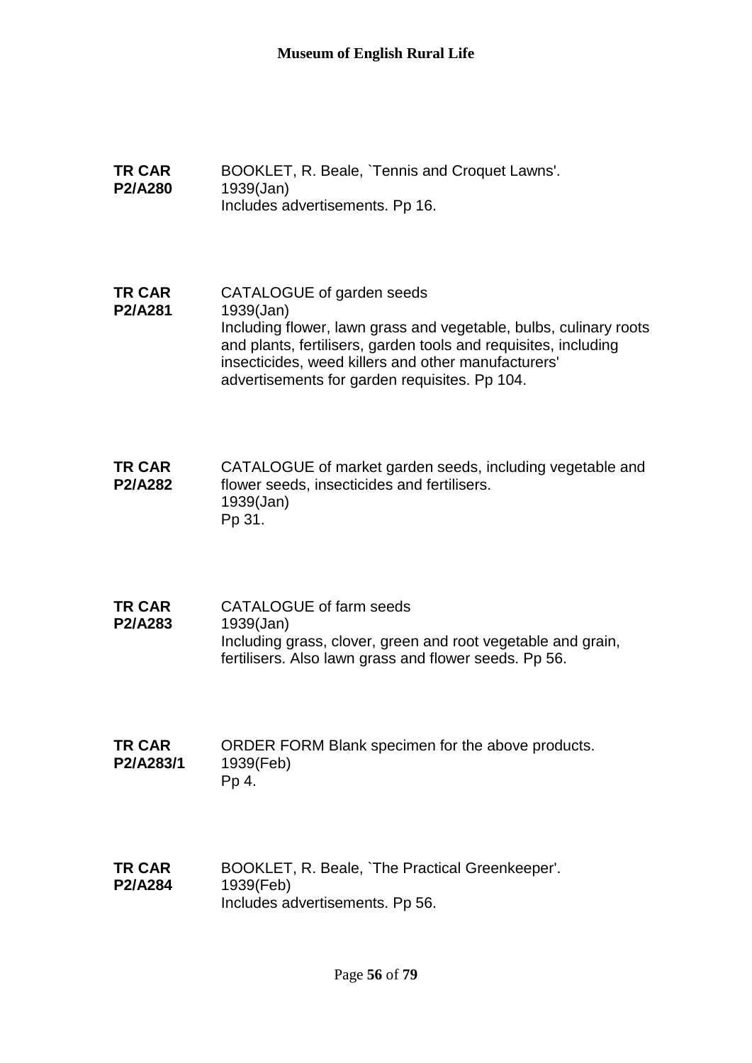**TR CAR P2/A280**
BOOKLET, R. Beale, `Tennis and Croquet Lawns'.
1939(Jan)
Includes advertisements. Pp 16.

**TR CAR P2/A281**
CATALOGUE of garden seeds
1939(Jan)
Including flower, lawn grass and vegetable, bulbs, culinary roots and plants, fertilisers, garden tools and requisites, including insecticides, weed killers and other manufacturers' advertisements for garden requisites. Pp 104.

**TR CAR P2/A282**
CATALOGUE of market garden seeds, including vegetable and flower seeds, insecticides and fertilisers.
1939(Jan)
Pp 31.

**TR CAR P2/A283**
CATALOGUE of farm seeds
1939(Jan)
Including grass, clover, green and root vegetable and grain, fertilisers. Also lawn grass and flower seeds. Pp 56.

**TR CAR P2/A283/1**
ORDER FORM Blank specimen for the above products.
1939(Feb)
Pp 4.

**TR CAR P2/A284**
BOOKLET, R. Beale, `The Practical Greenkeeper'.
1939(Feb)
Includes advertisements. Pp 56.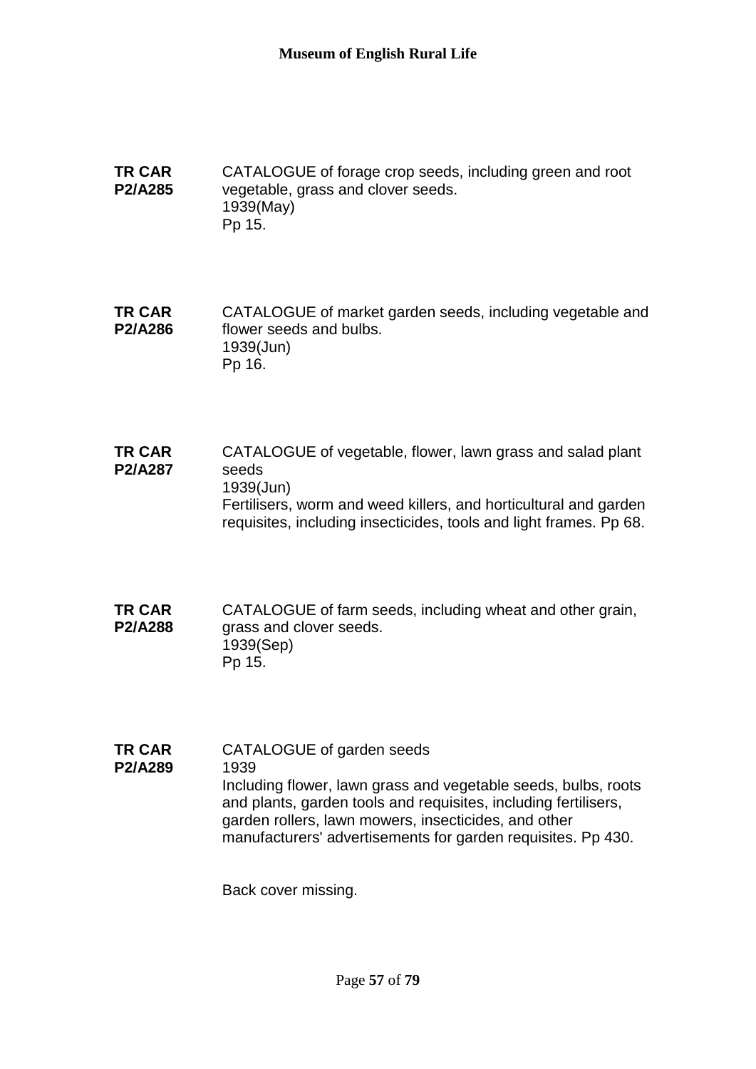**TR CAR P2/A285**

CATALOGUE of forage crop seeds, including green and root vegetable, grass and clover seeds.
1939(May)
Pp 15.

**TR CAR P2/A286**

CATALOGUE of market garden seeds, including vegetable and flower seeds and bulbs.
1939(Jun)
Pp 16.

**TR CAR P2/A287**

CATALOGUE of vegetable, flower, lawn grass and salad plant seeds
1939(Jun)
Fertilisers, worm and weed killers, and horticultural and garden requisites, including insecticides, tools and light frames. Pp 68.

**TR CAR P2/A288**

CATALOGUE of farm seeds, including wheat and other grain, grass and clover seeds.
1939(Sep)
Pp 15.

**TR CAR P2/A289**

CATALOGUE of garden seeds
1939
Including flower, lawn grass and vegetable seeds, bulbs, roots and plants, garden tools and requisites, including fertilisers, garden rollers, lawn mowers, insecticides, and other manufacturers' advertisements for garden requisites. Pp 430.

Back cover missing.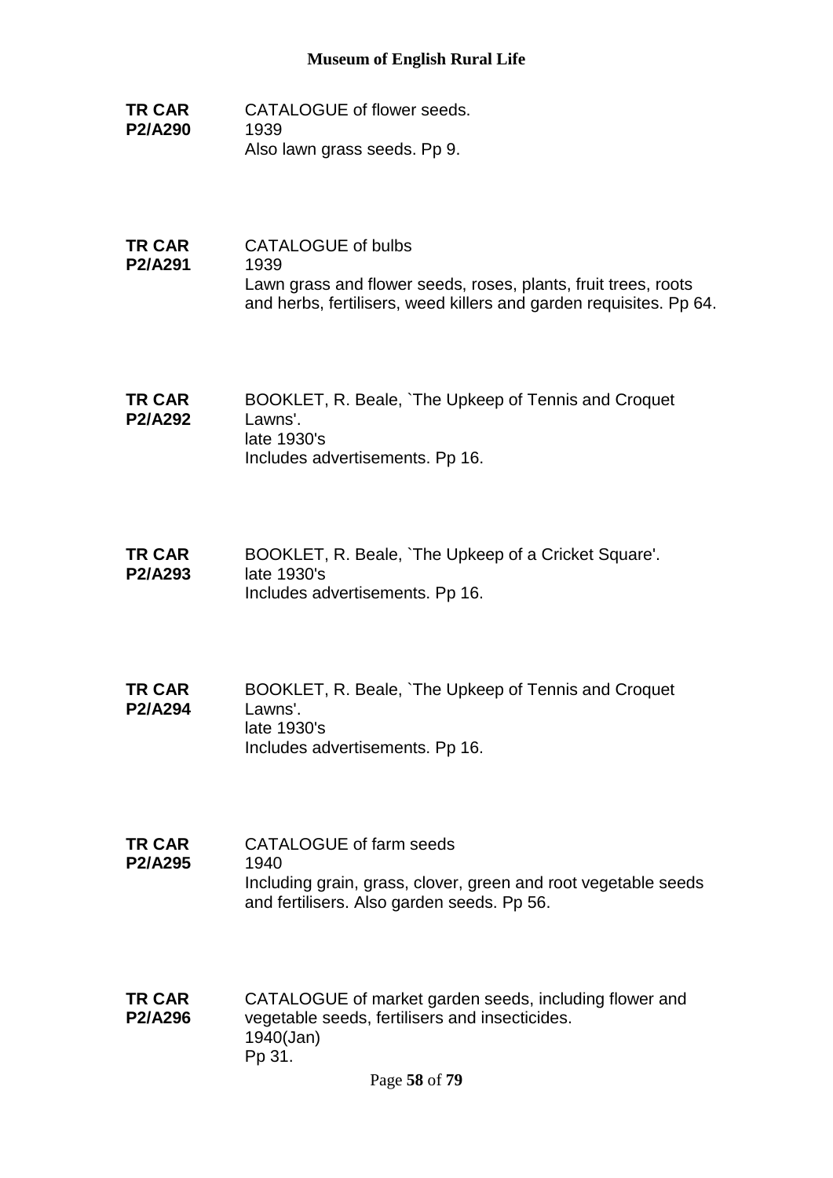**TR CAR P2/A290**
CATALOGUE of flower seeds.
1939
Also lawn grass seeds. Pp 9.

**TR CAR P2/A291**
CATALOGUE of bulbs
1939
Lawn grass and flower seeds, roses, plants, fruit trees, roots and herbs, fertilisers, weed killers and garden requisites. Pp 64.

**TR CAR P2/A292**
BOOKLET, R. Beale, `The Upkeep of Tennis and Croquet Lawns'.
late 1930's
Includes advertisements. Pp 16.

**TR CAR P2/A293**
BOOKLET, R. Beale, `The Upkeep of a Cricket Square'.
late 1930's
Includes advertisements. Pp 16.

**TR CAR P2/A294**
BOOKLET, R. Beale, `The Upkeep of Tennis and Croquet Lawns'.
late 1930's
Includes advertisements. Pp 16.

**TR CAR P2/A295**
CATALOGUE of farm seeds
1940
Including grain, grass, clover, green and root vegetable seeds and fertilisers. Also garden seeds. Pp 56.

**TR CAR P2/A296**
CATALOGUE of market garden seeds, including flower and vegetable seeds, fertilisers and insecticides.
1940(Jan)
Pp 31.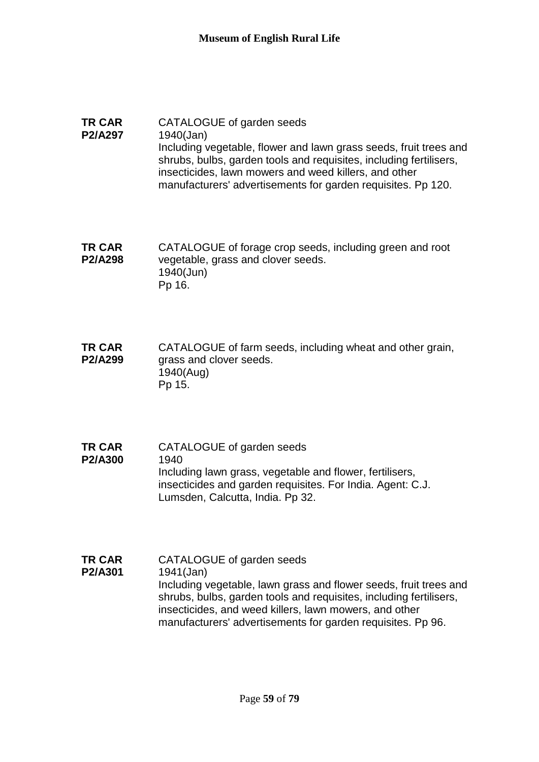**TR CAR P2/A297**

CATALOGUE of garden seeds
1940(Jan)
Including vegetable, flower and lawn grass seeds, fruit trees and shrubs, bulbs, garden tools and requisites, including fertilisers, insecticides, lawn mowers and weed killers, and other manufacturers' advertisements for garden requisites. Pp 120.

**TR CAR P2/A298**

CATALOGUE of forage crop seeds, including green and root vegetable, grass and clover seeds.
1940(Jun)
Pp 16.

**TR CAR P2/A299**

CATALOGUE of farm seeds, including wheat and other grain, grass and clover seeds.
1940(Aug)
Pp 15.

**TR CAR P2/A300**

CATALOGUE of garden seeds
1940
Including lawn grass, vegetable and flower, fertilisers, insecticides and garden requisites. For India. Agent: C.J. Lumsden, Calcutta, India. Pp 32.

**TR CAR P2/A301**

CATALOGUE of garden seeds
1941(Jan)
Including vegetable, lawn grass and flower seeds, fruit trees and shrubs, bulbs, garden tools and requisites, including fertilisers, insecticides, and weed killers, lawn mowers, and other manufacturers' advertisements for garden requisites. Pp 96.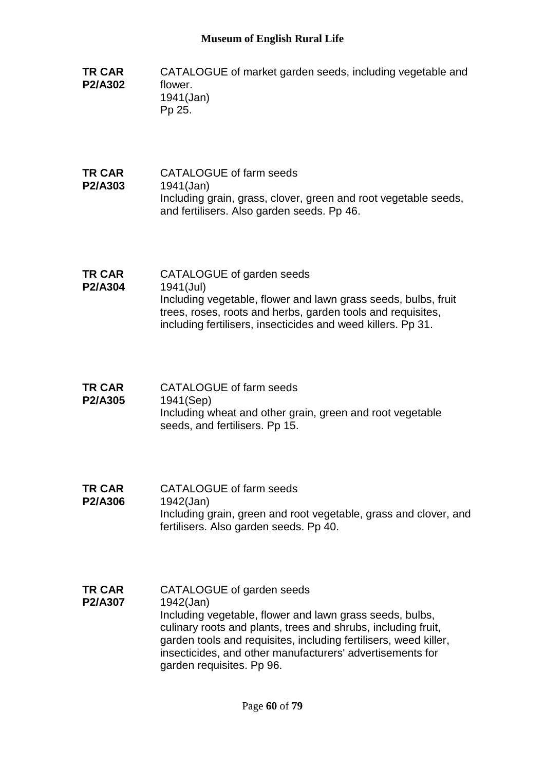**TR CAR P2/A302**

CATALOGUE of market garden seeds, including vegetable and flower.
1941(Jan)
Pp 25.

**TR CAR P2/A303**

CATALOGUE of farm seeds
1941(Jan)
Including grain, grass, clover, green and root vegetable seeds, and fertilisers. Also garden seeds. Pp 46.

**TR CAR P2/A304**

CATALOGUE of garden seeds
1941(Jul)
Including vegetable, flower and lawn grass seeds, bulbs, fruit trees, roses, roots and herbs, garden tools and requisites, including fertilisers, insecticides and weed killers. Pp 31.

**TR CAR P2/A305**

CATALOGUE of farm seeds
1941(Sep)
Including wheat and other grain, green and root vegetable seeds, and fertilisers. Pp 15.

**TR CAR P2/A306**

CATALOGUE of farm seeds
1942(Jan)
Including grain, green and root vegetable, grass and clover, and fertilisers. Also garden seeds. Pp 40.

**TR CAR P2/A307**

CATALOGUE of garden seeds
1942(Jan)
Including vegetable, flower and lawn grass seeds, bulbs, culinary roots and plants, trees and shrubs, including fruit, garden tools and requisites, including fertilisers, weed killer, insecticides, and other manufacturers' advertisements for garden requisites. Pp 96.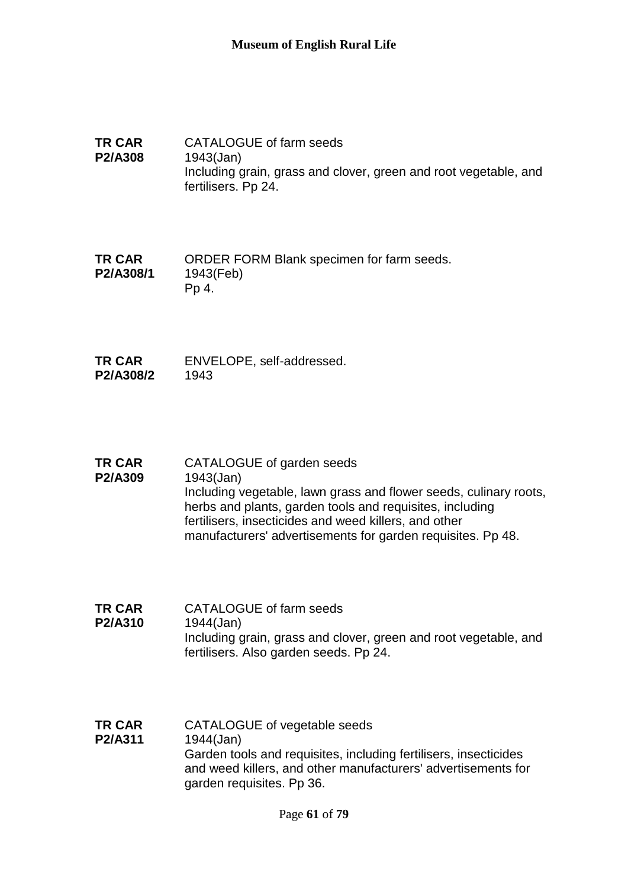**TR CAR P2/A308**

CATALOGUE of farm seeds
1943(Jan)
Including grain, grass and clover, green and root vegetable, and fertilisers. Pp 24.

**TR CAR P2/A308/1**

ORDER FORM Blank specimen for farm seeds.
1943(Feb)
Pp 4.

**TR CAR P2/A308/2**

ENVELOPE, self-addressed.
1943

**TR CAR P2/A309**

CATALOGUE of garden seeds
1943(Jan)
Including vegetable, lawn grass and flower seeds, culinary roots, herbs and plants, garden tools and requisites, including fertilisers, insecticides and weed killers, and other manufacturers' advertisements for garden requisites. Pp 48.

**TR CAR P2/A310**

CATALOGUE of farm seeds
1944(Jan)
Including grain, grass and clover, green and root vegetable, and fertilisers. Also garden seeds. Pp 24.

**TR CAR P2/A311**

CATALOGUE of vegetable seeds
1944(Jan)
Garden tools and requisites, including fertilisers, insecticides and weed killers, and other manufacturers' advertisements for garden requisites. Pp 36.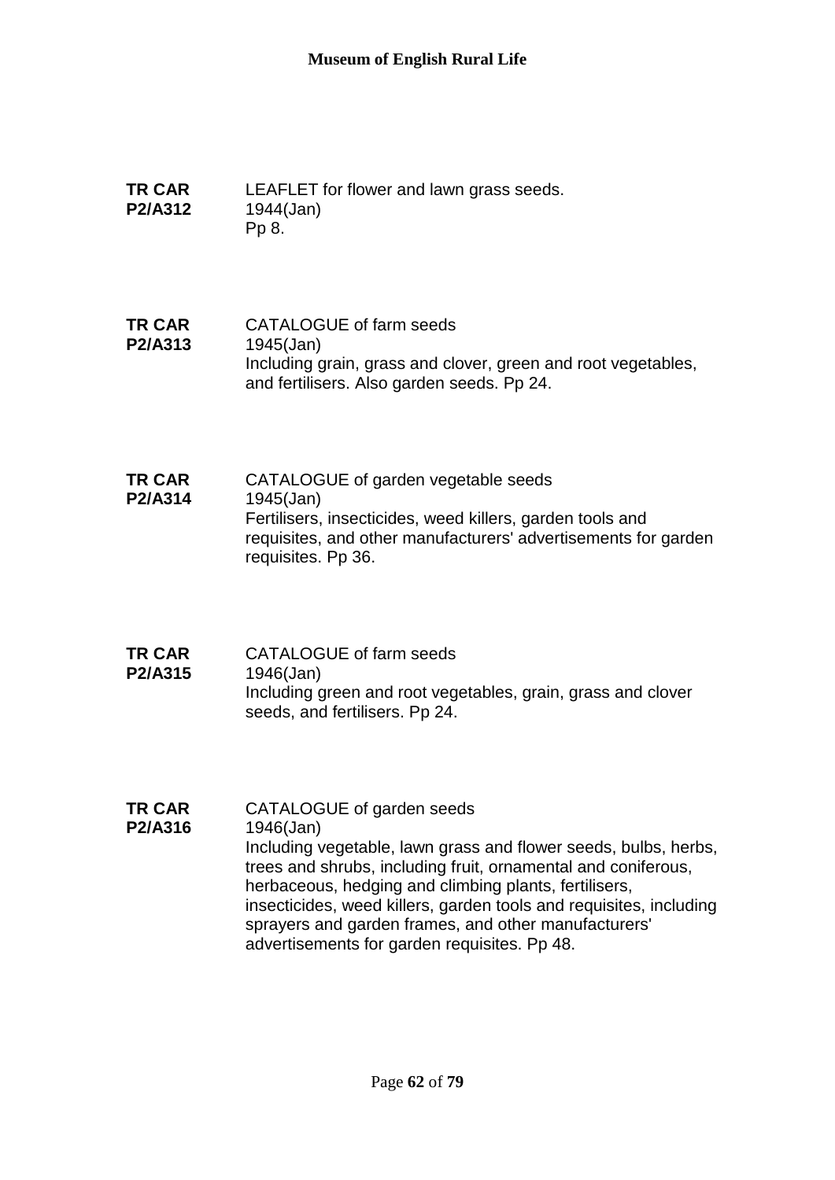**TR CAR P2/A312**
LEAFLET for flower and lawn grass seeds.
1944(Jan)
Pp 8.

**TR CAR P2/A313**
CATALOGUE of farm seeds
1945(Jan)
Including grain, grass and clover, green and root vegetables, and fertilisers. Also garden seeds. Pp 24.

**TR CAR P2/A314**
CATALOGUE of garden vegetable seeds
1945(Jan)
Fertilisers, insecticides, weed killers, garden tools and requisites, and other manufacturers' advertisements for garden requisites. Pp 36.

**TR CAR P2/A315**
CATALOGUE of farm seeds
1946(Jan)
Including green and root vegetables, grain, grass and clover seeds, and fertilisers. Pp 24.

**TR CAR P2/A316**
CATALOGUE of garden seeds
1946(Jan)
Including vegetable, lawn grass and flower seeds, bulbs, herbs, trees and shrubs, including fruit, ornamental and coniferous, herbaceous, hedging and climbing plants, fertilisers, insecticides, weed killers, garden tools and requisites, including sprayers and garden frames, and other manufacturers' advertisements for garden requisites. Pp 48.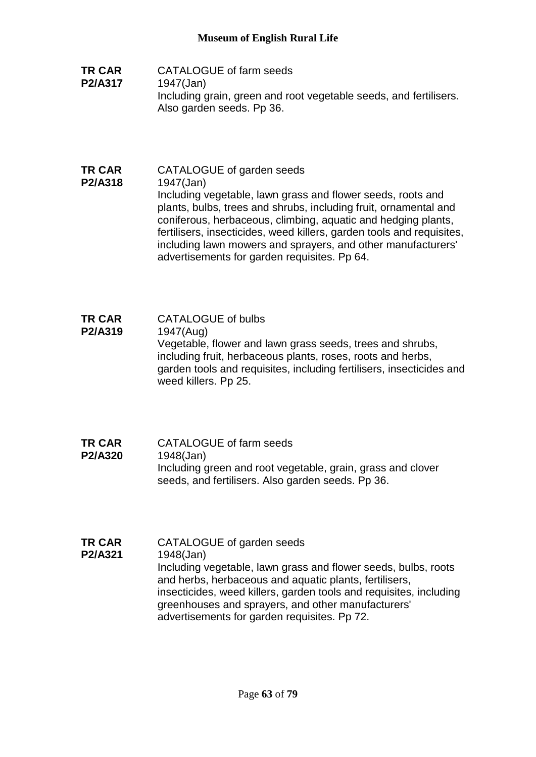**TR CAR P2/A317**

CATALOGUE of farm seeds
1947(Jan)
Including grain, green and root vegetable seeds, and fertilisers. Also garden seeds. Pp 36.

**TR CAR P2/A318**

CATALOGUE of garden seeds
1947(Jan)
Including vegetable, lawn grass and flower seeds, roots and plants, bulbs, trees and shrubs, including fruit, ornamental and coniferous, herbaceous, climbing, aquatic and hedging plants, fertilisers, insecticides, weed killers, garden tools and requisites, including lawn mowers and sprayers, and other manufacturers' advertisements for garden requisites. Pp 64.

**TR CAR P2/A319**

CATALOGUE of bulbs
1947(Aug)
Vegetable, flower and lawn grass seeds, trees and shrubs, including fruit, herbaceous plants, roses, roots and herbs, garden tools and requisites, including fertilisers, insecticides and weed killers. Pp 25.

**TR CAR P2/A320**

CATALOGUE of farm seeds
1948(Jan)
Including green and root vegetable, grain, grass and clover seeds, and fertilisers. Also garden seeds. Pp 36.

**TR CAR P2/A321**

CATALOGUE of garden seeds
1948(Jan)
Including vegetable, lawn grass and flower seeds, bulbs, roots and herbs, herbaceous and aquatic plants, fertilisers, insecticides, weed killers, garden tools and requisites, including greenhouses and sprayers, and other manufacturers' advertisements for garden requisites. Pp 72.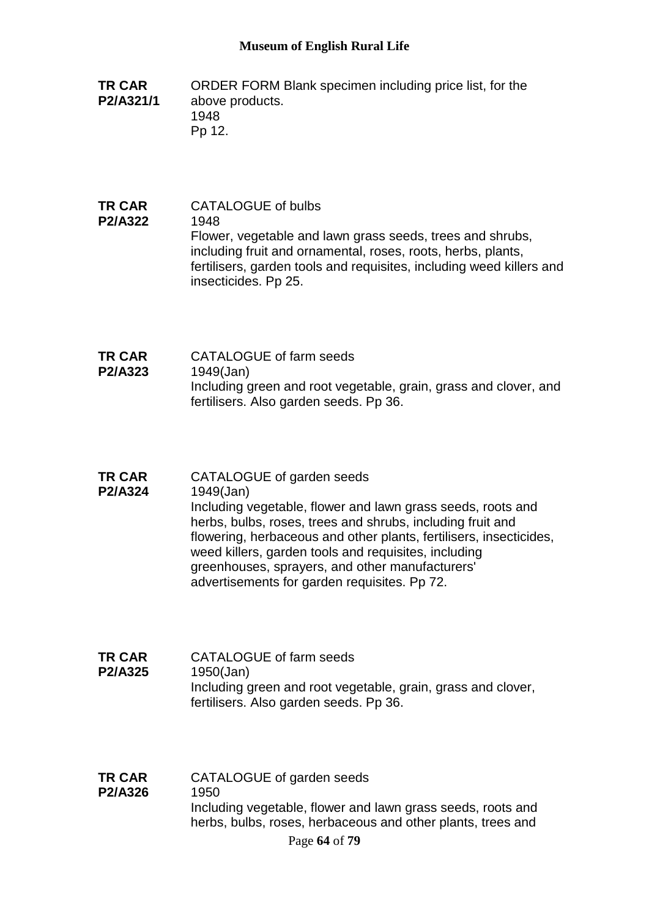**TR CAR P2/A321/1**

ORDER FORM Blank specimen including price list, for the above products.
1948
Pp 12.

**TR CAR P2/A322**

CATALOGUE of bulbs
1948
Flower, vegetable and lawn grass seeds, trees and shrubs, including fruit and ornamental, roses, roots, herbs, plants, fertilisers, garden tools and requisites, including weed killers and insecticides. Pp 25.

**TR CAR P2/A323**

CATALOGUE of farm seeds
1949(Jan)
Including green and root vegetable, grain, grass and clover, and fertilisers. Also garden seeds. Pp 36.

**TR CAR P2/A324**

CATALOGUE of garden seeds
1949(Jan)
Including vegetable, flower and lawn grass seeds, roots and herbs, bulbs, roses, trees and shrubs, including fruit and flowering, herbaceous and other plants, fertilisers, insecticides, weed killers, garden tools and requisites, including greenhouses, sprayers, and other manufacturers' advertisements for garden requisites. Pp 72.

**TR CAR P2/A325**

CATALOGUE of farm seeds
1950(Jan)
Including green and root vegetable, grain, grass and clover, fertilisers. Also garden seeds. Pp 36.

**TR CAR P2/A326**

CATALOGUE of garden seeds
1950
Including vegetable, flower and lawn grass seeds, roots and herbs, bulbs, roses, herbaceous and other plants, trees and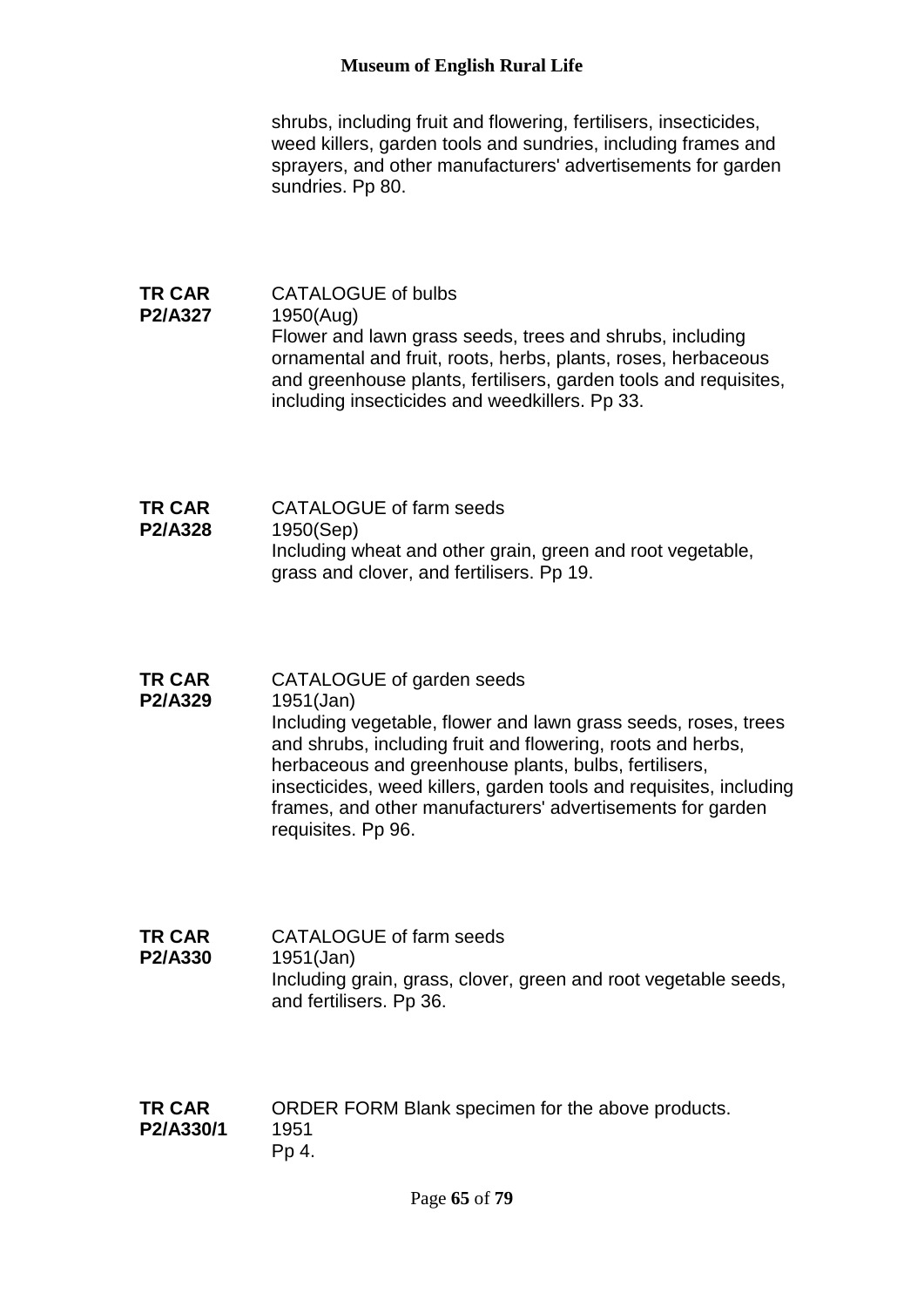shrubs, including fruit and flowering, fertilisers, insecticides, weed killers, garden tools and sundries, including frames and sprayers, and other manufacturers' advertisements for garden sundries. Pp 80.

**TR CAR P2/A327**

CATALOGUE of bulbs
1950(Aug)
Flower and lawn grass seeds, trees and shrubs, including ornamental and fruit, roots, herbs, plants, roses, herbaceous and greenhouse plants, fertilisers, garden tools and requisites, including insecticides and weedkillers. Pp 33.

**TR CAR P2/A328**

CATALOGUE of farm seeds
1950(Sep)
Including wheat and other grain, green and root vegetable, grass and clover, and fertilisers. Pp 19.

**TR CAR P2/A329**

CATALOGUE of garden seeds
1951(Jan)
Including vegetable, flower and lawn grass seeds, roses, trees and shrubs, including fruit and flowering, roots and herbs, herbaceous and greenhouse plants, bulbs, fertilisers, insecticides, weed killers, garden tools and requisites, including frames, and other manufacturers' advertisements for garden requisites. Pp 96.

**TR CAR P2/A330**

CATALOGUE of farm seeds
1951(Jan)
Including grain, grass, clover, green and root vegetable seeds, and fertilisers. Pp 36.

**TR CAR P2/A330/1**

ORDER FORM Blank specimen for the above products.
1951
Pp 4.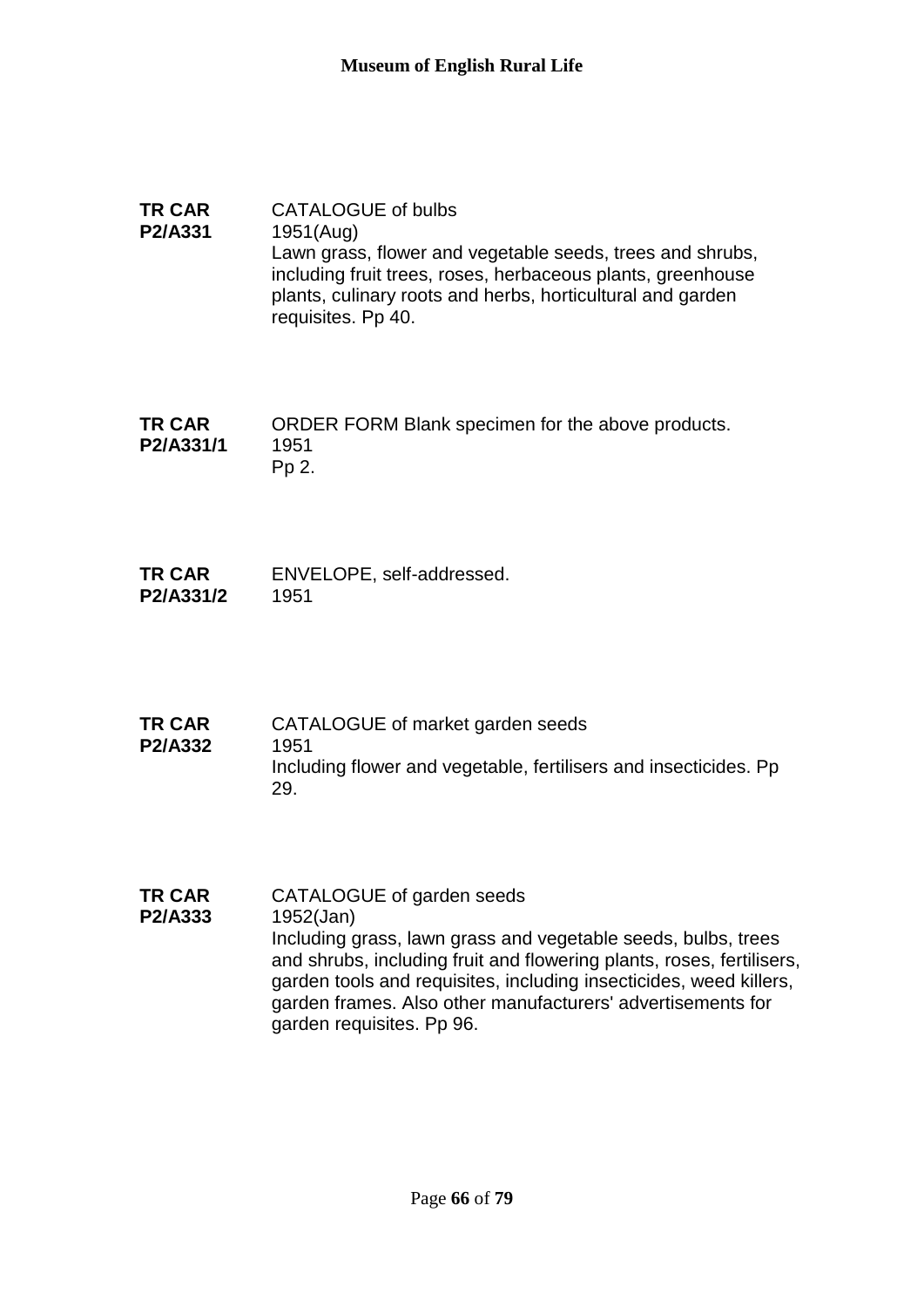**TR CAR P2/A331**
CATALOGUE of bulbs
1951(Aug)
Lawn grass, flower and vegetable seeds, trees and shrubs, including fruit trees, roses, herbaceous plants, greenhouse plants, culinary roots and herbs, horticultural and garden requisites. Pp 40.

**TR CAR P2/A331/1**
ORDER FORM Blank specimen for the above products.
1951
Pp 2.

**TR CAR P2/A331/2**
ENVELOPE, self-addressed.
1951

**TR CAR P2/A332**
CATALOGUE of market garden seeds
1951
Including flower and vegetable, fertilisers and insecticides. Pp 29.

**TR CAR P2/A333**
CATALOGUE of garden seeds
1952(Jan)
Including grass, lawn grass and vegetable seeds, bulbs, trees and shrubs, including fruit and flowering plants, roses, fertilisers, garden tools and requisites, including insecticides, weed killers, garden frames. Also other manufacturers' advertisements for garden requisites. Pp 96.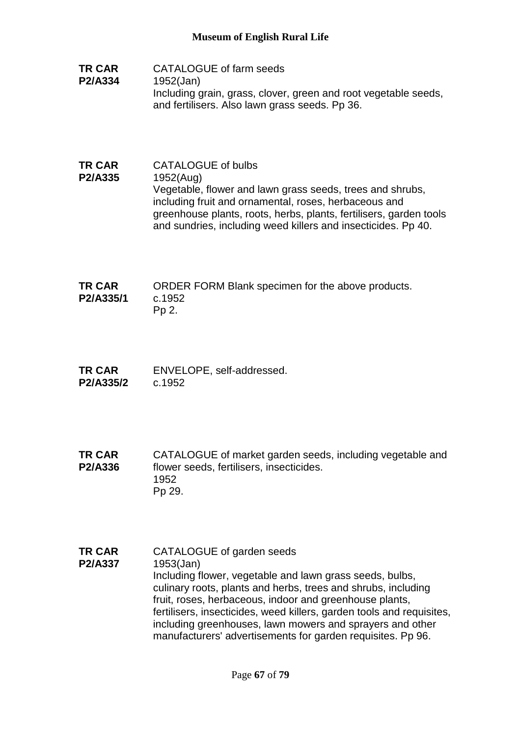**TR CAR P2/A334**
CATALOGUE of farm seeds
1952(Jan)
Including grain, grass, clover, green and root vegetable seeds, and fertilisers. Also lawn grass seeds. Pp 36.

**TR CAR P2/A335**
CATALOGUE of bulbs
1952(Aug)
Vegetable, flower and lawn grass seeds, trees and shrubs, including fruit and ornamental, roses, herbaceous and greenhouse plants, roots, herbs, plants, fertilisers, garden tools and sundries, including weed killers and insecticides. Pp 40.

**TR CAR P2/A335/1**
ORDER FORM Blank specimen for the above products.
c.1952
Pp 2.

**TR CAR P2/A335/2**
ENVELOPE, self-addressed.
c.1952

**TR CAR P2/A336**
CATALOGUE of market garden seeds, including vegetable and flower seeds, fertilisers, insecticides.
1952
Pp 29.

**TR CAR P2/A337**
CATALOGUE of garden seeds
1953(Jan)
Including flower, vegetable and lawn grass seeds, bulbs, culinary roots, plants and herbs, trees and shrubs, including fruit, roses, herbaceous, indoor and greenhouse plants, fertilisers, insecticides, weed killers, garden tools and requisites, including greenhouses, lawn mowers and sprayers and other manufacturers' advertisements for garden requisites. Pp 96.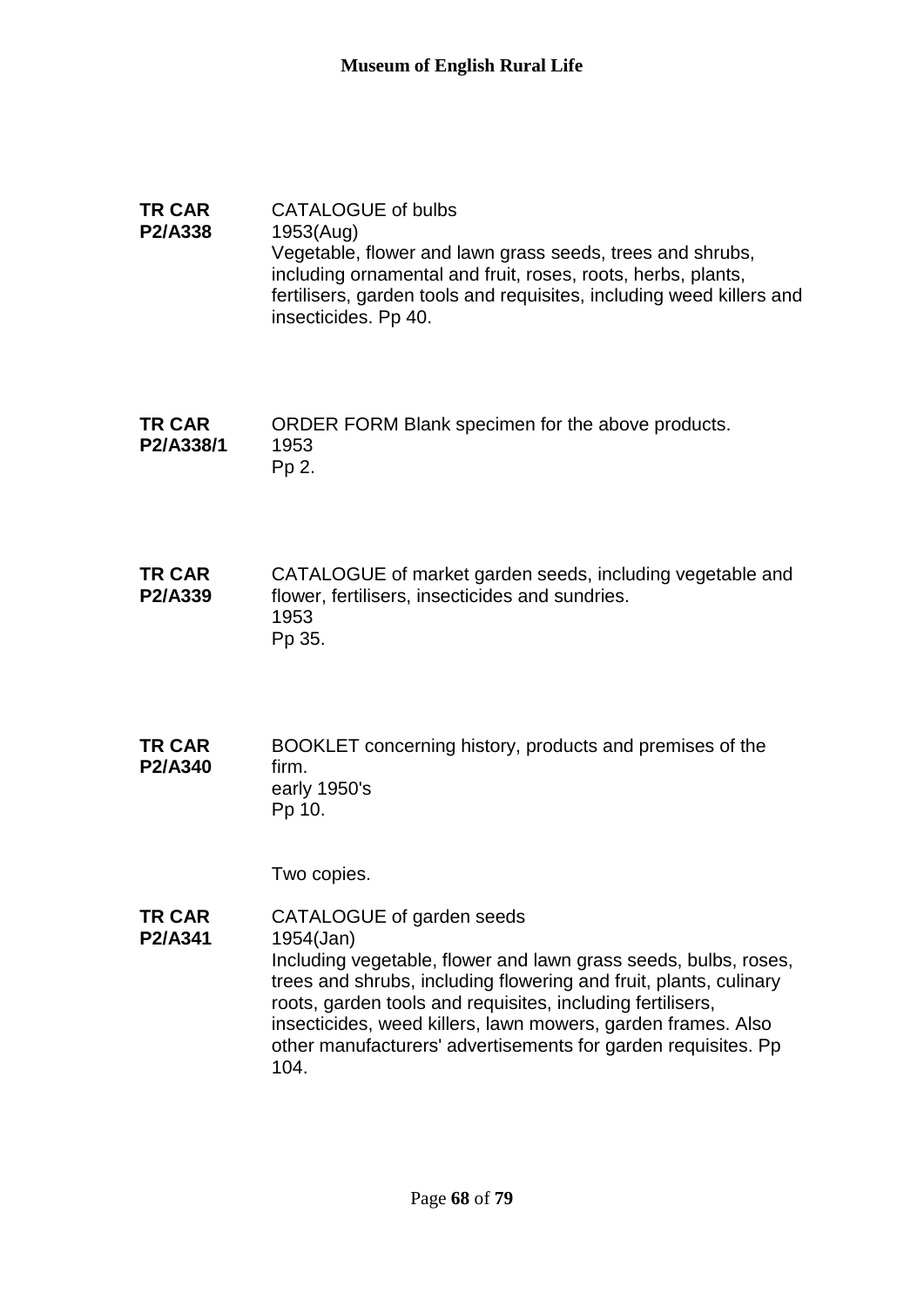**TR CAR P2/A338**

CATALOGUE of bulbs
1953(Aug)
Vegetable, flower and lawn grass seeds, trees and shrubs, including ornamental and fruit, roses, roots, herbs, plants, fertilisers, garden tools and requisites, including weed killers and insecticides. Pp 40.

**TR CAR P2/A338/1**

ORDER FORM Blank specimen for the above products.
1953
Pp 2.

**TR CAR P2/A339**

CATALOGUE of market garden seeds, including vegetable and flower, fertilisers, insecticides and sundries.
1953
Pp 35.

**TR CAR P2/A340**

BOOKLET concerning history, products and premises of the firm.
early 1950's
Pp 10.

Two copies.

**TR CAR P2/A341**

CATALOGUE of garden seeds
1954(Jan)
Including vegetable, flower and lawn grass seeds, bulbs, roses, trees and shrubs, including flowering and fruit, plants, culinary roots, garden tools and requisites, including fertilisers, insecticides, weed killers, lawn mowers, garden frames. Also other manufacturers' advertisements for garden requisites. Pp 104.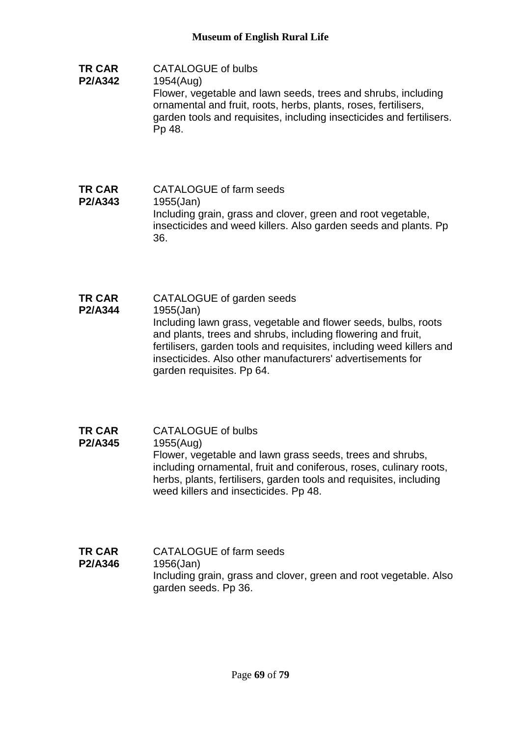**TR CAR P2/A342**

CATALOGUE of bulbs
1954(Aug)
Flower, vegetable and lawn seeds, trees and shrubs, including ornamental and fruit, roots, herbs, plants, roses, fertilisers, garden tools and requisites, including insecticides and fertilisers. Pp 48.

**TR CAR P2/A343**

CATALOGUE of farm seeds
1955(Jan)
Including grain, grass and clover, green and root vegetable, insecticides and weed killers. Also garden seeds and plants. Pp 36.

**TR CAR P2/A344**

CATALOGUE of garden seeds
1955(Jan)
Including lawn grass, vegetable and flower seeds, bulbs, roots and plants, trees and shrubs, including flowering and fruit, fertilisers, garden tools and requisites, including weed killers and insecticides. Also other manufacturers' advertisements for garden requisites. Pp 64.

**TR CAR P2/A345**

CATALOGUE of bulbs
1955(Aug)
Flower, vegetable and lawn grass seeds, trees and shrubs, including ornamental, fruit and coniferous, roses, culinary roots, herbs, plants, fertilisers, garden tools and requisites, including weed killers and insecticides. Pp 48.

**TR CAR P2/A346**

CATALOGUE of farm seeds
1956(Jan)
Including grain, grass and clover, green and root vegetable. Also garden seeds. Pp 36.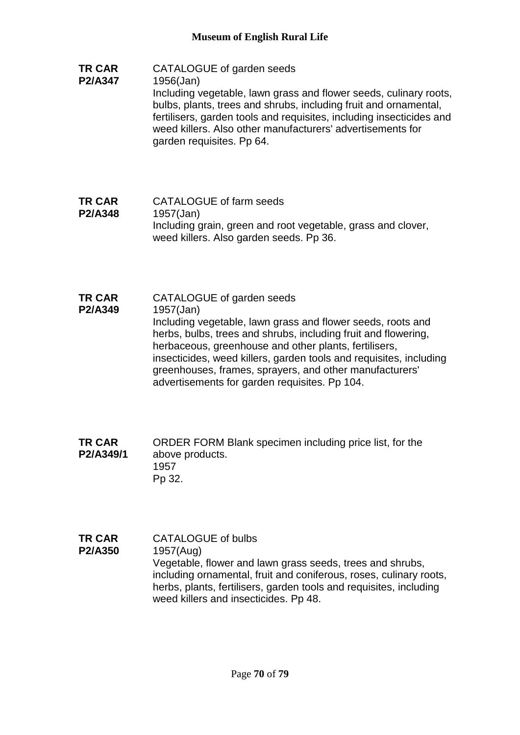**TR CAR P2/A347**

CATALOGUE of garden seeds
1956(Jan)
Including vegetable, lawn grass and flower seeds, culinary roots, bulbs, plants, trees and shrubs, including fruit and ornamental, fertilisers, garden tools and requisites, including insecticides and weed killers. Also other manufacturers' advertisements for garden requisites. Pp 64.

**TR CAR P2/A348**

CATALOGUE of farm seeds
1957(Jan)
Including grain, green and root vegetable, grass and clover, weed killers. Also garden seeds. Pp 36.

**TR CAR P2/A349**

CATALOGUE of garden seeds
1957(Jan)
Including vegetable, lawn grass and flower seeds, roots and herbs, bulbs, trees and shrubs, including fruit and flowering, herbaceous, greenhouse and other plants, fertilisers, insecticides, weed killers, garden tools and requisites, including greenhouses, frames, sprayers, and other manufacturers' advertisements for garden requisites. Pp 104.

**TR CAR P2/A349/1**

ORDER FORM Blank specimen including price list, for the above products.
1957
Pp 32.

**TR CAR P2/A350**

CATALOGUE of bulbs
1957(Aug)
Vegetable, flower and lawn grass seeds, trees and shrubs, including ornamental, fruit and coniferous, roses, culinary roots, herbs, plants, fertilisers, garden tools and requisites, including weed killers and insecticides. Pp 48.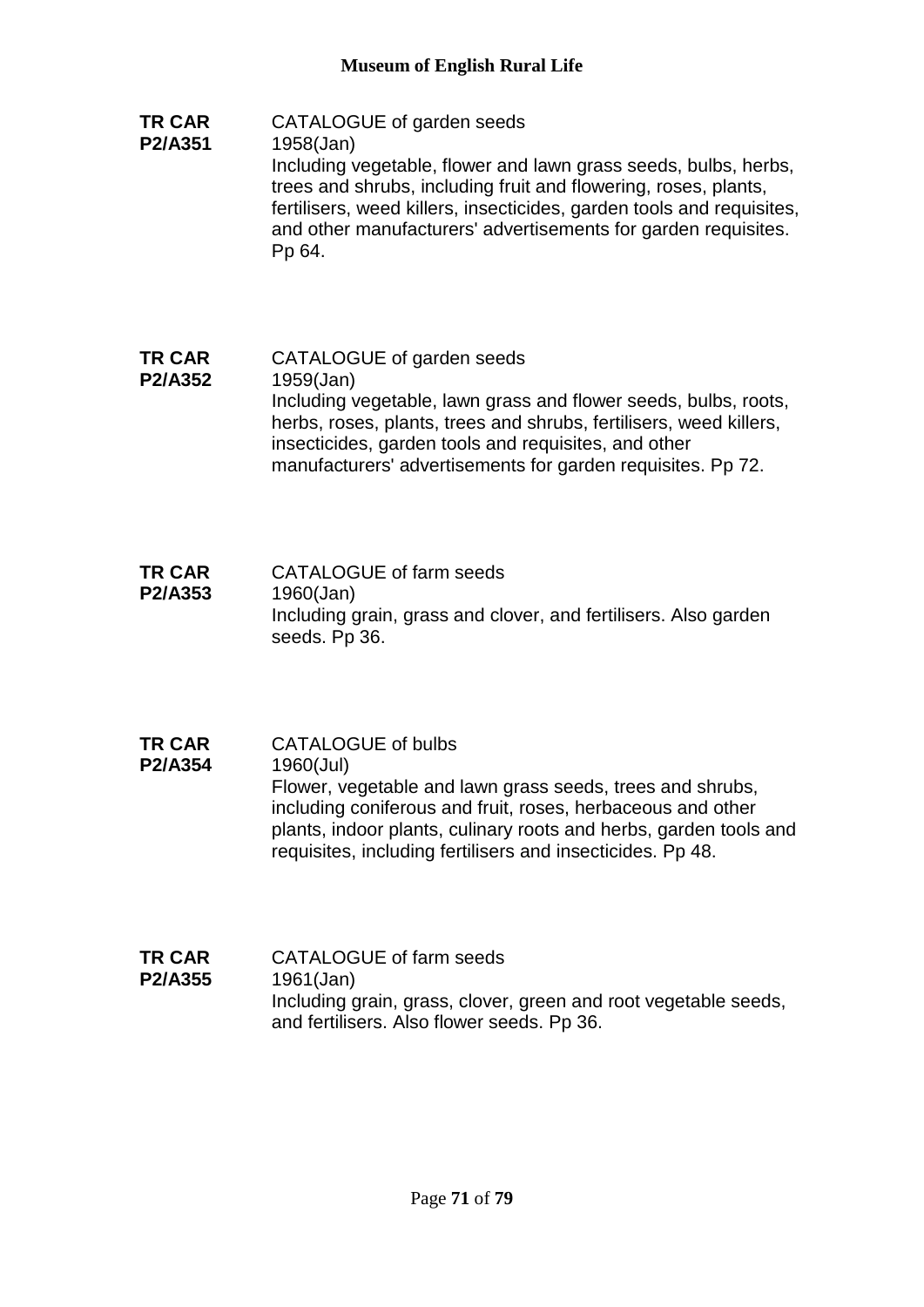**TR CAR P2/A351**

CATALOGUE of garden seeds
1958(Jan)
Including vegetable, flower and lawn grass seeds, bulbs, herbs, trees and shrubs, including fruit and flowering, roses, plants, fertilisers, weed killers, insecticides, garden tools and requisites, and other manufacturers' advertisements for garden requisites. Pp 64.

**TR CAR P2/A352**

CATALOGUE of garden seeds
1959(Jan)
Including vegetable, lawn grass and flower seeds, bulbs, roots, herbs, roses, plants, trees and shrubs, fertilisers, weed killers, insecticides, garden tools and requisites, and other manufacturers' advertisements for garden requisites. Pp 72.

**TR CAR P2/A353**

CATALOGUE of farm seeds
1960(Jan)
Including grain, grass and clover, and fertilisers. Also garden seeds. Pp 36.

**TR CAR P2/A354**

CATALOGUE of bulbs
1960(Jul)
Flower, vegetable and lawn grass seeds, trees and shrubs, including coniferous and fruit, roses, herbaceous and other plants, indoor plants, culinary roots and herbs, garden tools and requisites, including fertilisers and insecticides. Pp 48.

**TR CAR P2/A355**

CATALOGUE of farm seeds
1961(Jan)
Including grain, grass, clover, green and root vegetable seeds, and fertilisers. Also flower seeds. Pp 36.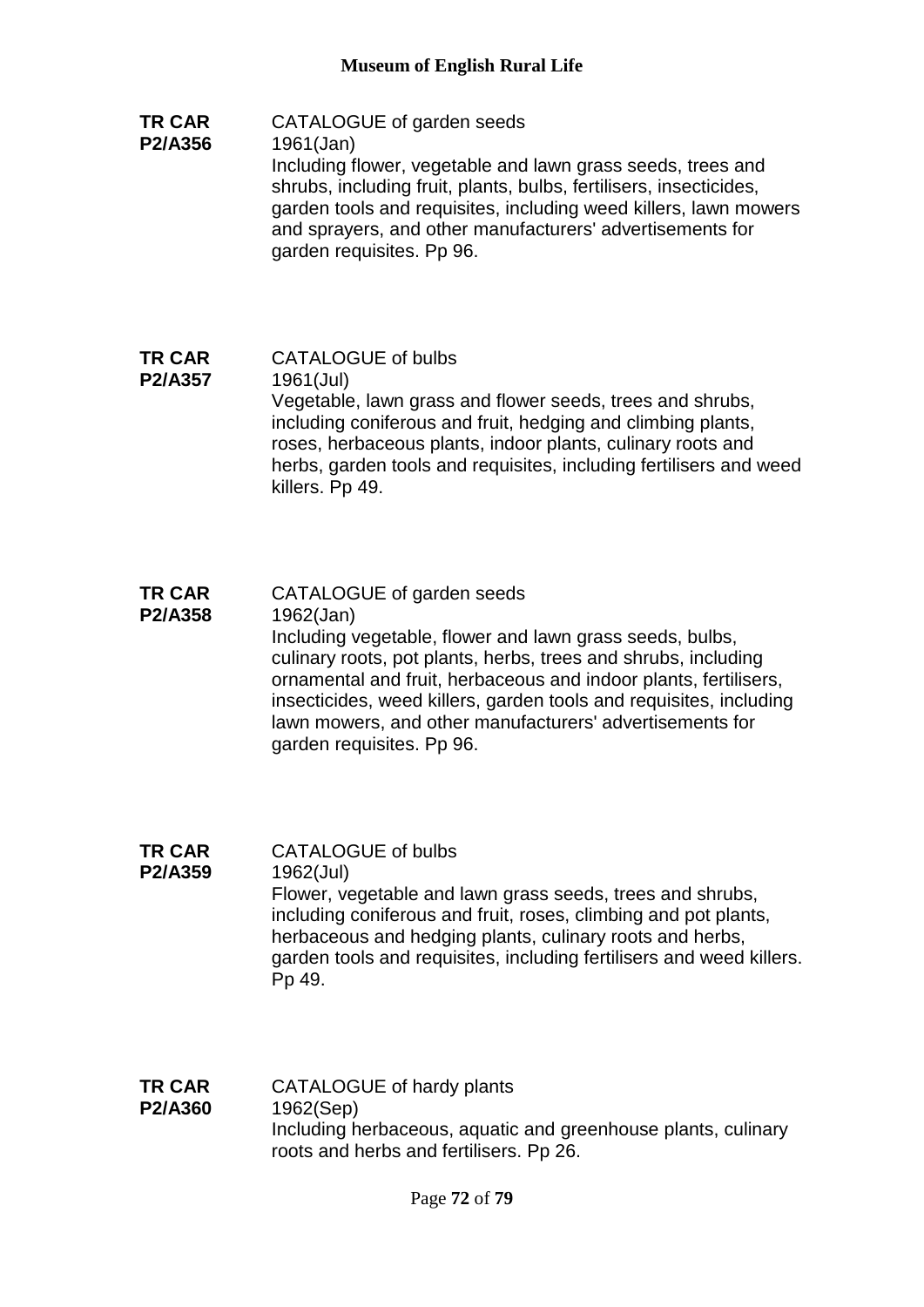**TR CAR P2/A356**

CATALOGUE of garden seeds
1961(Jan)
Including flower, vegetable and lawn grass seeds, trees and shrubs, including fruit, plants, bulbs, fertilisers, insecticides, garden tools and requisites, including weed killers, lawn mowers and sprayers, and other manufacturers' advertisements for garden requisites. Pp 96.

**TR CAR P2/A357**

CATALOGUE of bulbs
1961(Jul)
Vegetable, lawn grass and flower seeds, trees and shrubs, including coniferous and fruit, hedging and climbing plants, roses, herbaceous plants, indoor plants, culinary roots and herbs, garden tools and requisites, including fertilisers and weed killers. Pp 49.

**TR CAR P2/A358**

CATALOGUE of garden seeds
1962(Jan)
Including vegetable, flower and lawn grass seeds, bulbs, culinary roots, pot plants, herbs, trees and shrubs, including ornamental and fruit, herbaceous and indoor plants, fertilisers, insecticides, weed killers, garden tools and requisites, including lawn mowers, and other manufacturers' advertisements for garden requisites. Pp 96.

**TR CAR P2/A359**

CATALOGUE of bulbs
1962(Jul)
Flower, vegetable and lawn grass seeds, trees and shrubs, including coniferous and fruit, roses, climbing and pot plants, herbaceous and hedging plants, culinary roots and herbs, garden tools and requisites, including fertilisers and weed killers. Pp 49.

**TR CAR P2/A360**

CATALOGUE of hardy plants
1962(Sep)
Including herbaceous, aquatic and greenhouse plants, culinary roots and herbs and fertilisers. Pp 26.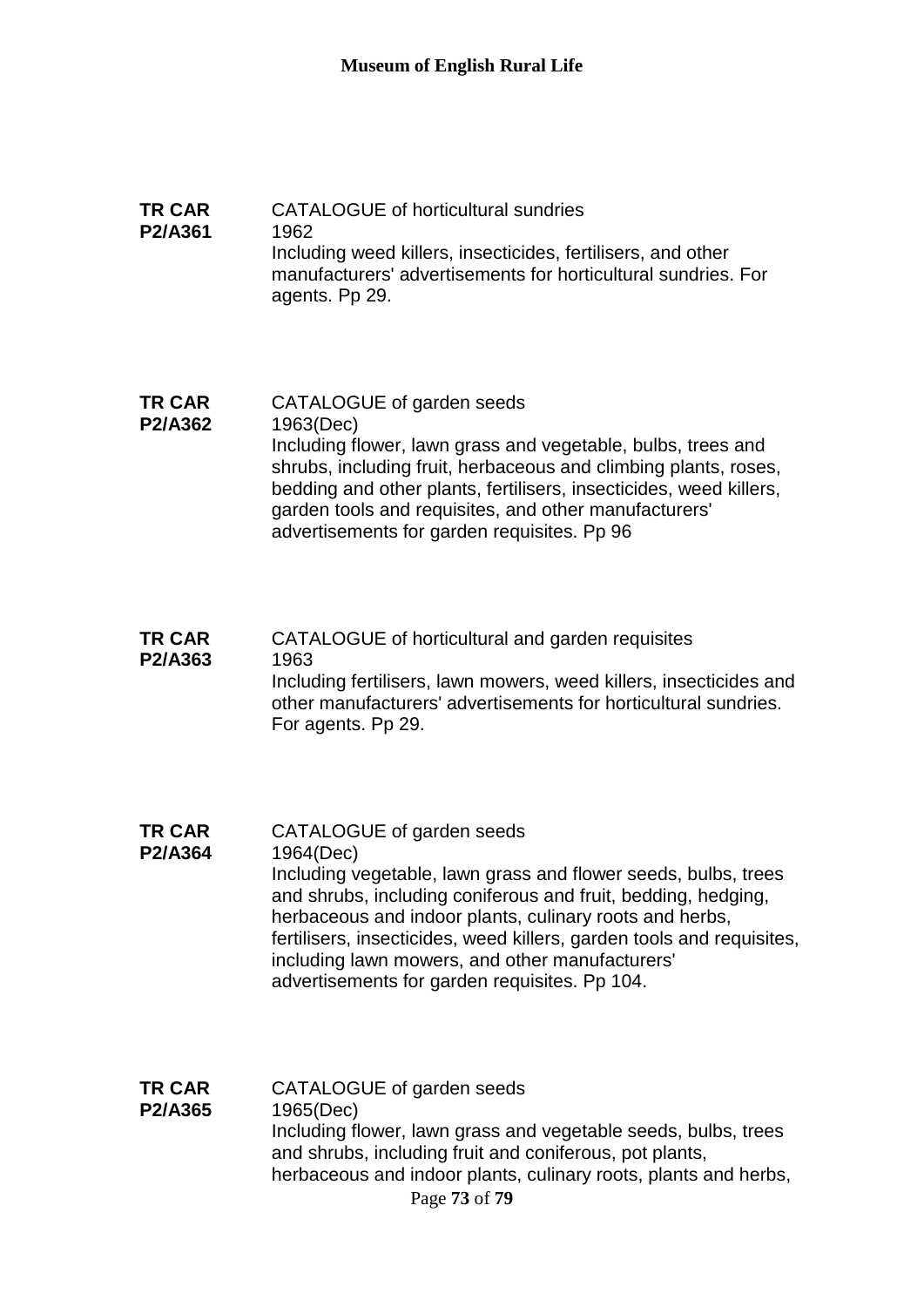**TR CAR P2/A361**
CATALOGUE of horticultural sundries
1962
Including weed killers, insecticides, fertilisers, and other manufacturers' advertisements for horticultural sundries. For agents. Pp 29.

**TR CAR P2/A362**
CATALOGUE of garden seeds
1963(Dec)
Including flower, lawn grass and vegetable, bulbs, trees and shrubs, including fruit, herbaceous and climbing plants, roses, bedding and other plants, fertilisers, insecticides, weed killers, garden tools and requisites, and other manufacturers' advertisements for garden requisites. Pp 96

**TR CAR P2/A363**
CATALOGUE of horticultural and garden requisites
1963
Including fertilisers, lawn mowers, weed killers, insecticides and other manufacturers' advertisements for horticultural sundries. For agents. Pp 29.

**TR CAR P2/A364**
CATALOGUE of garden seeds
1964(Dec)
Including vegetable, lawn grass and flower seeds, bulbs, trees and shrubs, including coniferous and fruit, bedding, hedging, herbaceous and indoor plants, culinary roots and herbs, fertilisers, insecticides, weed killers, garden tools and requisites, including lawn mowers, and other manufacturers' advertisements for garden requisites. Pp 104.

**TR CAR P2/A365**
CATALOGUE of garden seeds
1965(Dec)
Including flower, lawn grass and vegetable seeds, bulbs, trees and shrubs, including fruit and coniferous, pot plants, herbaceous and indoor plants, culinary roots, plants and herbs,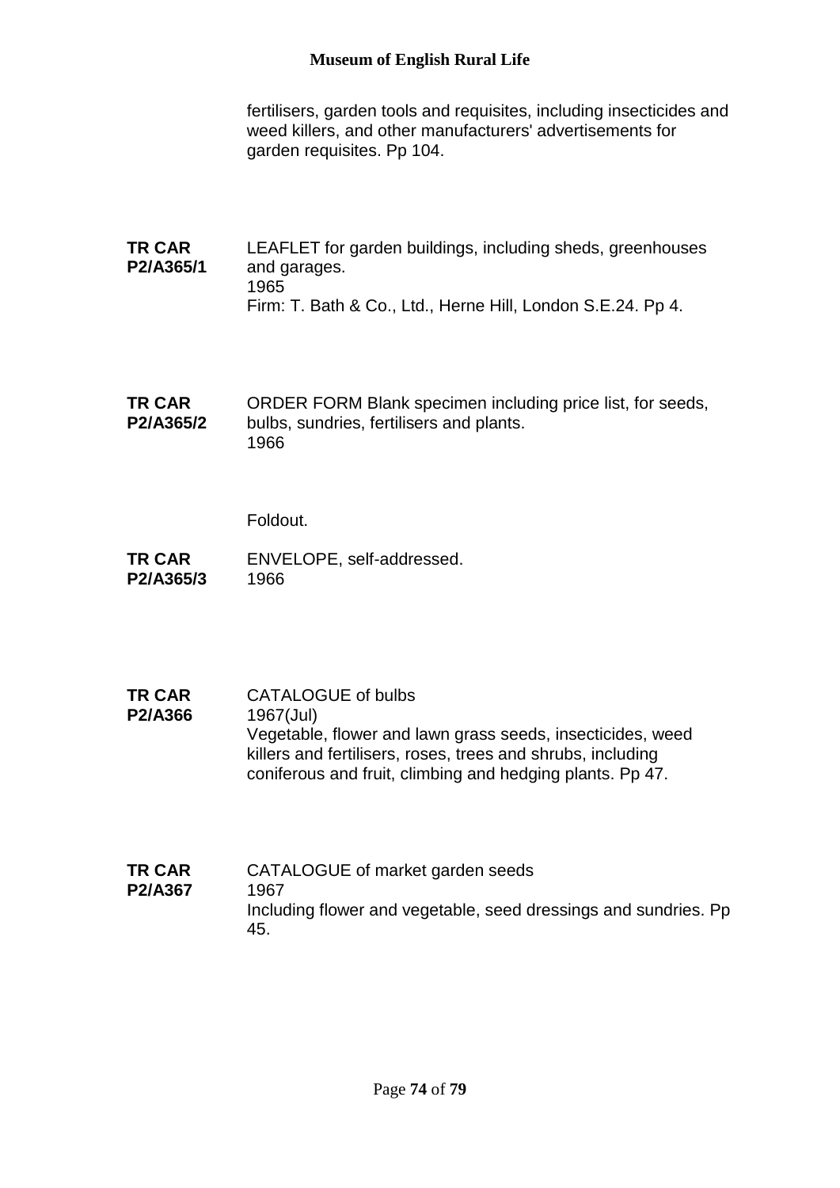fertilisers, garden tools and requisites, including insecticides and weed killers, and other manufacturers' advertisements for garden requisites. Pp 104.

**TR CAR P2/A365/1**
LEAFLET for garden buildings, including sheds, greenhouses and garages.
1965
Firm: T. Bath & Co., Ltd., Herne Hill, London S.E.24. Pp 4.

**TR CAR P2/A365/2**
ORDER FORM Blank specimen including price list, for seeds, bulbs, sundries, fertilisers and plants.
1966

Foldout.

**TR CAR P2/A365/3**
ENVELOPE, self-addressed.
1966

**TR CAR P2/A366**
CATALOGUE of bulbs
1967(Jul)
Vegetable, flower and lawn grass seeds, insecticides, weed killers and fertilisers, roses, trees and shrubs, including coniferous and fruit, climbing and hedging plants. Pp 47.

**TR CAR P2/A367**
CATALOGUE of market garden seeds
1967
Including flower and vegetable, seed dressings and sundries. Pp 45.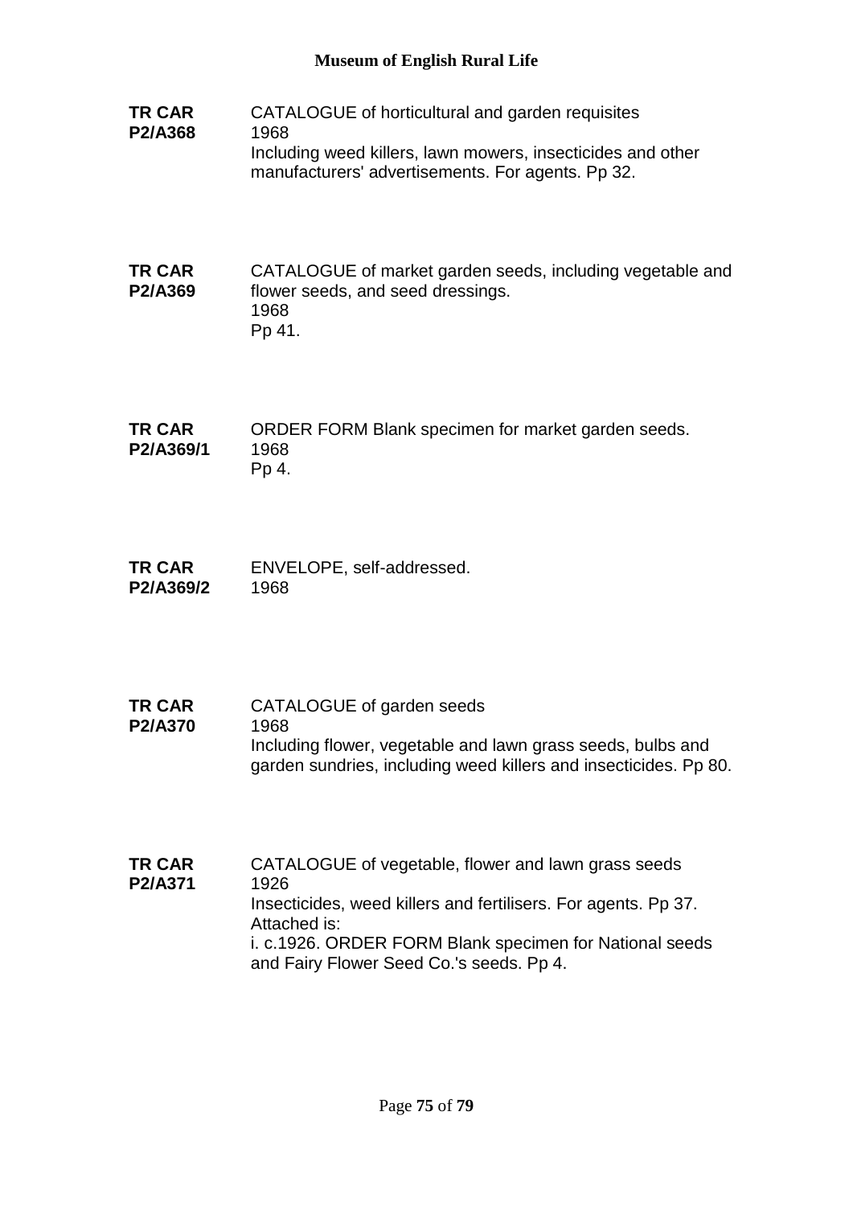**TR CAR P2/A368**

CATALOGUE of horticultural and garden requisites
1968
Including weed killers, lawn mowers, insecticides and other manufacturers' advertisements. For agents. Pp 32.

**TR CAR P2/A369**

CATALOGUE of market garden seeds, including vegetable and flower seeds, and seed dressings.
1968
Pp 41.

**TR CAR P2/A369/1**

ORDER FORM Blank specimen for market garden seeds.
1968
Pp 4.

**TR CAR P2/A369/2**

ENVELOPE, self-addressed.
1968

**TR CAR P2/A370**

CATALOGUE of garden seeds
1968
Including flower, vegetable and lawn grass seeds, bulbs and garden sundries, including weed killers and insecticides. Pp 80.

**TR CAR P2/A371**

CATALOGUE of vegetable, flower and lawn grass seeds
1926
Insecticides, weed killers and fertilisers. For agents. Pp 37.
Attached is:
i. c.1926. ORDER FORM Blank specimen for National seeds and Fairy Flower Seed Co.'s seeds. Pp 4.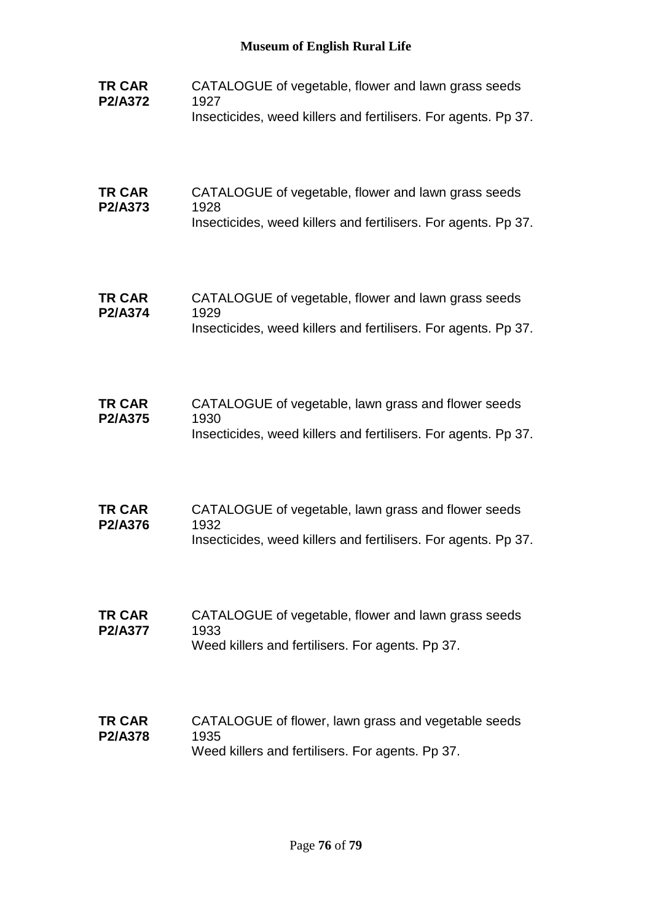**TR CAR P2/A372**

CATALOGUE of vegetable, flower and lawn grass seeds
1927
Insecticides, weed killers and fertilisers. For agents. Pp 37.

**TR CAR P2/A373**

CATALOGUE of vegetable, flower and lawn grass seeds
1928
Insecticides, weed killers and fertilisers. For agents. Pp 37.

**TR CAR P2/A374**

CATALOGUE of vegetable, flower and lawn grass seeds
1929
Insecticides, weed killers and fertilisers. For agents. Pp 37.

**TR CAR P2/A375**

CATALOGUE of vegetable, lawn grass and flower seeds
1930
Insecticides, weed killers and fertilisers. For agents. Pp 37.

**TR CAR P2/A376**

CATALOGUE of vegetable, lawn grass and flower seeds
1932
Insecticides, weed killers and fertilisers. For agents. Pp 37.

**TR CAR P2/A377**

CATALOGUE of vegetable, flower and lawn grass seeds
1933
Weed killers and fertilisers. For agents. Pp 37.

**TR CAR P2/A378**

CATALOGUE of flower, lawn grass and vegetable seeds
1935
Weed killers and fertilisers. For agents. Pp 37.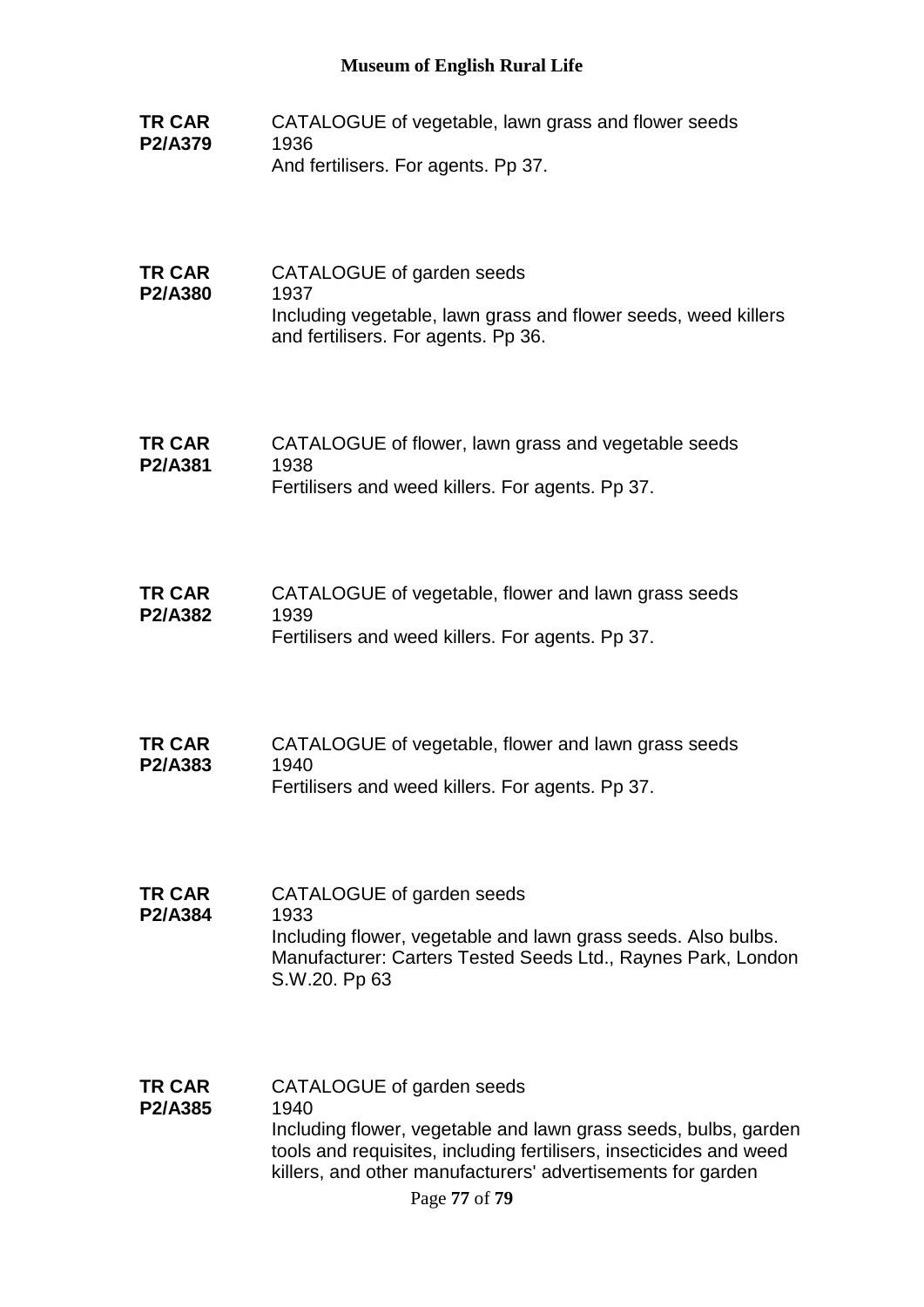**TR CAR P2/A379**
CATALOGUE of vegetable, lawn grass and flower seeds
1936
And fertilisers. For agents. Pp 37.

**TR CAR P2/A380**
CATALOGUE of garden seeds
1937
Including vegetable, lawn grass and flower seeds, weed killers and fertilisers. For agents. Pp 36.

**TR CAR P2/A381**
CATALOGUE of flower, lawn grass and vegetable seeds
1938
Fertilisers and weed killers. For agents. Pp 37.

**TR CAR P2/A382**
CATALOGUE of vegetable, flower and lawn grass seeds
1939
Fertilisers and weed killers. For agents. Pp 37.

**TR CAR P2/A383**
CATALOGUE of vegetable, flower and lawn grass seeds
1940
Fertilisers and weed killers. For agents. Pp 37.

**TR CAR P2/A384**
CATALOGUE of garden seeds
1933
Including flower, vegetable and lawn grass seeds. Also bulbs. Manufacturer: Carters Tested Seeds Ltd., Raynes Park, London S.W.20. Pp 63

**TR CAR P2/A385**
CATALOGUE of garden seeds
1940
Including flower, vegetable and lawn grass seeds, bulbs, garden tools and requisites, including fertilisers, insecticides and weed killers, and other manufacturers' advertisements for garden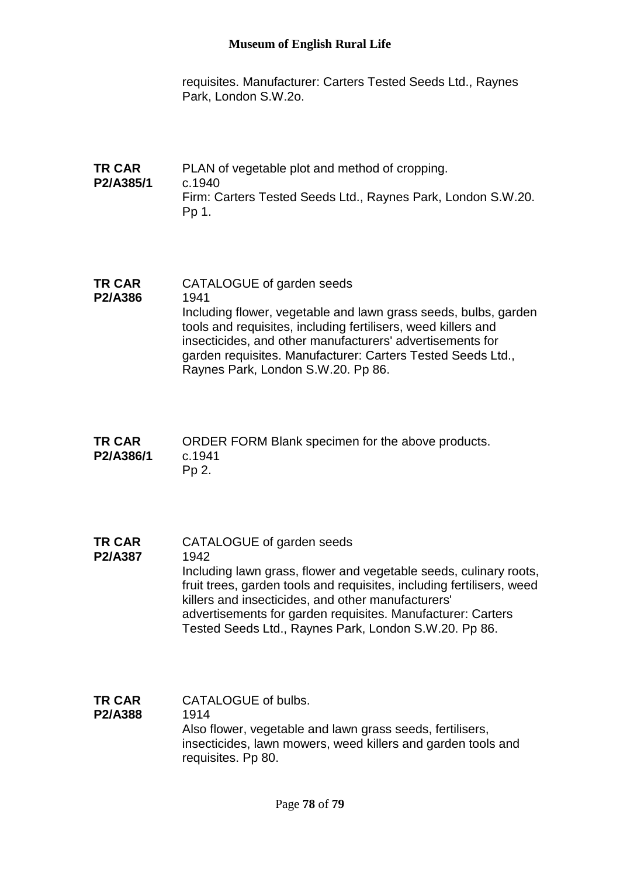requisites. Manufacturer: Carters Tested Seeds Ltd., Raynes Park, London S.W.2o.

**TR CAR P2/A385/1**
PLAN of vegetable plot and method of cropping.
c.1940
Firm: Carters Tested Seeds Ltd., Raynes Park, London S.W.20. Pp 1.

**TR CAR P2/A386**
CATALOGUE of garden seeds
1941
Including flower, vegetable and lawn grass seeds, bulbs, garden tools and requisites, including fertilisers, weed killers and insecticides, and other manufacturers' advertisements for garden requisites. Manufacturer: Carters Tested Seeds Ltd., Raynes Park, London S.W.20. Pp 86.

**TR CAR P2/A386/1**
ORDER FORM Blank specimen for the above products.
c.1941
Pp 2.

**TR CAR P2/A387**
CATALOGUE of garden seeds
1942
Including lawn grass, flower and vegetable seeds, culinary roots, fruit trees, garden tools and requisites, including fertilisers, weed killers and insecticides, and other manufacturers' advertisements for garden requisites. Manufacturer: Carters Tested Seeds Ltd., Raynes Park, London S.W.20. Pp 86.

**TR CAR P2/A388**
CATALOGUE of bulbs.
1914
Also flower, vegetable and lawn grass seeds, fertilisers, insecticides, lawn mowers, weed killers and garden tools and requisites. Pp 80.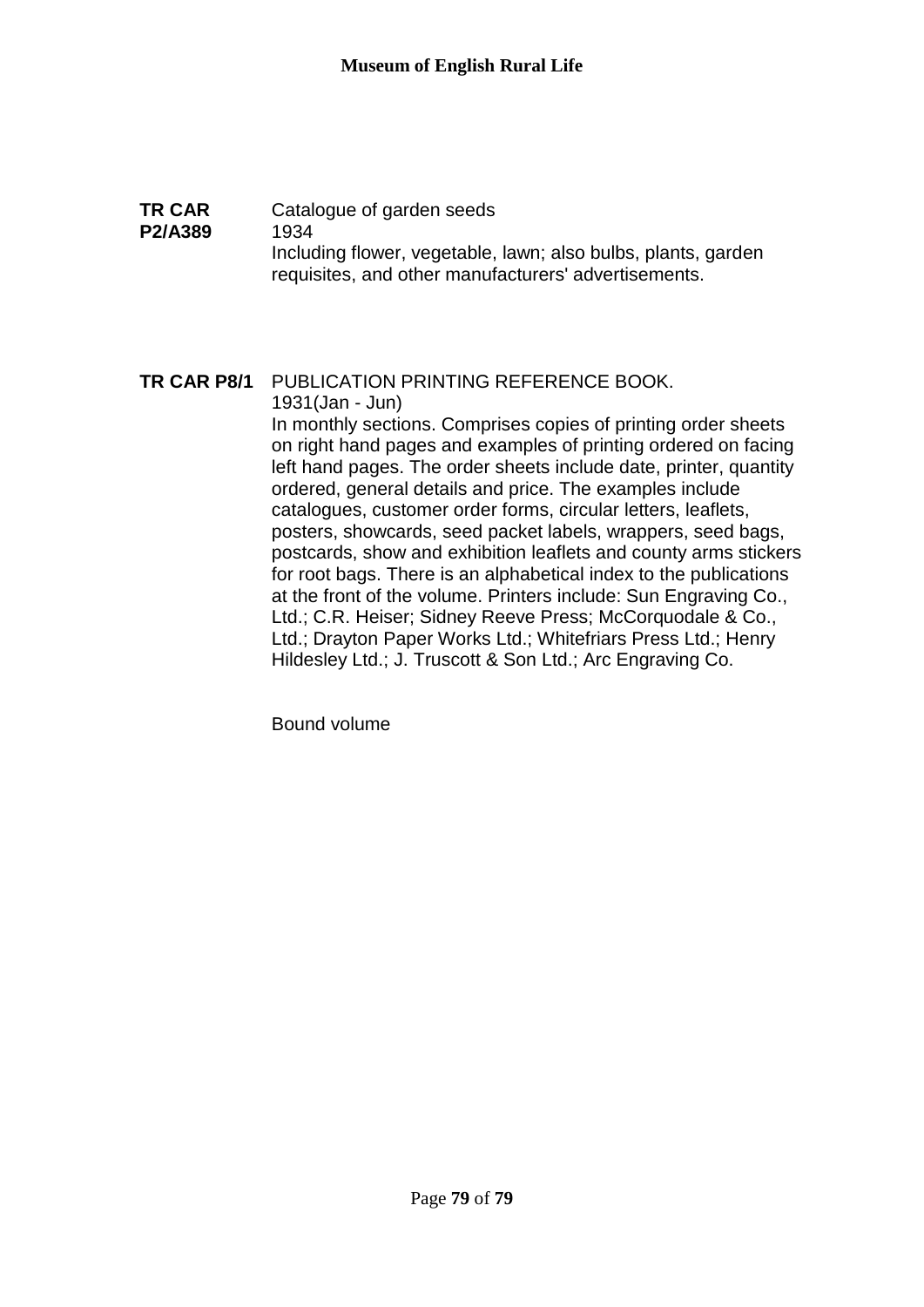**TR CAR P2/A389** Catalogue of garden seeds
1934
Including flower, vegetable, lawn; also bulbs, plants, garden requisites, and other manufacturers' advertisements.

**TR CAR P8/1** PUBLICATION PRINTING REFERENCE BOOK.
1931(Jan - Jun)
In monthly sections. Comprises copies of printing order sheets on right hand pages and examples of printing ordered on facing left hand pages. The order sheets include date, printer, quantity ordered, general details and price. The examples include catalogues, customer order forms, circular letters, leaflets, posters, showcards, seed packet labels, wrappers, seed bags, postcards, show and exhibition leaflets and county arms stickers for root bags. There is an alphabetical index to the publications at the front of the volume. Printers include: Sun Engraving Co., Ltd.; C.R. Heiser; Sidney Reeve Press; McCorquodale & Co., Ltd.; Drayton Paper Works Ltd.; Whitefriars Press Ltd.; Henry Hildesley Ltd.; J. Truscott & Son Ltd.; Arc Engraving Co.

Bound volume